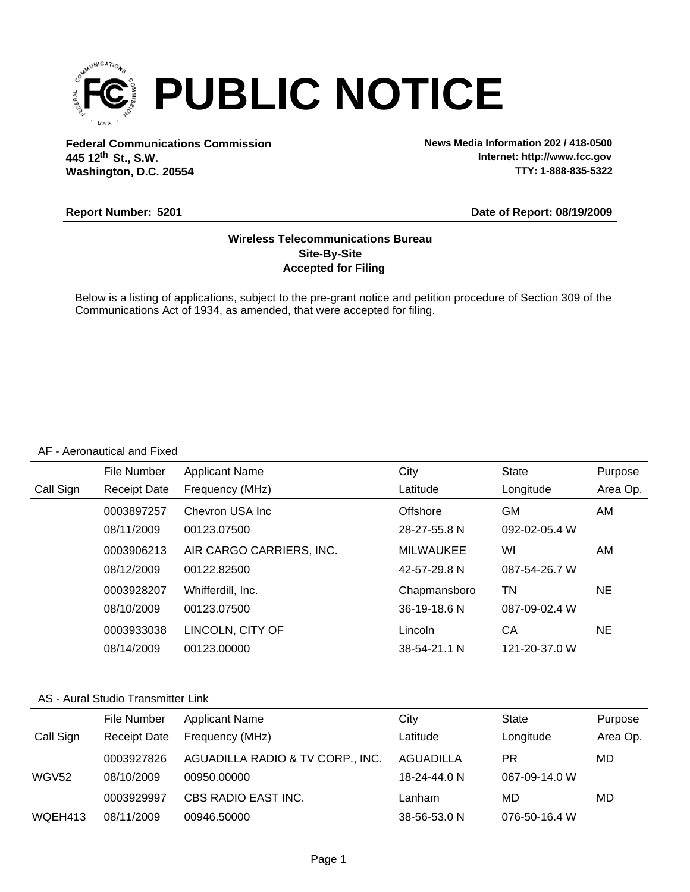# PUBLIC NOTICE

**Federal Communications Commission**
**445 12th St., S.W.**
**Washington, D.C. 20554**

**News Media Information 202 / 418-0500**
**Internet: http://www.fcc.gov**
**TTY: 1-888-835-5322**

**Report Number: 5201** **Date of Report: 08/19/2009**

**Wireless Telecommunications Bureau**
**Site-By-Site**
**Accepted for Filing**

Below is a listing of applications, subject to the pre-grant notice and petition procedure of Section 309 of the Communications Act of 1934, as amended, that were accepted for filing.

AF - Aeronautical and Fixed

| Call Sign | File Number / Receipt Date | Applicant Name / Frequency (MHz) | City / Latitude | State / Longitude | Purpose / Area Op. |
|---|---|---|---|---|---|
| | 0003897257 | Chevron USA Inc | Offshore | GM | AM |
| | 08/11/2009 | 00123.07500 | 28-27-55.8 N | 092-02-05.4 W | |
| | 0003906213 | AIR CARGO CARRIERS, INC. | MILWAUKEE | WI | AM |
| | 08/12/2009 | 00122.82500 | 42-57-29.8 N | 087-54-26.7 W | |
| | 0003928207 | Whifferdill, Inc. | Chapmansboro | TN | NE |
| | 08/10/2009 | 00123.07500 | 36-19-18.6 N | 087-09-02.4 W | |
| | 0003933038 | LINCOLN, CITY OF | Lincoln | CA | NE |
| | 08/14/2009 | 00123.00000 | 38-54-21.1 N | 121-20-37.0 W | |

AS - Aural Studio Transmitter Link

| Call Sign | File Number / Receipt Date | Applicant Name / Frequency (MHz) | City / Latitude | State / Longitude | Purpose / Area Op. |
|---|---|---|---|---|---|
| | 0003927826 | AGUADILLA RADIO & TV CORP., INC. | AGUADILLA | PR | MD |
| WGV52 | 08/10/2009 | 00950.00000 | 18-24-44.0 N | 067-09-14.0 W | |
| | 0003929997 | CBS RADIO EAST INC. | Lanham | MD | MD |
| WQEH413 | 08/11/2009 | 00946.50000 | 38-56-53.0 N | 076-50-16.4 W | |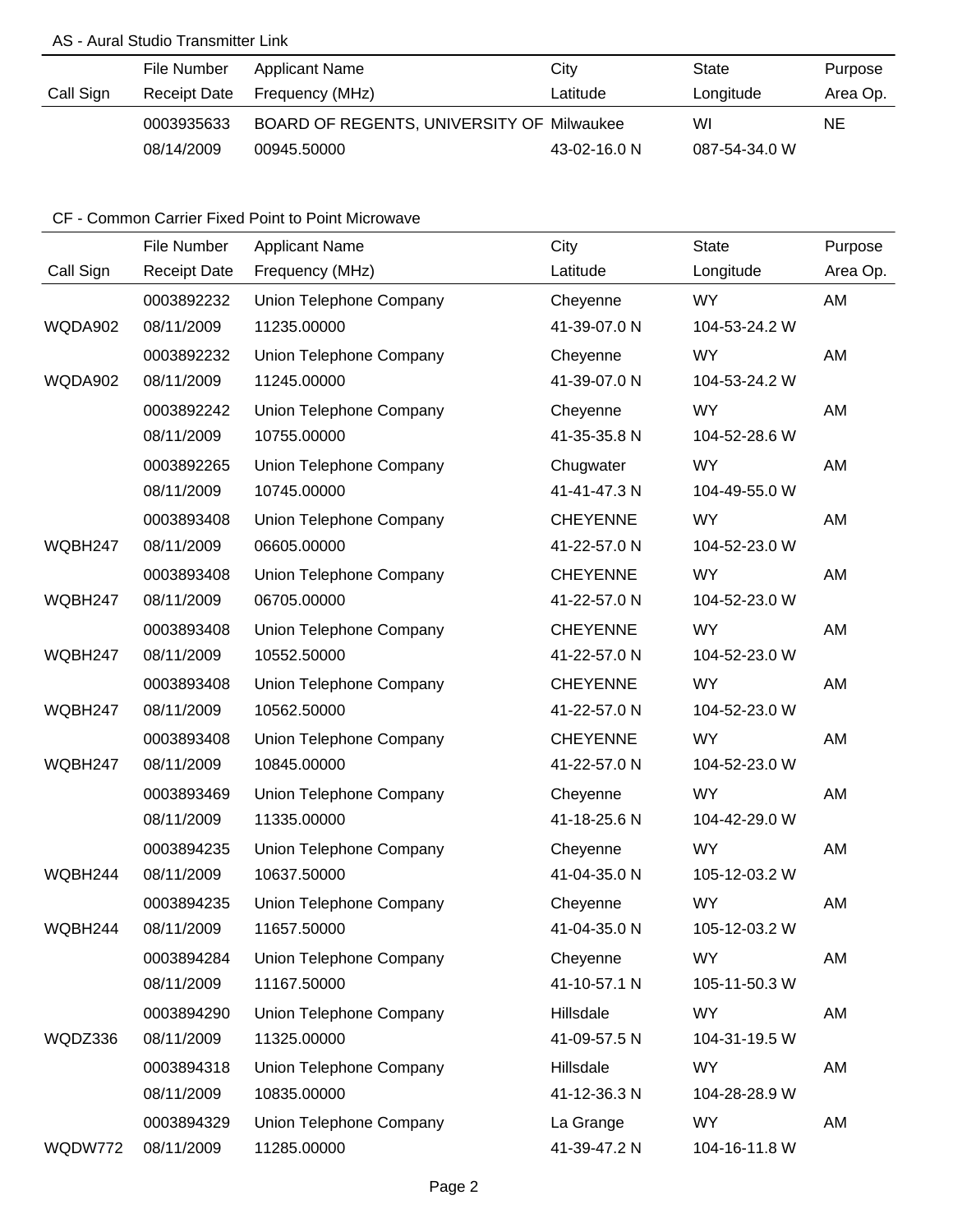AS - Aural Studio Transmitter Link

| Call Sign | File Number<br>Receipt Date | Applicant Name<br>Frequency (MHz) | City<br>Latitude | State<br>Longitude | Purpose<br>Area Op. |
|---|---|---|---|---|---|
| | 0003935633<br>08/14/2009 | BOARD OF REGENTS, UNIVERSITY OF<br>00945.50000 | Milwaukee<br>43-02-16.0 N | WI<br>087-54-34.0 W | NE |

CF - Common Carrier Fixed Point to Point Microwave

| Call Sign | File Number<br>Receipt Date | Applicant Name<br>Frequency (MHz) | City<br>Latitude | State<br>Longitude | Purpose<br>Area Op. |
|---|---|---|---|---|---|
| WQDA902 | 0003892232<br>08/11/2009 | Union Telephone Company<br>11235.00000 | Cheyenne<br>41-39-07.0 N | WY<br>104-53-24.2 W | AM |
| WQDA902 | 0003892232<br>08/11/2009 | Union Telephone Company<br>11245.00000 | Cheyenne<br>41-39-07.0 N | WY<br>104-53-24.2 W | AM |
| | 0003892242<br>08/11/2009 | Union Telephone Company<br>10755.00000 | Cheyenne<br>41-35-35.8 N | WY<br>104-52-28.6 W | AM |
| | 0003892265<br>08/11/2009 | Union Telephone Company<br>10745.00000 | Chugwater<br>41-41-47.3 N | WY<br>104-49-55.0 W | AM |
| WQBH247 | 0003893408<br>08/11/2009 | Union Telephone Company<br>06605.00000 | CHEYENNE<br>41-22-57.0 N | WY<br>104-52-23.0 W | AM |
| WQBH247 | 0003893408<br>08/11/2009 | Union Telephone Company<br>06705.00000 | CHEYENNE<br>41-22-57.0 N | WY<br>104-52-23.0 W | AM |
| WQBH247 | 0003893408<br>08/11/2009 | Union Telephone Company<br>10552.50000 | CHEYENNE<br>41-22-57.0 N | WY<br>104-52-23.0 W | AM |
| WQBH247 | 0003893408<br>08/11/2009 | Union Telephone Company<br>10562.50000 | CHEYENNE<br>41-22-57.0 N | WY<br>104-52-23.0 W | AM |
| WQBH247 | 0003893408<br>08/11/2009 | Union Telephone Company<br>10845.00000 | CHEYENNE<br>41-22-57.0 N | WY<br>104-52-23.0 W | AM |
| | 0003893469<br>08/11/2009 | Union Telephone Company<br>11335.00000 | Cheyenne<br>41-18-25.6 N | WY<br>104-42-29.0 W | AM |
| WQBH244 | 0003894235<br>08/11/2009 | Union Telephone Company<br>10637.50000 | Cheyenne<br>41-04-35.0 N | WY<br>105-12-03.2 W | AM |
| WQBH244 | 0003894235<br>08/11/2009 | Union Telephone Company<br>11657.50000 | Cheyenne<br>41-04-35.0 N | WY<br>105-12-03.2 W | AM |
| | 0003894284<br>08/11/2009 | Union Telephone Company<br>11167.50000 | Cheyenne<br>41-10-57.1 N | WY<br>105-11-50.3 W | AM |
| WQDZ336 | 0003894290<br>08/11/2009 | Union Telephone Company<br>11325.00000 | Hillsdale<br>41-09-57.5 N | WY<br>104-31-19.5 W | AM |
| | 0003894318<br>08/11/2009 | Union Telephone Company<br>10835.00000 | Hillsdale<br>41-12-36.3 N | WY<br>104-28-28.9 W | AM |
| WQDW772 | 0003894329<br>08/11/2009 | Union Telephone Company<br>11285.00000 | La Grange<br>41-39-47.2 N | WY<br>104-16-11.8 W | AM |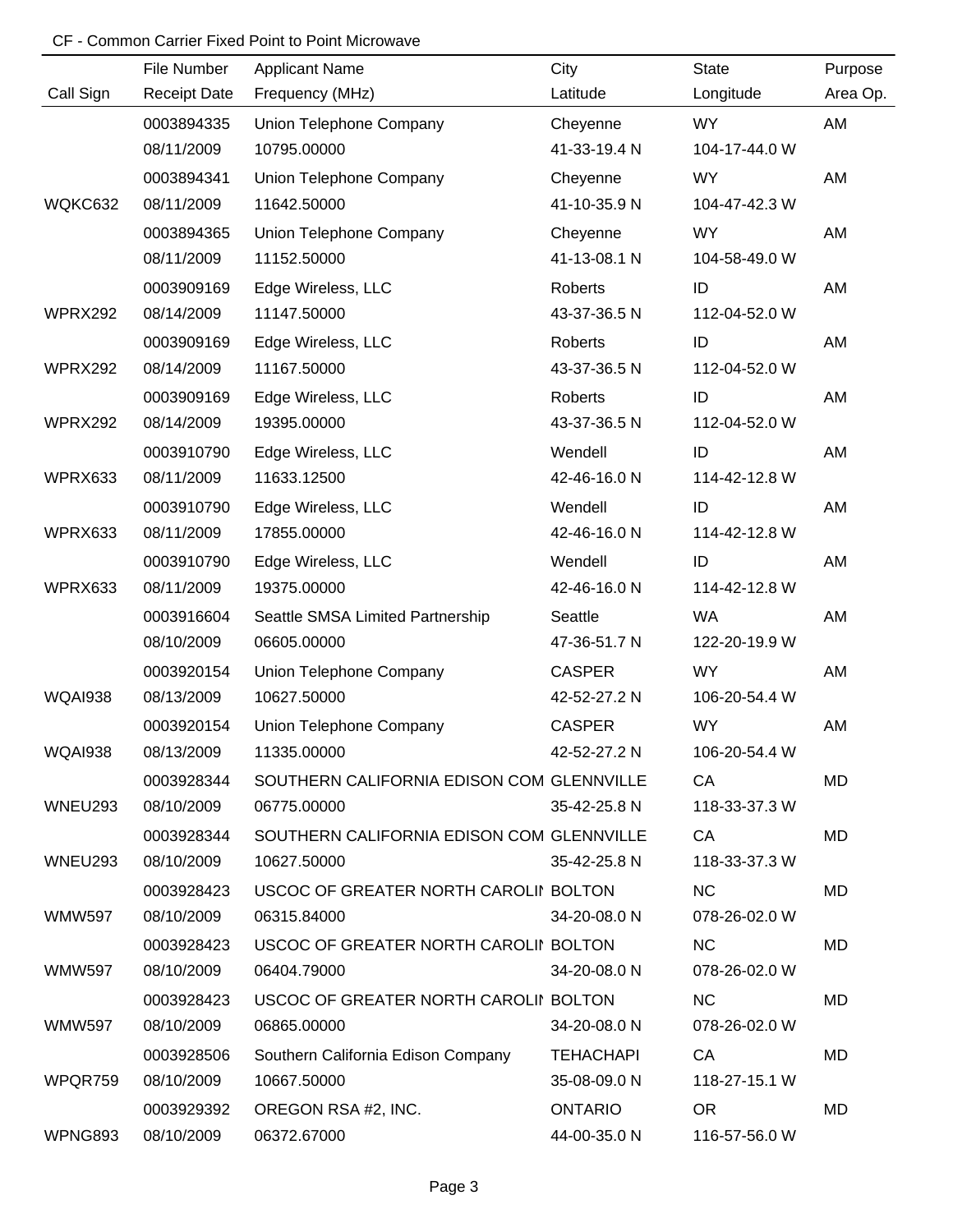CF - Common Carrier Fixed Point to Point Microwave

| Call Sign | File Number<br>Receipt Date | Applicant Name<br>Frequency (MHz) | City<br>Latitude | State<br>Longitude | Purpose<br>Area Op. |
|---|---|---|---|---|---|
| | 0003894335<br>08/11/2009 | Union Telephone Company<br>10795.00000 | Cheyenne<br>41-33-19.4 N | WY<br>104-17-44.0 W | AM |
| WQKC632 | 0003894341<br>08/11/2009 | Union Telephone Company<br>11642.50000 | Cheyenne<br>41-10-35.9 N | WY<br>104-47-42.3 W | AM |
| | 0003894365<br>08/11/2009 | Union Telephone Company<br>11152.50000 | Cheyenne<br>41-13-08.1 N | WY<br>104-58-49.0 W | AM |
| WPRX292 | 0003909169<br>08/14/2009 | Edge Wireless, LLC<br>11147.50000 | Roberts<br>43-37-36.5 N | ID<br>112-04-52.0 W | AM |
| WPRX292 | 0003909169<br>08/14/2009 | Edge Wireless, LLC<br>11167.50000 | Roberts<br>43-37-36.5 N | ID<br>112-04-52.0 W | AM |
| WPRX292 | 0003909169<br>08/14/2009 | Edge Wireless, LLC<br>19395.00000 | Roberts<br>43-37-36.5 N | ID<br>112-04-52.0 W | AM |
| WPRX633 | 0003910790<br>08/11/2009 | Edge Wireless, LLC<br>11633.12500 | Wendell<br>42-46-16.0 N | ID<br>114-42-12.8 W | AM |
| WPRX633 | 0003910790<br>08/11/2009 | Edge Wireless, LLC<br>17855.00000 | Wendell<br>42-46-16.0 N | ID<br>114-42-12.8 W | AM |
| WPRX633 | 0003910790<br>08/11/2009 | Edge Wireless, LLC<br>19375.00000 | Wendell<br>42-46-16.0 N | ID<br>114-42-12.8 W | AM |
| | 0003916604<br>08/10/2009 | Seattle SMSA Limited Partnership<br>06605.00000 | Seattle<br>47-36-51.7 N | WA<br>122-20-19.9 W | AM |
| WQAI938 | 0003920154<br>08/13/2009 | Union Telephone Company<br>10627.50000 | CASPER<br>42-52-27.2 N | WY<br>106-20-54.4 W | AM |
| WQAI938 | 0003920154<br>08/13/2009 | Union Telephone Company<br>11335.00000 | CASPER<br>42-52-27.2 N | WY<br>106-20-54.4 W | AM |
| WNEU293 | 0003928344<br>08/10/2009 | SOUTHERN CALIFORNIA EDISON COM<br>06775.00000 | GLENNVILLE<br>35-42-25.8 N | CA<br>118-33-37.3 W | MD |
| WNEU293 | 0003928344<br>08/10/2009 | SOUTHERN CALIFORNIA EDISON COM<br>10627.50000 | GLENNVILLE<br>35-42-25.8 N | CA<br>118-33-37.3 W | MD |
| WMW597 | 0003928423<br>08/10/2009 | USCOC OF GREATER NORTH CAROLII<br>06315.84000 | BOLTON<br>34-20-08.0 N | NC<br>078-26-02.0 W | MD |
| WMW597 | 0003928423<br>08/10/2009 | USCOC OF GREATER NORTH CAROLII<br>06404.79000 | BOLTON<br>34-20-08.0 N | NC<br>078-26-02.0 W | MD |
| WMW597 | 0003928423<br>08/10/2009 | USCOC OF GREATER NORTH CAROLII<br>06865.00000 | BOLTON<br>34-20-08.0 N | NC<br>078-26-02.0 W | MD |
| WPQR759 | 0003928506<br>08/10/2009 | Southern California Edison Company<br>10667.50000 | TEHACHAPI<br>35-08-09.0 N | CA<br>118-27-15.1 W | MD |
| WPNG893 | 0003929392<br>08/10/2009 | OREGON RSA #2, INC.<br>06372.67000 | ONTARIO<br>44-00-35.0 N | OR<br>116-57-56.0 W | MD |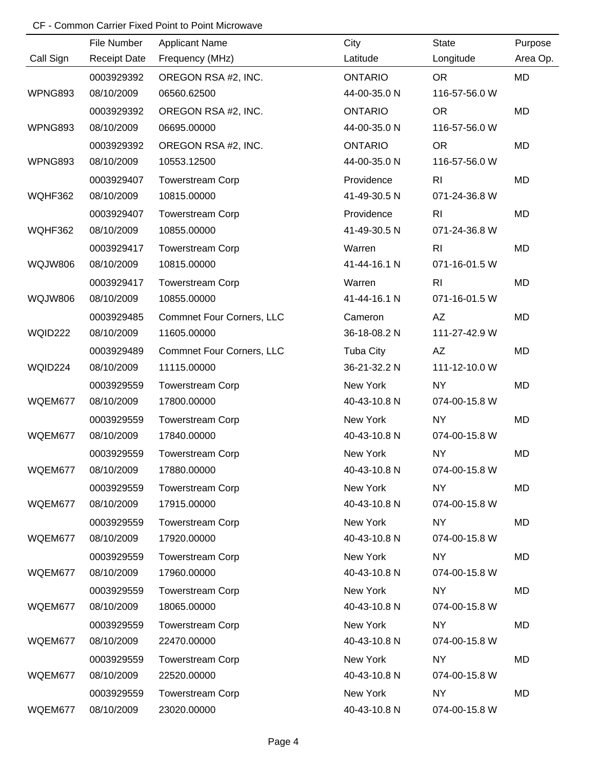CF - Common Carrier Fixed Point to Point Microwave

| Call Sign | File Number / Receipt Date | Applicant Name / Frequency (MHz) | City / Latitude | State / Longitude | Purpose / Area Op. |
|---|---|---|---|---|---|
| | 0003929392 | OREGON RSA #2, INC. | ONTARIO | OR | MD |
| WPNG893 | 08/10/2009 | 06560.62500 | 44-00-35.0 N | 116-57-56.0 W | |
| | 0003929392 | OREGON RSA #2, INC. | ONTARIO | OR | MD |
| WPNG893 | 08/10/2009 | 06695.00000 | 44-00-35.0 N | 116-57-56.0 W | |
| | 0003929392 | OREGON RSA #2, INC. | ONTARIO | OR | MD |
| WPNG893 | 08/10/2009 | 10553.12500 | 44-00-35.0 N | 116-57-56.0 W | |
| | 0003929407 | Towerstream Corp | Providence | RI | MD |
| WQHF362 | 08/10/2009 | 10815.00000 | 41-49-30.5 N | 071-24-36.8 W | |
| | 0003929407 | Towerstream Corp | Providence | RI | MD |
| WQHF362 | 08/10/2009 | 10855.00000 | 41-49-30.5 N | 071-24-36.8 W | |
| | 0003929417 | Towerstream Corp | Warren | RI | MD |
| WQJW806 | 08/10/2009 | 10815.00000 | 41-44-16.1 N | 071-16-01.5 W | |
| | 0003929417 | Towerstream Corp | Warren | RI | MD |
| WQJW806 | 08/10/2009 | 10855.00000 | 41-44-16.1 N | 071-16-01.5 W | |
| | 0003929485 | Commnet Four Corners, LLC | Cameron | AZ | MD |
| WQID222 | 08/10/2009 | 11605.00000 | 36-18-08.2 N | 111-27-42.9 W | |
| | 0003929489 | Commnet Four Corners, LLC | Tuba City | AZ | MD |
| WQID224 | 08/10/2009 | 11115.00000 | 36-21-32.2 N | 111-12-10.0 W | |
| | 0003929559 | Towerstream Corp | New York | NY | MD |
| WQEM677 | 08/10/2009 | 17800.00000 | 40-43-10.8 N | 074-00-15.8 W | |
| | 0003929559 | Towerstream Corp | New York | NY | MD |
| WQEM677 | 08/10/2009 | 17840.00000 | 40-43-10.8 N | 074-00-15.8 W | |
| | 0003929559 | Towerstream Corp | New York | NY | MD |
| WQEM677 | 08/10/2009 | 17880.00000 | 40-43-10.8 N | 074-00-15.8 W | |
| | 0003929559 | Towerstream Corp | New York | NY | MD |
| WQEM677 | 08/10/2009 | 17915.00000 | 40-43-10.8 N | 074-00-15.8 W | |
| | 0003929559 | Towerstream Corp | New York | NY | MD |
| WQEM677 | 08/10/2009 | 17920.00000 | 40-43-10.8 N | 074-00-15.8 W | |
| | 0003929559 | Towerstream Corp | New York | NY | MD |
| WQEM677 | 08/10/2009 | 17960.00000 | 40-43-10.8 N | 074-00-15.8 W | |
| | 0003929559 | Towerstream Corp | New York | NY | MD |
| WQEM677 | 08/10/2009 | 18065.00000 | 40-43-10.8 N | 074-00-15.8 W | |
| | 0003929559 | Towerstream Corp | New York | NY | MD |
| WQEM677 | 08/10/2009 | 22470.00000 | 40-43-10.8 N | 074-00-15.8 W | |
| | 0003929559 | Towerstream Corp | New York | NY | MD |
| WQEM677 | 08/10/2009 | 22520.00000 | 40-43-10.8 N | 074-00-15.8 W | |
| | 0003929559 | Towerstream Corp | New York | NY | MD |
| WQEM677 | 08/10/2009 | 23020.00000 | 40-43-10.8 N | 074-00-15.8 W | |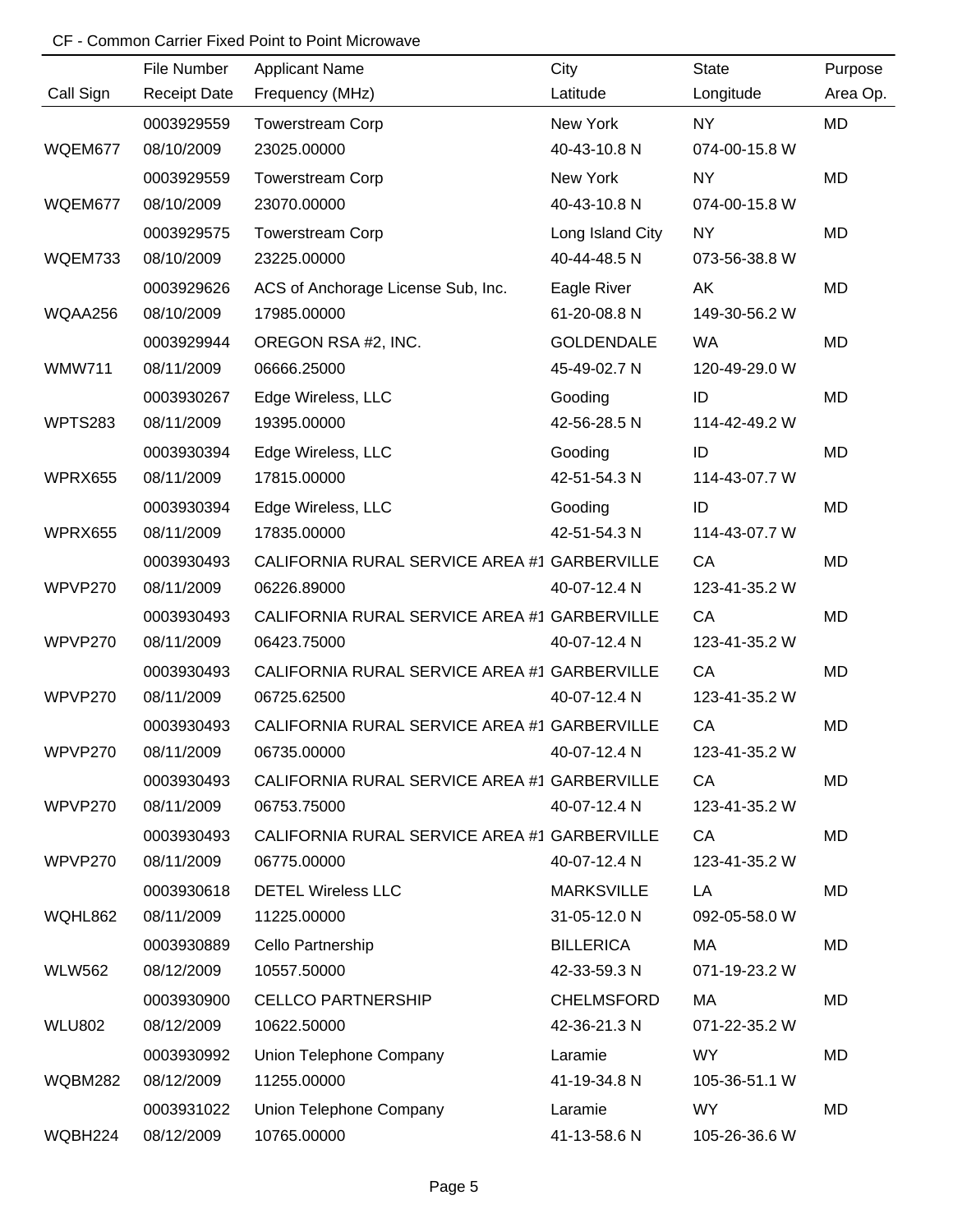CF - Common Carrier Fixed Point to Point Microwave

| Call Sign | File Number<br>Receipt Date | Applicant Name<br>Frequency (MHz) | City<br>Latitude | State<br>Longitude | Purpose<br>Area Op. |
|---|---|---|---|---|---|
| WQEM677 | 0003929559<br>08/10/2009 | Towerstream Corp<br>23025.00000 | New York<br>40-43-10.8 N | NY<br>074-00-15.8 W | MD |
| WQEM677 | 0003929559<br>08/10/2009 | Towerstream Corp<br>23070.00000 | New York<br>40-43-10.8 N | NY<br>074-00-15.8 W | MD |
| WQEM733 | 0003929575<br>08/10/2009 | Towerstream Corp<br>23225.00000 | Long Island City<br>40-44-48.5 N | NY<br>073-56-38.8 W | MD |
| WQAA256 | 0003929626<br>08/10/2009 | ACS of Anchorage License Sub, Inc.<br>17985.00000 | Eagle River<br>61-20-08.8 N | AK<br>149-30-56.2 W | MD |
| WMW711 | 0003929944<br>08/11/2009 | OREGON RSA #2, INC.<br>06666.25000 | GOLDENDALE<br>45-49-02.7 N | WA<br>120-49-29.0 W | MD |
| WPTS283 | 0003930267<br>08/11/2009 | Edge Wireless, LLC<br>19395.00000 | Gooding<br>42-56-28.5 N | ID<br>114-42-49.2 W | MD |
| WPRX655 | 0003930394<br>08/11/2009 | Edge Wireless, LLC<br>17815.00000 | Gooding<br>42-51-54.3 N | ID<br>114-43-07.7 W | MD |
| WPRX655 | 0003930394<br>08/11/2009 | Edge Wireless, LLC<br>17835.00000 | Gooding<br>42-51-54.3 N | ID<br>114-43-07.7 W | MD |
| WPVP270 | 0003930493<br>08/11/2009 | CALIFORNIA RURAL SERVICE AREA #1<br>06226.89000 | GARBERVILLE<br>40-07-12.4 N | CA<br>123-41-35.2 W | MD |
| WPVP270 | 0003930493<br>08/11/2009 | CALIFORNIA RURAL SERVICE AREA #1<br>06423.75000 | GARBERVILLE<br>40-07-12.4 N | CA<br>123-41-35.2 W | MD |
| WPVP270 | 0003930493<br>08/11/2009 | CALIFORNIA RURAL SERVICE AREA #1<br>06725.62500 | GARBERVILLE<br>40-07-12.4 N | CA<br>123-41-35.2 W | MD |
| WPVP270 | 0003930493<br>08/11/2009 | CALIFORNIA RURAL SERVICE AREA #1<br>06735.00000 | GARBERVILLE<br>40-07-12.4 N | CA<br>123-41-35.2 W | MD |
| WPVP270 | 0003930493<br>08/11/2009 | CALIFORNIA RURAL SERVICE AREA #1<br>06753.75000 | GARBERVILLE<br>40-07-12.4 N | CA<br>123-41-35.2 W | MD |
| WPVP270 | 0003930493<br>08/11/2009 | CALIFORNIA RURAL SERVICE AREA #1<br>06775.00000 | GARBERVILLE<br>40-07-12.4 N | CA<br>123-41-35.2 W | MD |
| WQHL862 | 0003930618<br>08/11/2009 | DETEL Wireless LLC<br>11225.00000 | MARKSVILLE<br>31-05-12.0 N | LA<br>092-05-58.0 W | MD |
| WLW562 | 0003930889<br>08/12/2009 | Cello Partnership<br>10557.50000 | BILLERICA<br>42-33-59.3 N | MA<br>071-19-23.2 W | MD |
| WLU802 | 0003930900<br>08/12/2009 | CELLCO PARTNERSHIP<br>10622.50000 | CHELMSFORD<br>42-36-21.3 N | MA<br>071-22-35.2 W | MD |
| WQBM282 | 0003930992<br>08/12/2009 | Union Telephone Company<br>11255.00000 | Laramie<br>41-19-34.8 N | WY<br>105-36-51.1 W | MD |
| WQBH224 | 0003931022<br>08/12/2009 | Union Telephone Company<br>10765.00000 | Laramie<br>41-13-58.6 N | WY<br>105-26-36.6 W | MD |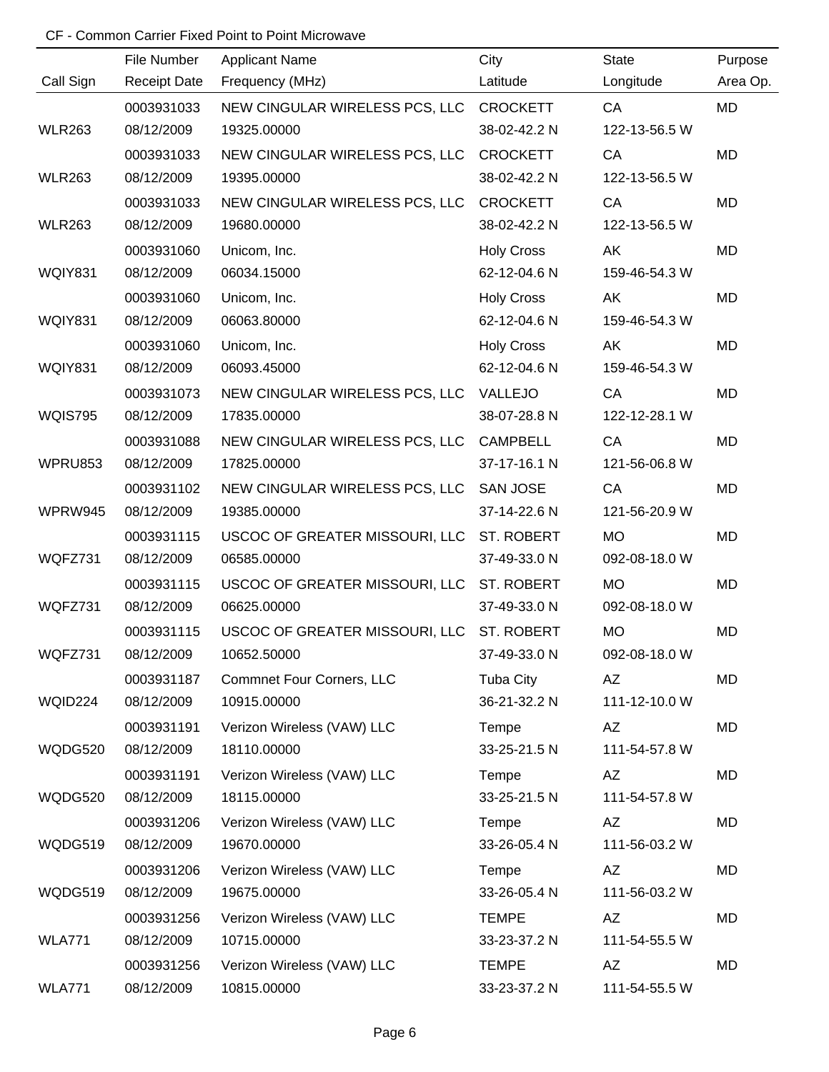CF - Common Carrier Fixed Point to Point Microwave

| Call Sign | File Number / Receipt Date | Applicant Name / Frequency (MHz) | City / Latitude | State / Longitude | Purpose / Area Op. |
|---|---|---|---|---|---|
| | 0003931033 | NEW CINGULAR WIRELESS PCS, LLC | CROCKETT | CA | MD |
| WLR263 | 08/12/2009 | 19325.00000 | 38-02-42.2 N | 122-13-56.5 W | |
| | 0003931033 | NEW CINGULAR WIRELESS PCS, LLC | CROCKETT | CA | MD |
| WLR263 | 08/12/2009 | 19395.00000 | 38-02-42.2 N | 122-13-56.5 W | |
| | 0003931033 | NEW CINGULAR WIRELESS PCS, LLC | CROCKETT | CA | MD |
| WLR263 | 08/12/2009 | 19680.00000 | 38-02-42.2 N | 122-13-56.5 W | |
| | 0003931060 | Unicom, Inc. | Holy Cross | AK | MD |
| WQIY831 | 08/12/2009 | 06034.15000 | 62-12-04.6 N | 159-46-54.3 W | |
| | 0003931060 | Unicom, Inc. | Holy Cross | AK | MD |
| WQIY831 | 08/12/2009 | 06063.80000 | 62-12-04.6 N | 159-46-54.3 W | |
| | 0003931060 | Unicom, Inc. | Holy Cross | AK | MD |
| WQIY831 | 08/12/2009 | 06093.45000 | 62-12-04.6 N | 159-46-54.3 W | |
| | 0003931073 | NEW CINGULAR WIRELESS PCS, LLC | VALLEJO | CA | MD |
| WQIS795 | 08/12/2009 | 17835.00000 | 38-07-28.8 N | 122-12-28.1 W | |
| | 0003931088 | NEW CINGULAR WIRELESS PCS, LLC | CAMPBELL | CA | MD |
| WPRU853 | 08/12/2009 | 17825.00000 | 37-17-16.1 N | 121-56-06.8 W | |
| | 0003931102 | NEW CINGULAR WIRELESS PCS, LLC | SAN JOSE | CA | MD |
| WPRW945 | 08/12/2009 | 19385.00000 | 37-14-22.6 N | 121-56-20.9 W | |
| | 0003931115 | USCOC OF GREATER MISSOURI, LLC | ST. ROBERT | MO | MD |
| WQFZ731 | 08/12/2009 | 06585.00000 | 37-49-33.0 N | 092-08-18.0 W | |
| | 0003931115 | USCOC OF GREATER MISSOURI, LLC | ST. ROBERT | MO | MD |
| WQFZ731 | 08/12/2009 | 06625.00000 | 37-49-33.0 N | 092-08-18.0 W | |
| | 0003931115 | USCOC OF GREATER MISSOURI, LLC | ST. ROBERT | MO | MD |
| WQFZ731 | 08/12/2009 | 10652.50000 | 37-49-33.0 N | 092-08-18.0 W | |
| | 0003931187 | Commnet Four Corners, LLC | Tuba City | AZ | MD |
| WQID224 | 08/12/2009 | 10915.00000 | 36-21-32.2 N | 111-12-10.0 W | |
| | 0003931191 | Verizon Wireless (VAW) LLC | Tempe | AZ | MD |
| WQDG520 | 08/12/2009 | 18110.00000 | 33-25-21.5 N | 111-54-57.8 W | |
| | 0003931191 | Verizon Wireless (VAW) LLC | Tempe | AZ | MD |
| WQDG520 | 08/12/2009 | 18115.00000 | 33-25-21.5 N | 111-54-57.8 W | |
| | 0003931206 | Verizon Wireless (VAW) LLC | Tempe | AZ | MD |
| WQDG519 | 08/12/2009 | 19670.00000 | 33-26-05.4 N | 111-56-03.2 W | |
| | 0003931206 | Verizon Wireless (VAW) LLC | Tempe | AZ | MD |
| WQDG519 | 08/12/2009 | 19675.00000 | 33-26-05.4 N | 111-56-03.2 W | |
| | 0003931256 | Verizon Wireless (VAW) LLC | TEMPE | AZ | MD |
| WLA771 | 08/12/2009 | 10715.00000 | 33-23-37.2 N | 111-54-55.5 W | |
| | 0003931256 | Verizon Wireless (VAW) LLC | TEMPE | AZ | MD |
| WLA771 | 08/12/2009 | 10815.00000 | 33-23-37.2 N | 111-54-55.5 W | |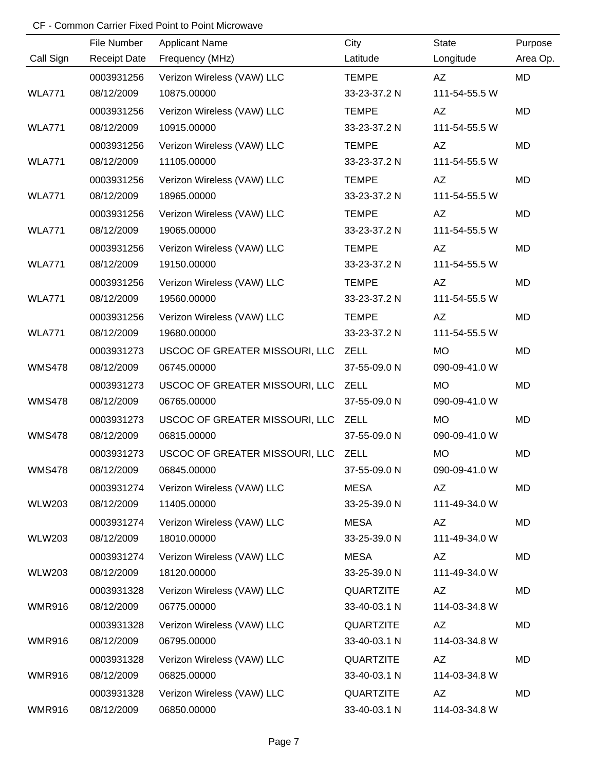CF - Common Carrier Fixed Point to Point Microwave

| Call Sign | File Number / Receipt Date | Applicant Name / Frequency (MHz) | City / Latitude | State / Longitude | Purpose / Area Op. |
|---|---|---|---|---|---|
| | 0003931256 | Verizon Wireless (VAW) LLC | TEMPE | AZ | MD |
| WLA771 | 08/12/2009 | 10875.00000 | 33-23-37.2 N | 111-54-55.5 W | |
| | 0003931256 | Verizon Wireless (VAW) LLC | TEMPE | AZ | MD |
| WLA771 | 08/12/2009 | 10915.00000 | 33-23-37.2 N | 111-54-55.5 W | |
| | 0003931256 | Verizon Wireless (VAW) LLC | TEMPE | AZ | MD |
| WLA771 | 08/12/2009 | 11105.00000 | 33-23-37.2 N | 111-54-55.5 W | |
| | 0003931256 | Verizon Wireless (VAW) LLC | TEMPE | AZ | MD |
| WLA771 | 08/12/2009 | 18965.00000 | 33-23-37.2 N | 111-54-55.5 W | |
| | 0003931256 | Verizon Wireless (VAW) LLC | TEMPE | AZ | MD |
| WLA771 | 08/12/2009 | 19065.00000 | 33-23-37.2 N | 111-54-55.5 W | |
| | 0003931256 | Verizon Wireless (VAW) LLC | TEMPE | AZ | MD |
| WLA771 | 08/12/2009 | 19150.00000 | 33-23-37.2 N | 111-54-55.5 W | |
| | 0003931256 | Verizon Wireless (VAW) LLC | TEMPE | AZ | MD |
| WLA771 | 08/12/2009 | 19560.00000 | 33-23-37.2 N | 111-54-55.5 W | |
| | 0003931256 | Verizon Wireless (VAW) LLC | TEMPE | AZ | MD |
| WLA771 | 08/12/2009 | 19680.00000 | 33-23-37.2 N | 111-54-55.5 W | |
| | 0003931273 | USCOC OF GREATER MISSOURI, LLC | ZELL | MO | MD |
| WMS478 | 08/12/2009 | 06745.00000 | 37-55-09.0 N | 090-09-41.0 W | |
| | 0003931273 | USCOC OF GREATER MISSOURI, LLC | ZELL | MO | MD |
| WMS478 | 08/12/2009 | 06765.00000 | 37-55-09.0 N | 090-09-41.0 W | |
| | 0003931273 | USCOC OF GREATER MISSOURI, LLC | ZELL | MO | MD |
| WMS478 | 08/12/2009 | 06815.00000 | 37-55-09.0 N | 090-09-41.0 W | |
| | 0003931273 | USCOC OF GREATER MISSOURI, LLC | ZELL | MO | MD |
| WMS478 | 08/12/2009 | 06845.00000 | 37-55-09.0 N | 090-09-41.0 W | |
| | 0003931274 | Verizon Wireless (VAW) LLC | MESA | AZ | MD |
| WLW203 | 08/12/2009 | 11405.00000 | 33-25-39.0 N | 111-49-34.0 W | |
| | 0003931274 | Verizon Wireless (VAW) LLC | MESA | AZ | MD |
| WLW203 | 08/12/2009 | 18010.00000 | 33-25-39.0 N | 111-49-34.0 W | |
| | 0003931274 | Verizon Wireless (VAW) LLC | MESA | AZ | MD |
| WLW203 | 08/12/2009 | 18120.00000 | 33-25-39.0 N | 111-49-34.0 W | |
| | 0003931328 | Verizon Wireless (VAW) LLC | QUARTZITE | AZ | MD |
| WMR916 | 08/12/2009 | 06775.00000 | 33-40-03.1 N | 114-03-34.8 W | |
| | 0003931328 | Verizon Wireless (VAW) LLC | QUARTZITE | AZ | MD |
| WMR916 | 08/12/2009 | 06795.00000 | 33-40-03.1 N | 114-03-34.8 W | |
| | 0003931328 | Verizon Wireless (VAW) LLC | QUARTZITE | AZ | MD |
| WMR916 | 08/12/2009 | 06825.00000 | 33-40-03.1 N | 114-03-34.8 W | |
| | 0003931328 | Verizon Wireless (VAW) LLC | QUARTZITE | AZ | MD |
| WMR916 | 08/12/2009 | 06850.00000 | 33-40-03.1 N | 114-03-34.8 W | |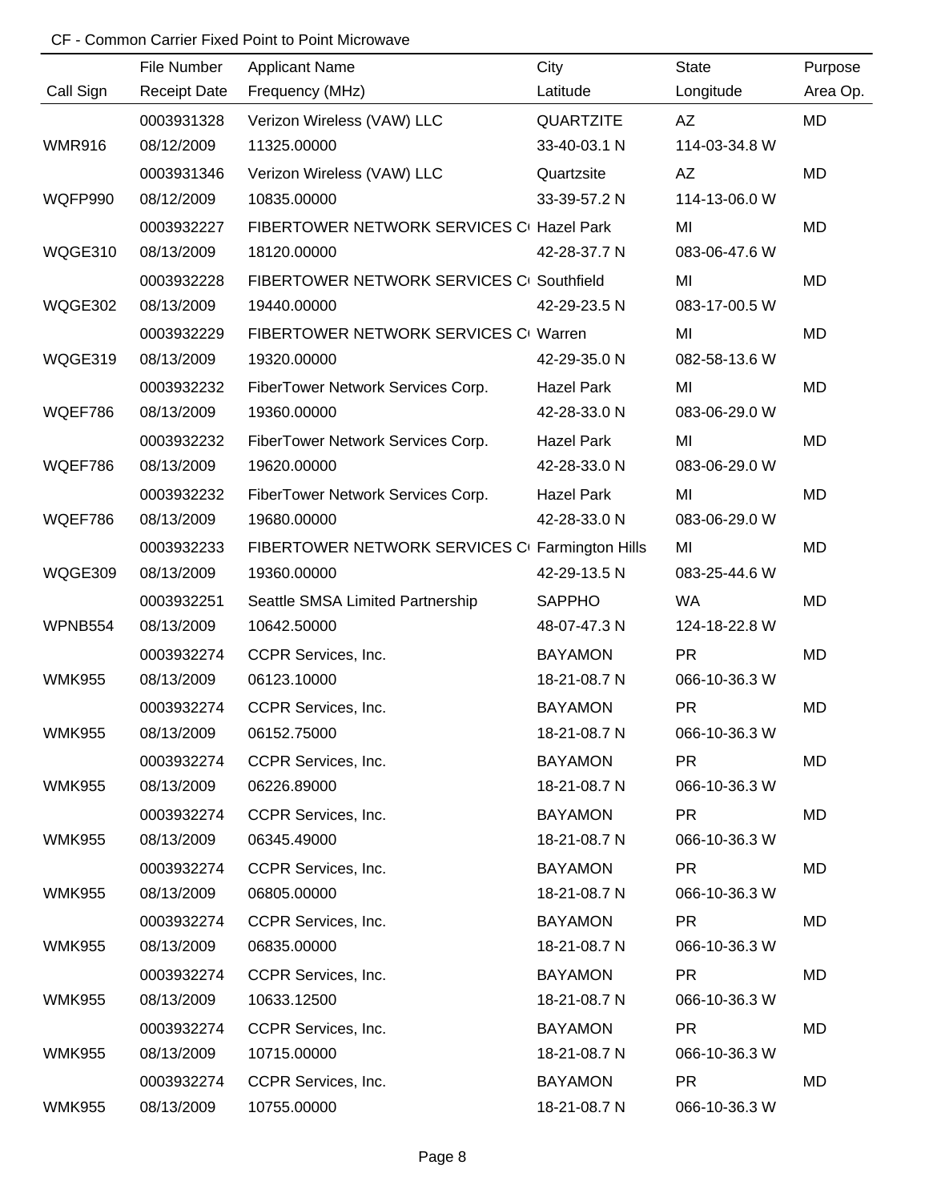CF - Common Carrier Fixed Point to Point Microwave

| Call Sign | File Number<br>Receipt Date | Applicant Name<br>Frequency (MHz) | City<br>Latitude | State<br>Longitude | Purpose<br>Area Op. |
|---|---|---|---|---|---|
| WMR916 | 0003931328<br>08/12/2009 | Verizon Wireless (VAW) LLC<br>11325.00000 | QUARTZITE<br>33-40-03.1 N | AZ<br>114-03-34.8 W | MD |
| WQFP990 | 0003931346<br>08/12/2009 | Verizon Wireless (VAW) LLC<br>10835.00000 | Quartzsite<br>33-39-57.2 N | AZ<br>114-13-06.0 W | MD |
| WQGE310 | 0003932227<br>08/13/2009 | FIBERTOWER NETWORK SERVICES C(<br>18120.00000 | Hazel Park<br>42-28-37.7 N | MI<br>083-06-47.6 W | MD |
| WQGE302 | 0003932228<br>08/13/2009 | FIBERTOWER NETWORK SERVICES C(<br>19440.00000 | Southfield<br>42-29-23.5 N | MI<br>083-17-00.5 W | MD |
| WQGE319 | 0003932229<br>08/13/2009 | FIBERTOWER NETWORK SERVICES C(<br>19320.00000 | Warren<br>42-29-35.0 N | MI<br>082-58-13.6 W | MD |
| WQEF786 | 0003932232<br>08/13/2009 | FiberTower Network Services Corp.<br>19360.00000 | Hazel Park<br>42-28-33.0 N | MI<br>083-06-29.0 W | MD |
| WQEF786 | 0003932232<br>08/13/2009 | FiberTower Network Services Corp.<br>19620.00000 | Hazel Park<br>42-28-33.0 N | MI<br>083-06-29.0 W | MD |
| WQEF786 | 0003932232<br>08/13/2009 | FiberTower Network Services Corp.<br>19680.00000 | Hazel Park<br>42-28-33.0 N | MI<br>083-06-29.0 W | MD |
| WQGE309 | 0003932233<br>08/13/2009 | FIBERTOWER NETWORK SERVICES C(<br>19360.00000 | Farmington Hills<br>42-29-13.5 N | MI<br>083-25-44.6 W | MD |
| WPNB554 | 0003932251<br>08/13/2009 | Seattle SMSA Limited Partnership<br>10642.50000 | SAPPHO<br>48-07-47.3 N | WA<br>124-18-22.8 W | MD |
| WMK955 | 0003932274<br>08/13/2009 | CCPR Services, Inc.<br>06123.10000 | BAYAMON<br>18-21-08.7 N | PR<br>066-10-36.3 W | MD |
| WMK955 | 0003932274<br>08/13/2009 | CCPR Services, Inc.<br>06152.75000 | BAYAMON<br>18-21-08.7 N | PR<br>066-10-36.3 W | MD |
| WMK955 | 0003932274<br>08/13/2009 | CCPR Services, Inc.<br>06226.89000 | BAYAMON<br>18-21-08.7 N | PR<br>066-10-36.3 W | MD |
| WMK955 | 0003932274<br>08/13/2009 | CCPR Services, Inc.<br>06345.49000 | BAYAMON<br>18-21-08.7 N | PR<br>066-10-36.3 W | MD |
| WMK955 | 0003932274<br>08/13/2009 | CCPR Services, Inc.<br>06805.00000 | BAYAMON<br>18-21-08.7 N | PR<br>066-10-36.3 W | MD |
| WMK955 | 0003932274<br>08/13/2009 | CCPR Services, Inc.<br>06835.00000 | BAYAMON<br>18-21-08.7 N | PR<br>066-10-36.3 W | MD |
| WMK955 | 0003932274<br>08/13/2009 | CCPR Services, Inc.<br>10633.12500 | BAYAMON<br>18-21-08.7 N | PR<br>066-10-36.3 W | MD |
| WMK955 | 0003932274<br>08/13/2009 | CCPR Services, Inc.<br>10715.00000 | BAYAMON<br>18-21-08.7 N | PR<br>066-10-36.3 W | MD |
| WMK955 | 0003932274<br>08/13/2009 | CCPR Services, Inc.<br>10755.00000 | BAYAMON<br>18-21-08.7 N | PR<br>066-10-36.3 W | MD |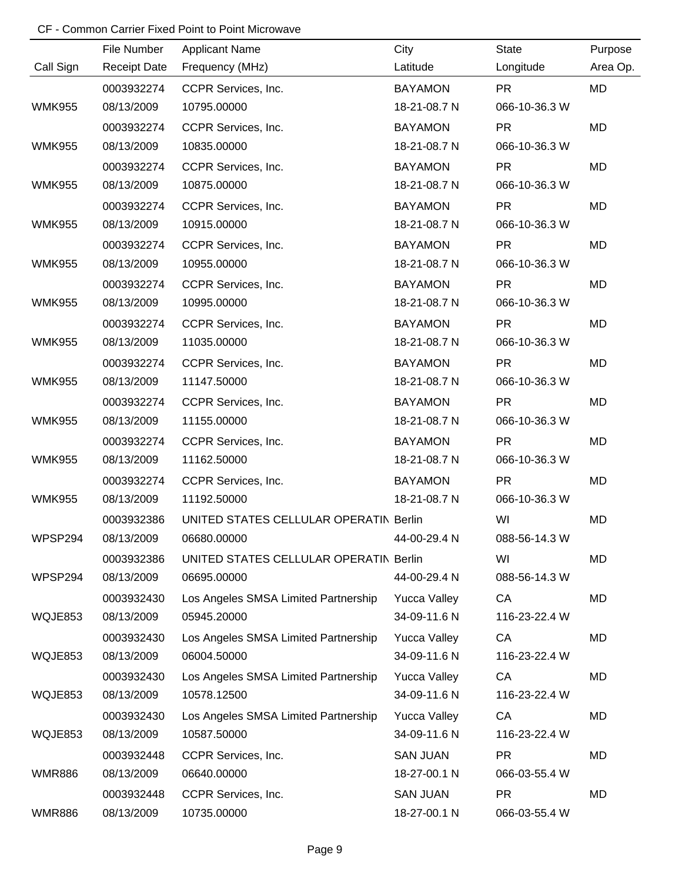CF - Common Carrier Fixed Point to Point Microwave

| Call Sign | File Number / Receipt Date | Applicant Name / Frequency (MHz) | City / Latitude | State / Longitude | Purpose / Area Op. |
|---|---|---|---|---|---|
| | 0003932274 | CCPR Services, Inc. | BAYAMON | PR | MD |
| WMK955 | 08/13/2009 | 10795.00000 | 18-21-08.7 N | 066-10-36.3 W | |
| | 0003932274 | CCPR Services, Inc. | BAYAMON | PR | MD |
| WMK955 | 08/13/2009 | 10835.00000 | 18-21-08.7 N | 066-10-36.3 W | |
| | 0003932274 | CCPR Services, Inc. | BAYAMON | PR | MD |
| WMK955 | 08/13/2009 | 10875.00000 | 18-21-08.7 N | 066-10-36.3 W | |
| | 0003932274 | CCPR Services, Inc. | BAYAMON | PR | MD |
| WMK955 | 08/13/2009 | 10915.00000 | 18-21-08.7 N | 066-10-36.3 W | |
| | 0003932274 | CCPR Services, Inc. | BAYAMON | PR | MD |
| WMK955 | 08/13/2009 | 10955.00000 | 18-21-08.7 N | 066-10-36.3 W | |
| | 0003932274 | CCPR Services, Inc. | BAYAMON | PR | MD |
| WMK955 | 08/13/2009 | 10995.00000 | 18-21-08.7 N | 066-10-36.3 W | |
| | 0003932274 | CCPR Services, Inc. | BAYAMON | PR | MD |
| WMK955 | 08/13/2009 | 11035.00000 | 18-21-08.7 N | 066-10-36.3 W | |
| | 0003932274 | CCPR Services, Inc. | BAYAMON | PR | MD |
| WMK955 | 08/13/2009 | 11147.50000 | 18-21-08.7 N | 066-10-36.3 W | |
| | 0003932274 | CCPR Services, Inc. | BAYAMON | PR | MD |
| WMK955 | 08/13/2009 | 11155.00000 | 18-21-08.7 N | 066-10-36.3 W | |
| | 0003932274 | CCPR Services, Inc. | BAYAMON | PR | MD |
| WMK955 | 08/13/2009 | 11162.50000 | 18-21-08.7 N | 066-10-36.3 W | |
| | 0003932274 | CCPR Services, Inc. | BAYAMON | PR | MD |
| WMK955 | 08/13/2009 | 11192.50000 | 18-21-08.7 N | 066-10-36.3 W | |
| | 0003932386 | UNITED STATES CELLULAR OPERATIN | Berlin | WI | MD |
| WPSP294 | 08/13/2009 | 06680.00000 | 44-00-29.4 N | 088-56-14.3 W | |
| | 0003932386 | UNITED STATES CELLULAR OPERATIN | Berlin | WI | MD |
| WPSP294 | 08/13/2009 | 06695.00000 | 44-00-29.4 N | 088-56-14.3 W | |
| | 0003932430 | Los Angeles SMSA Limited Partnership | Yucca Valley | CA | MD |
| WQJE853 | 08/13/2009 | 05945.20000 | 34-09-11.6 N | 116-23-22.4 W | |
| | 0003932430 | Los Angeles SMSA Limited Partnership | Yucca Valley | CA | MD |
| WQJE853 | 08/13/2009 | 06004.50000 | 34-09-11.6 N | 116-23-22.4 W | |
| | 0003932430 | Los Angeles SMSA Limited Partnership | Yucca Valley | CA | MD |
| WQJE853 | 08/13/2009 | 10578.12500 | 34-09-11.6 N | 116-23-22.4 W | |
| | 0003932430 | Los Angeles SMSA Limited Partnership | Yucca Valley | CA | MD |
| WQJE853 | 08/13/2009 | 10587.50000 | 34-09-11.6 N | 116-23-22.4 W | |
| | 0003932448 | CCPR Services, Inc. | SAN JUAN | PR | MD |
| WMR886 | 08/13/2009 | 06640.00000 | 18-27-00.1 N | 066-03-55.4 W | |
| | 0003932448 | CCPR Services, Inc. | SAN JUAN | PR | MD |
| WMR886 | 08/13/2009 | 10735.00000 | 18-27-00.1 N | 066-03-55.4 W | |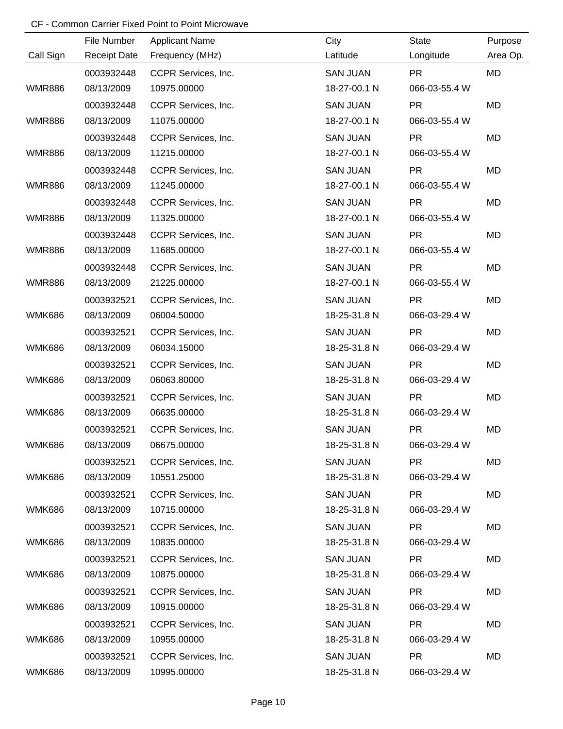CF - Common Carrier Fixed Point to Point Microwave

| Call Sign | File Number<br>Receipt Date | Applicant Name<br>Frequency (MHz) | City<br>Latitude | State<br>Longitude | Purpose<br>Area Op. |
|---|---|---|---|---|---|
| WMR886 | 0003932448<br>08/13/2009 | CCPR Services, Inc.<br>10975.00000 | SAN JUAN<br>18-27-00.1 N | PR<br>066-03-55.4 W | MD |
| WMR886 | 0003932448<br>08/13/2009 | CCPR Services, Inc.<br>11075.00000 | SAN JUAN<br>18-27-00.1 N | PR<br>066-03-55.4 W | MD |
| WMR886 | 0003932448<br>08/13/2009 | CCPR Services, Inc.<br>11215.00000 | SAN JUAN<br>18-27-00.1 N | PR<br>066-03-55.4 W | MD |
| WMR886 | 0003932448<br>08/13/2009 | CCPR Services, Inc.<br>11245.00000 | SAN JUAN<br>18-27-00.1 N | PR<br>066-03-55.4 W | MD |
| WMR886 | 0003932448<br>08/13/2009 | CCPR Services, Inc.<br>11325.00000 | SAN JUAN<br>18-27-00.1 N | PR<br>066-03-55.4 W | MD |
| WMR886 | 0003932448<br>08/13/2009 | CCPR Services, Inc.<br>11685.00000 | SAN JUAN<br>18-27-00.1 N | PR<br>066-03-55.4 W | MD |
| WMR886 | 0003932448<br>08/13/2009 | CCPR Services, Inc.<br>21225.00000 | SAN JUAN<br>18-27-00.1 N | PR<br>066-03-55.4 W | MD |
| WMK686 | 0003932521<br>08/13/2009 | CCPR Services, Inc.<br>06004.50000 | SAN JUAN<br>18-25-31.8 N | PR<br>066-03-29.4 W | MD |
| WMK686 | 0003932521<br>08/13/2009 | CCPR Services, Inc.<br>06034.15000 | SAN JUAN<br>18-25-31.8 N | PR<br>066-03-29.4 W | MD |
| WMK686 | 0003932521<br>08/13/2009 | CCPR Services, Inc.<br>06063.80000 | SAN JUAN<br>18-25-31.8 N | PR<br>066-03-29.4 W | MD |
| WMK686 | 0003932521<br>08/13/2009 | CCPR Services, Inc.<br>06635.00000 | SAN JUAN<br>18-25-31.8 N | PR<br>066-03-29.4 W | MD |
| WMK686 | 0003932521<br>08/13/2009 | CCPR Services, Inc.<br>06675.00000 | SAN JUAN<br>18-25-31.8 N | PR<br>066-03-29.4 W | MD |
| WMK686 | 0003932521<br>08/13/2009 | CCPR Services, Inc.<br>10551.25000 | SAN JUAN<br>18-25-31.8 N | PR<br>066-03-29.4 W | MD |
| WMK686 | 0003932521<br>08/13/2009 | CCPR Services, Inc.<br>10715.00000 | SAN JUAN<br>18-25-31.8 N | PR<br>066-03-29.4 W | MD |
| WMK686 | 0003932521<br>08/13/2009 | CCPR Services, Inc.<br>10835.00000 | SAN JUAN<br>18-25-31.8 N | PR<br>066-03-29.4 W | MD |
| WMK686 | 0003932521<br>08/13/2009 | CCPR Services, Inc.<br>10875.00000 | SAN JUAN<br>18-25-31.8 N | PR<br>066-03-29.4 W | MD |
| WMK686 | 0003932521<br>08/13/2009 | CCPR Services, Inc.<br>10915.00000 | SAN JUAN<br>18-25-31.8 N | PR<br>066-03-29.4 W | MD |
| WMK686 | 0003932521<br>08/13/2009 | CCPR Services, Inc.<br>10955.00000 | SAN JUAN<br>18-25-31.8 N | PR<br>066-03-29.4 W | MD |
| WMK686 | 0003932521<br>08/13/2009 | CCPR Services, Inc.<br>10995.00000 | SAN JUAN<br>18-25-31.8 N | PR<br>066-03-29.4 W | MD |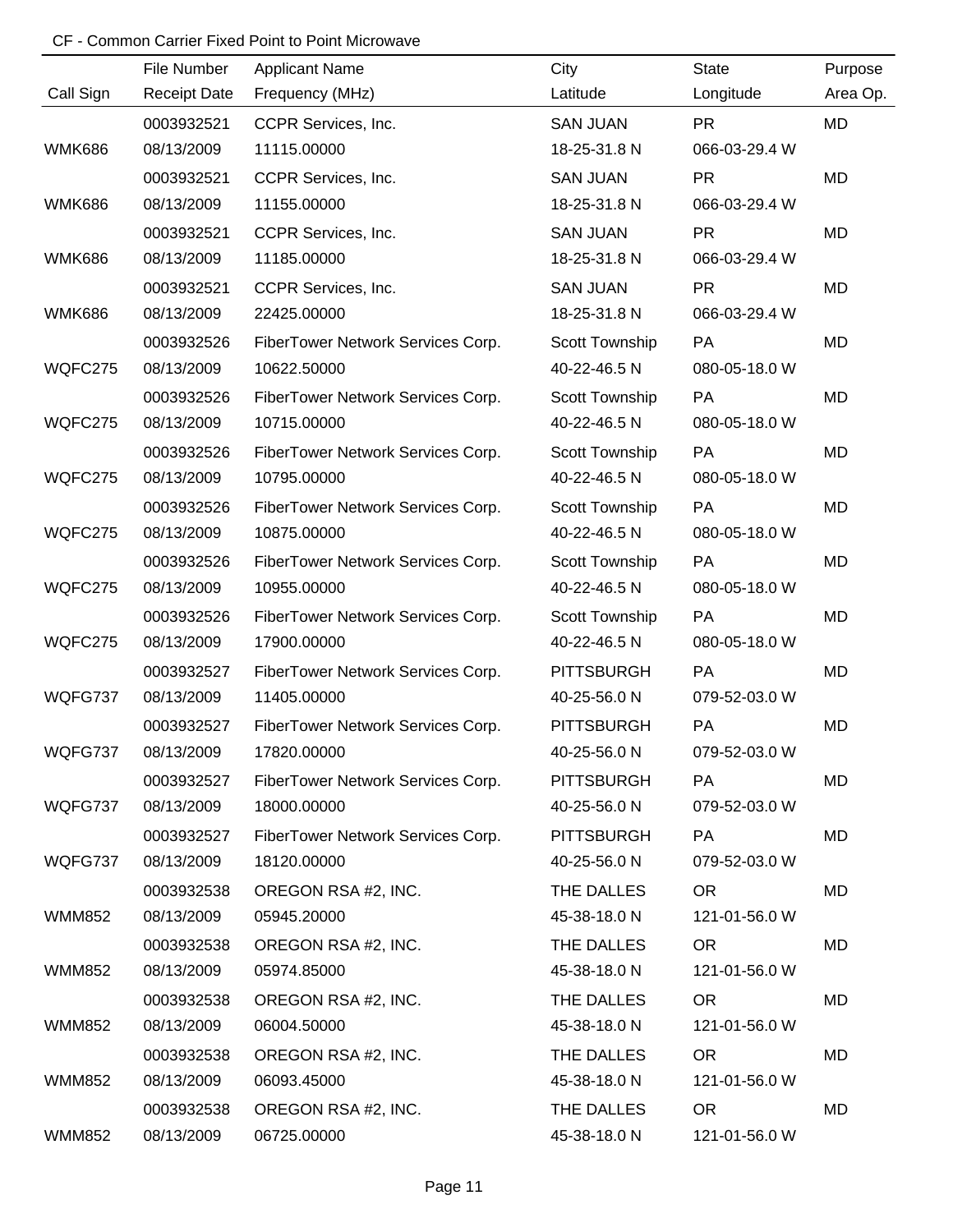CF - Common Carrier Fixed Point to Point Microwave

| Call Sign | File Number / Receipt Date | Applicant Name / Frequency (MHz) | City / Latitude | State / Longitude | Purpose / Area Op. |
|---|---|---|---|---|---|
| | 0003932521 | CCPR Services, Inc. | SAN JUAN | PR | MD |
| WMK686 | 08/13/2009 | 11115.00000 | 18-25-31.8 N | 066-03-29.4 W | |
| | 0003932521 | CCPR Services, Inc. | SAN JUAN | PR | MD |
| WMK686 | 08/13/2009 | 11155.00000 | 18-25-31.8 N | 066-03-29.4 W | |
| | 0003932521 | CCPR Services, Inc. | SAN JUAN | PR | MD |
| WMK686 | 08/13/2009 | 11185.00000 | 18-25-31.8 N | 066-03-29.4 W | |
| | 0003932521 | CCPR Services, Inc. | SAN JUAN | PR | MD |
| WMK686 | 08/13/2009 | 22425.00000 | 18-25-31.8 N | 066-03-29.4 W | |
| | 0003932526 | FiberTower Network Services Corp. | Scott Township | PA | MD |
| WQFC275 | 08/13/2009 | 10622.50000 | 40-22-46.5 N | 080-05-18.0 W | |
| | 0003932526 | FiberTower Network Services Corp. | Scott Township | PA | MD |
| WQFC275 | 08/13/2009 | 10715.00000 | 40-22-46.5 N | 080-05-18.0 W | |
| | 0003932526 | FiberTower Network Services Corp. | Scott Township | PA | MD |
| WQFC275 | 08/13/2009 | 10795.00000 | 40-22-46.5 N | 080-05-18.0 W | |
| | 0003932526 | FiberTower Network Services Corp. | Scott Township | PA | MD |
| WQFC275 | 08/13/2009 | 10875.00000 | 40-22-46.5 N | 080-05-18.0 W | |
| | 0003932526 | FiberTower Network Services Corp. | Scott Township | PA | MD |
| WQFC275 | 08/13/2009 | 10955.00000 | 40-22-46.5 N | 080-05-18.0 W | |
| | 0003932526 | FiberTower Network Services Corp. | Scott Township | PA | MD |
| WQFC275 | 08/13/2009 | 17900.00000 | 40-22-46.5 N | 080-05-18.0 W | |
| | 0003932527 | FiberTower Network Services Corp. | PITTSBURGH | PA | MD |
| WQFG737 | 08/13/2009 | 11405.00000 | 40-25-56.0 N | 079-52-03.0 W | |
| | 0003932527 | FiberTower Network Services Corp. | PITTSBURGH | PA | MD |
| WQFG737 | 08/13/2009 | 17820.00000 | 40-25-56.0 N | 079-52-03.0 W | |
| | 0003932527 | FiberTower Network Services Corp. | PITTSBURGH | PA | MD |
| WQFG737 | 08/13/2009 | 18000.00000 | 40-25-56.0 N | 079-52-03.0 W | |
| | 0003932527 | FiberTower Network Services Corp. | PITTSBURGH | PA | MD |
| WQFG737 | 08/13/2009 | 18120.00000 | 40-25-56.0 N | 079-52-03.0 W | |
| | 0003932538 | OREGON RSA #2, INC. | THE DALLES | OR | MD |
| WMM852 | 08/13/2009 | 05945.20000 | 45-38-18.0 N | 121-01-56.0 W | |
| | 0003932538 | OREGON RSA #2, INC. | THE DALLES | OR | MD |
| WMM852 | 08/13/2009 | 05974.85000 | 45-38-18.0 N | 121-01-56.0 W | |
| | 0003932538 | OREGON RSA #2, INC. | THE DALLES | OR | MD |
| WMM852 | 08/13/2009 | 06004.50000 | 45-38-18.0 N | 121-01-56.0 W | |
| | 0003932538 | OREGON RSA #2, INC. | THE DALLES | OR | MD |
| WMM852 | 08/13/2009 | 06093.45000 | 45-38-18.0 N | 121-01-56.0 W | |
| | 0003932538 | OREGON RSA #2, INC. | THE DALLES | OR | MD |
| WMM852 | 08/13/2009 | 06725.00000 | 45-38-18.0 N | 121-01-56.0 W | |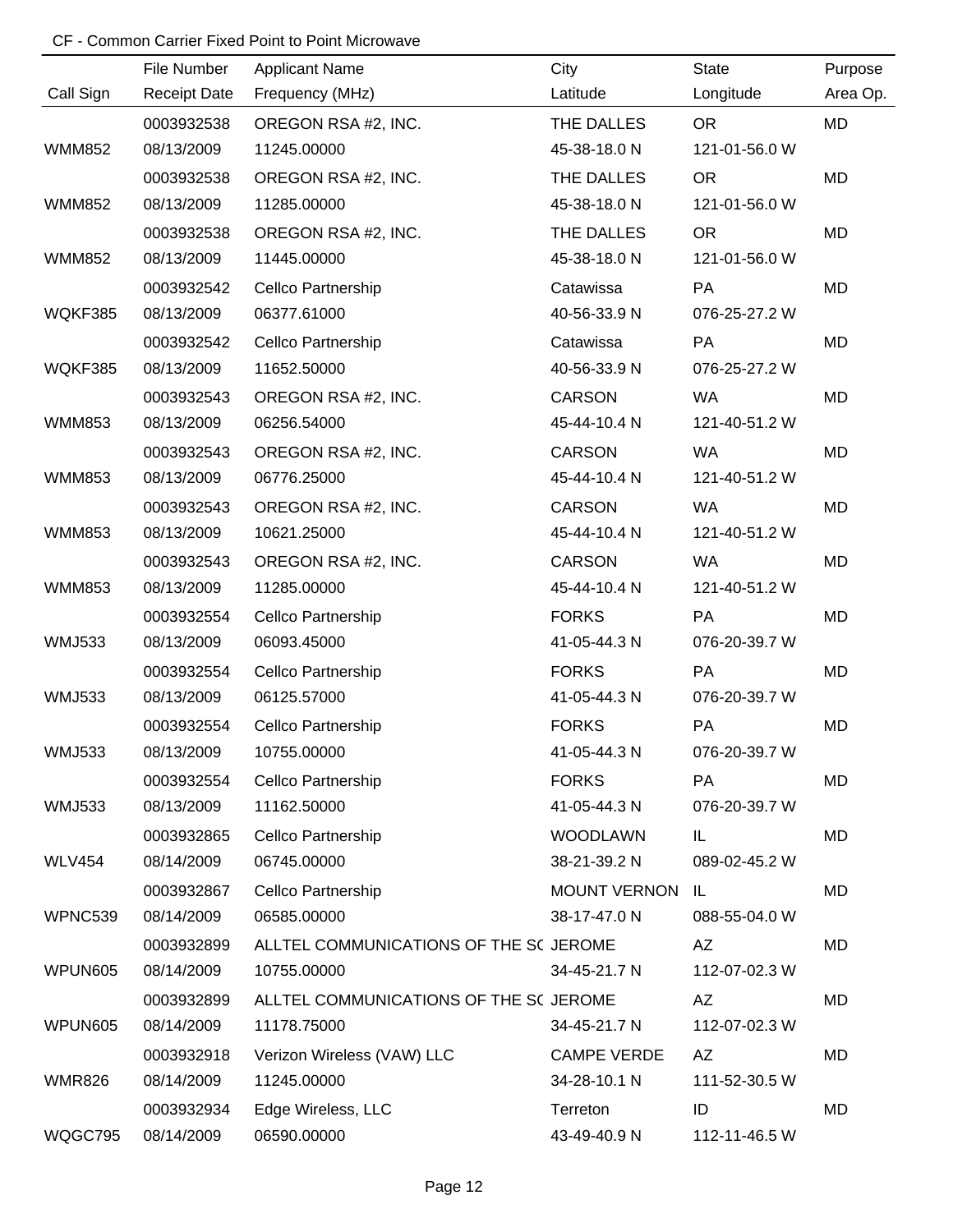CF - Common Carrier Fixed Point to Point Microwave

| Call Sign | File Number / Receipt Date | Applicant Name / Frequency (MHz) | City / Latitude | State / Longitude | Purpose / Area Op. |
|---|---|---|---|---|---|
| | 0003932538 | OREGON RSA #2, INC. | THE DALLES | OR | MD |
| WMM852 | 08/13/2009 | 11245.00000 | 45-38-18.0 N | 121-01-56.0 W | |
| | 0003932538 | OREGON RSA #2, INC. | THE DALLES | OR | MD |
| WMM852 | 08/13/2009 | 11285.00000 | 45-38-18.0 N | 121-01-56.0 W | |
| | 0003932538 | OREGON RSA #2, INC. | THE DALLES | OR | MD |
| WMM852 | 08/13/2009 | 11445.00000 | 45-38-18.0 N | 121-01-56.0 W | |
| | 0003932542 | Cellco Partnership | Catawissa | PA | MD |
| WQKF385 | 08/13/2009 | 06377.61000 | 40-56-33.9 N | 076-25-27.2 W | |
| | 0003932542 | Cellco Partnership | Catawissa | PA | MD |
| WQKF385 | 08/13/2009 | 11652.50000 | 40-56-33.9 N | 076-25-27.2 W | |
| | 0003932543 | OREGON RSA #2, INC. | CARSON | WA | MD |
| WMM853 | 08/13/2009 | 06256.54000 | 45-44-10.4 N | 121-40-51.2 W | |
| | 0003932543 | OREGON RSA #2, INC. | CARSON | WA | MD |
| WMM853 | 08/13/2009 | 06776.25000 | 45-44-10.4 N | 121-40-51.2 W | |
| | 0003932543 | OREGON RSA #2, INC. | CARSON | WA | MD |
| WMM853 | 08/13/2009 | 10621.25000 | 45-44-10.4 N | 121-40-51.2 W | |
| | 0003932543 | OREGON RSA #2, INC. | CARSON | WA | MD |
| WMM853 | 08/13/2009 | 11285.00000 | 45-44-10.4 N | 121-40-51.2 W | |
| | 0003932554 | Cellco Partnership | FORKS | PA | MD |
| WMJ533 | 08/13/2009 | 06093.45000 | 41-05-44.3 N | 076-20-39.7 W | |
| | 0003932554 | Cellco Partnership | FORKS | PA | MD |
| WMJ533 | 08/13/2009 | 06125.57000 | 41-05-44.3 N | 076-20-39.7 W | |
| | 0003932554 | Cellco Partnership | FORKS | PA | MD |
| WMJ533 | 08/13/2009 | 10755.00000 | 41-05-44.3 N | 076-20-39.7 W | |
| | 0003932554 | Cellco Partnership | FORKS | PA | MD |
| WMJ533 | 08/13/2009 | 11162.50000 | 41-05-44.3 N | 076-20-39.7 W | |
| | 0003932865 | Cellco Partnership | WOODLAWN | IL | MD |
| WLV454 | 08/14/2009 | 06745.00000 | 38-21-39.2 N | 089-02-45.2 W | |
| | 0003932867 | Cellco Partnership | MOUNT VERNON | IL | MD |
| WPNC539 | 08/14/2009 | 06585.00000 | 38-17-47.0 N | 088-55-04.0 W | |
| | 0003932899 | ALLTEL COMMUNICATIONS OF THE SC | JEROME | AZ | MD |
| WPUN605 | 08/14/2009 | 10755.00000 | 34-45-21.7 N | 112-07-02.3 W | |
| | 0003932899 | ALLTEL COMMUNICATIONS OF THE SC | JEROME | AZ | MD |
| WPUN605 | 08/14/2009 | 11178.75000 | 34-45-21.7 N | 112-07-02.3 W | |
| | 0003932918 | Verizon Wireless (VAW) LLC | CAMPE VERDE | AZ | MD |
| WMR826 | 08/14/2009 | 11245.00000 | 34-28-10.1 N | 111-52-30.5 W | |
| | 0003932934 | Edge Wireless, LLC | Terreton | ID | MD |
| WQGC795 | 08/14/2009 | 06590.00000 | 43-49-40.9 N | 112-11-46.5 W | |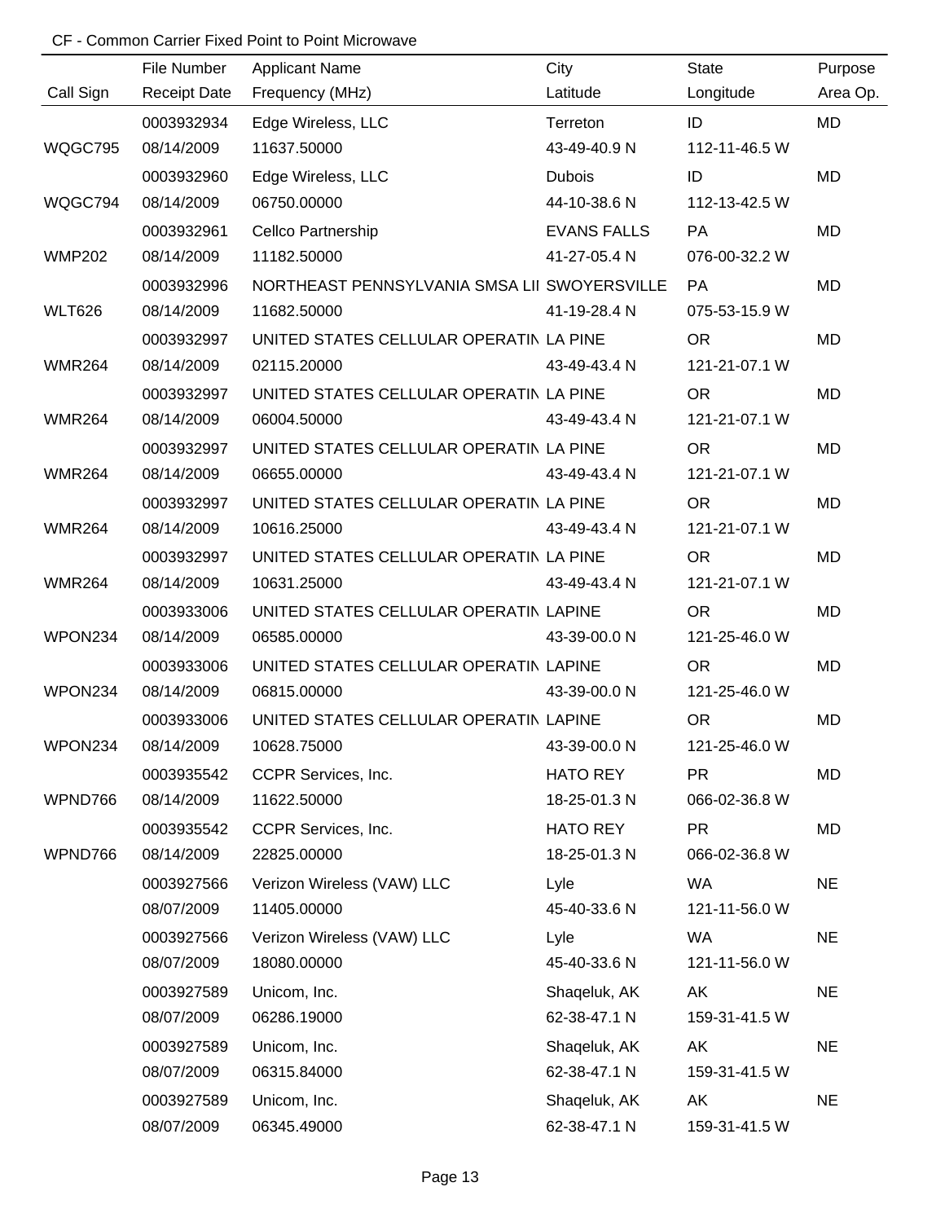CF - Common Carrier Fixed Point to Point Microwave

| Call Sign | File Number / Receipt Date | Applicant Name / Frequency (MHz) | City / Latitude | State / Longitude | Purpose / Area Op. |
|---|---|---|---|---|---|
| WQGC795 | 0003932934<br>08/14/2009 | Edge Wireless, LLC<br>11637.50000 | Terreton<br>43-49-40.9 N | ID<br>112-11-46.5 W | MD |
| WQGC794 | 0003932960<br>08/14/2009 | Edge Wireless, LLC<br>06750.00000 | Dubois<br>44-10-38.6 N | ID<br>112-13-42.5 W | MD |
| WMP202 | 0003932961<br>08/14/2009 | Cellco Partnership<br>11182.50000 | EVANS FALLS<br>41-27-05.4 N | PA<br>076-00-32.2 W | MD |
| WLT626 | 0003932996<br>08/14/2009 | NORTHEAST PENNSYLVANIA SMSA LII<br>11682.50000 | SWOYERSVILLE<br>41-19-28.4 N | PA<br>075-53-15.9 W | MD |
| WMR264 | 0003932997<br>08/14/2009 | UNITED STATES CELLULAR OPERATIN<br>02115.20000 | LA PINE<br>43-49-43.4 N | OR<br>121-21-07.1 W | MD |
| WMR264 | 0003932997<br>08/14/2009 | UNITED STATES CELLULAR OPERATIN<br>06004.50000 | LA PINE<br>43-49-43.4 N | OR<br>121-21-07.1 W | MD |
| WMR264 | 0003932997<br>08/14/2009 | UNITED STATES CELLULAR OPERATIN<br>06655.00000 | LA PINE<br>43-49-43.4 N | OR<br>121-21-07.1 W | MD |
| WMR264 | 0003932997<br>08/14/2009 | UNITED STATES CELLULAR OPERATIN<br>10616.25000 | LA PINE<br>43-49-43.4 N | OR<br>121-21-07.1 W | MD |
| WMR264 | 0003932997<br>08/14/2009 | UNITED STATES CELLULAR OPERATIN<br>10631.25000 | LA PINE<br>43-49-43.4 N | OR<br>121-21-07.1 W | MD |
| WPON234 | 0003933006<br>08/14/2009 | UNITED STATES CELLULAR OPERATIN<br>06585.00000 | LAPINE<br>43-39-00.0 N | OR<br>121-25-46.0 W | MD |
| WPON234 | 0003933006<br>08/14/2009 | UNITED STATES CELLULAR OPERATIN<br>06815.00000 | LAPINE<br>43-39-00.0 N | OR<br>121-25-46.0 W | MD |
| WPON234 | 0003933006<br>08/14/2009 | UNITED STATES CELLULAR OPERATIN<br>10628.75000 | LAPINE<br>43-39-00.0 N | OR<br>121-25-46.0 W | MD |
| WPND766 | 0003935542<br>08/14/2009 | CCPR Services, Inc.<br>11622.50000 | HATO REY<br>18-25-01.3 N | PR<br>066-02-36.8 W | MD |
| WPND766 | 0003935542<br>08/14/2009 | CCPR Services, Inc.<br>22825.00000 | HATO REY<br>18-25-01.3 N | PR<br>066-02-36.8 W | MD |
| | 0003927566<br>08/07/2009 | Verizon Wireless (VAW) LLC<br>11405.00000 | Lyle<br>45-40-33.6 N | WA<br>121-11-56.0 W | NE |
| | 0003927566<br>08/07/2009 | Verizon Wireless (VAW) LLC<br>18080.00000 | Lyle<br>45-40-33.6 N | WA<br>121-11-56.0 W | NE |
| | 0003927589<br>08/07/2009 | Unicom, Inc.<br>06286.19000 | Shaqeluk, AK<br>62-38-47.1 N | AK<br>159-31-41.5 W | NE |
| | 0003927589<br>08/07/2009 | Unicom, Inc.<br>06315.84000 | Shaqeluk, AK<br>62-38-47.1 N | AK<br>159-31-41.5 W | NE |
| | 0003927589<br>08/07/2009 | Unicom, Inc.<br>06345.49000 | Shaqeluk, AK<br>62-38-47.1 N | AK<br>159-31-41.5 W | NE |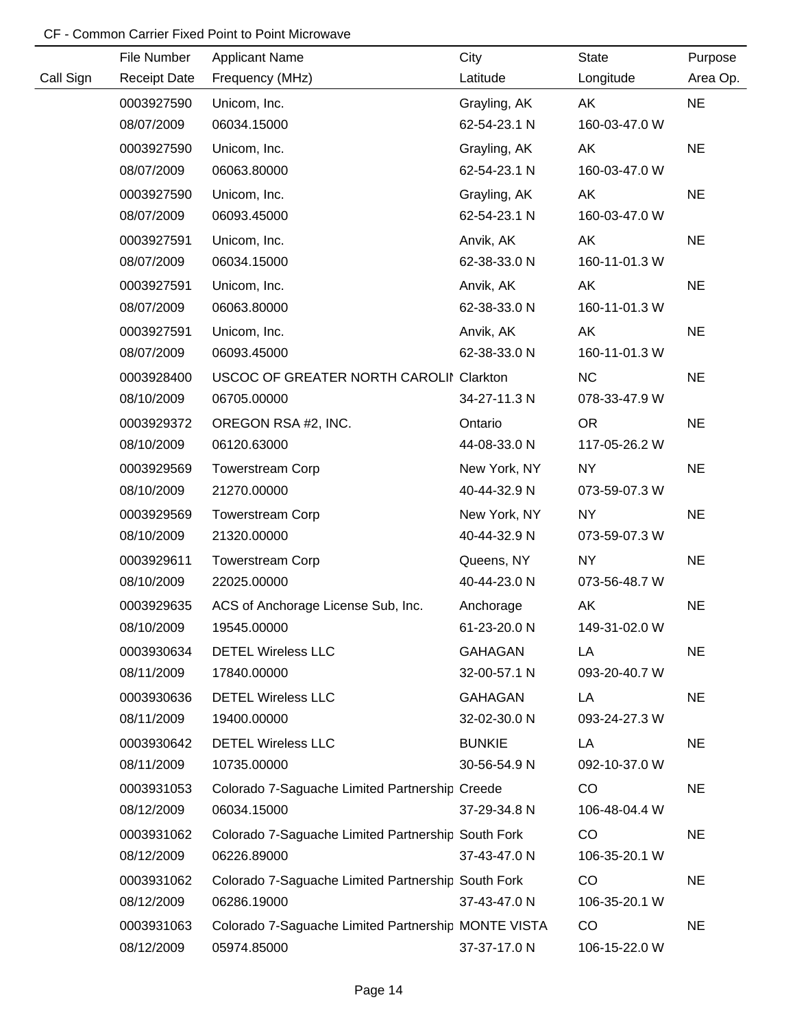CF - Common Carrier Fixed Point to Point Microwave

| Call Sign | File Number / Receipt Date | Applicant Name / Frequency (MHz) | City / Latitude | State / Longitude | Purpose / Area Op. |
|---|---|---|---|---|---|
| | 0003927590 | Unicom, Inc. | Grayling, AK | AK | NE |
| | 08/07/2009 | 06034.15000 | 62-54-23.1 N | 160-03-47.0 W | |
| | 0003927590 | Unicom, Inc. | Grayling, AK | AK | NE |
| | 08/07/2009 | 06063.80000 | 62-54-23.1 N | 160-03-47.0 W | |
| | 0003927590 | Unicom, Inc. | Grayling, AK | AK | NE |
| | 08/07/2009 | 06093.45000 | 62-54-23.1 N | 160-03-47.0 W | |
| | 0003927591 | Unicom, Inc. | Anvik, AK | AK | NE |
| | 08/07/2009 | 06034.15000 | 62-38-33.0 N | 160-11-01.3 W | |
| | 0003927591 | Unicom, Inc. | Anvik, AK | AK | NE |
| | 08/07/2009 | 06063.80000 | 62-38-33.0 N | 160-11-01.3 W | |
| | 0003927591 | Unicom, Inc. | Anvik, AK | AK | NE |
| | 08/07/2009 | 06093.45000 | 62-38-33.0 N | 160-11-01.3 W | |
| | 0003928400 | USCOC OF GREATER NORTH CAROLIN | Clarkton | NC | NE |
| | 08/10/2009 | 06705.00000 | 34-27-11.3 N | 078-33-47.9 W | |
| | 0003929372 | OREGON RSA #2, INC. | Ontario | OR | NE |
| | 08/10/2009 | 06120.63000 | 44-08-33.0 N | 117-05-26.2 W | |
| | 0003929569 | Towerstream Corp | New York, NY | NY | NE |
| | 08/10/2009 | 21270.00000 | 40-44-32.9 N | 073-59-07.3 W | |
| | 0003929569 | Towerstream Corp | New York, NY | NY | NE |
| | 08/10/2009 | 21320.00000 | 40-44-32.9 N | 073-59-07.3 W | |
| | 0003929611 | Towerstream Corp | Queens, NY | NY | NE |
| | 08/10/2009 | 22025.00000 | 40-44-23.0 N | 073-56-48.7 W | |
| | 0003929635 | ACS of Anchorage License Sub, Inc. | Anchorage | AK | NE |
| | 08/10/2009 | 19545.00000 | 61-23-20.0 N | 149-31-02.0 W | |
| | 0003930634 | DETEL Wireless LLC | GAHAGAN | LA | NE |
| | 08/11/2009 | 17840.00000 | 32-00-57.1 N | 093-20-40.7 W | |
| | 0003930636 | DETEL Wireless LLC | GAHAGAN | LA | NE |
| | 08/11/2009 | 19400.00000 | 32-02-30.0 N | 093-24-27.3 W | |
| | 0003930642 | DETEL Wireless LLC | BUNKIE | LA | NE |
| | 08/11/2009 | 10735.00000 | 30-56-54.9 N | 092-10-37.0 W | |
| | 0003931053 | Colorado 7-Saguache Limited Partnership | Creede | CO | NE |
| | 08/12/2009 | 06034.15000 | 37-29-34.8 N | 106-48-04.4 W | |
| | 0003931062 | Colorado 7-Saguache Limited Partnership | South Fork | CO | NE |
| | 08/12/2009 | 06226.89000 | 37-43-47.0 N | 106-35-20.1 W | |
| | 0003931062 | Colorado 7-Saguache Limited Partnership | South Fork | CO | NE |
| | 08/12/2009 | 06286.19000 | 37-43-47.0 N | 106-35-20.1 W | |
| | 0003931063 | Colorado 7-Saguache Limited Partnership | MONTE VISTA | CO | NE |
| | 08/12/2009 | 05974.85000 | 37-37-17.0 N | 106-15-22.0 W | |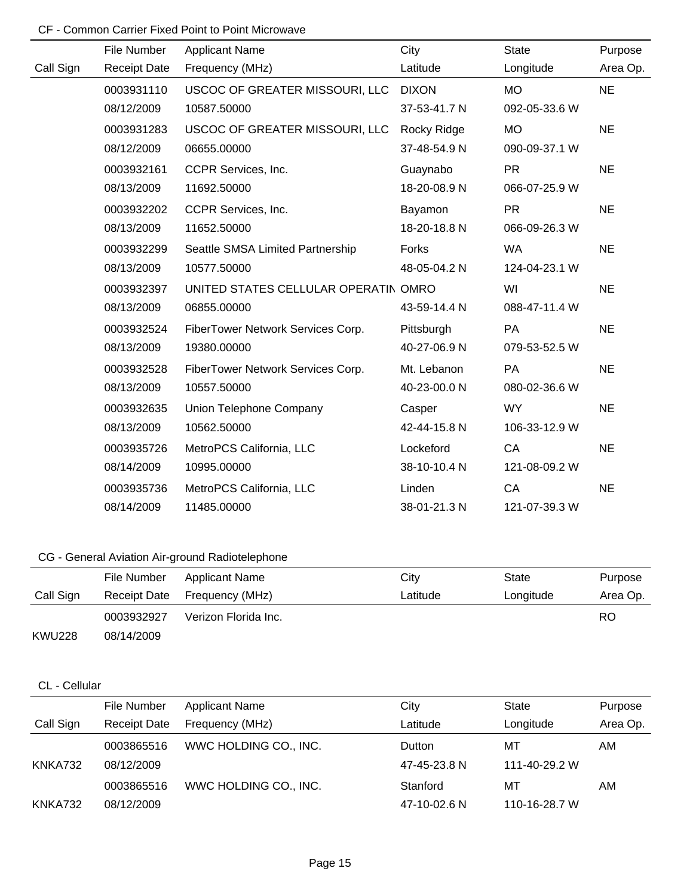CF - Common Carrier Fixed Point to Point Microwave

| Call Sign | File Number / Receipt Date | Applicant Name / Frequency (MHz) | City / Latitude | State / Longitude | Purpose / Area Op. |
|---|---|---|---|---|---|
| | 0003931110 | USCOC OF GREATER MISSOURI, LLC | DIXON | MO | NE |
| | 08/12/2009 | 10587.50000 | 37-53-41.7 N | 092-05-33.6 W | |
| | 0003931283 | USCOC OF GREATER MISSOURI, LLC | Rocky Ridge | MO | NE |
| | 08/12/2009 | 06655.00000 | 37-48-54.9 N | 090-09-37.1 W | |
| | 0003932161 | CCPR Services, Inc. | Guaynabo | PR | NE |
| | 08/13/2009 | 11692.50000 | 18-20-08.9 N | 066-07-25.9 W | |
| | 0003932202 | CCPR Services, Inc. | Bayamon | PR | NE |
| | 08/13/2009 | 11652.50000 | 18-20-18.8 N | 066-09-26.3 W | |
| | 0003932299 | Seattle SMSA Limited Partnership | Forks | WA | NE |
| | 08/13/2009 | 10577.50000 | 48-05-04.2 N | 124-04-23.1 W | |
| | 0003932397 | UNITED STATES CELLULAR OPERATIN | OMRO | WI | NE |
| | 08/13/2009 | 06855.00000 | 43-59-14.4 N | 088-47-11.4 W | |
| | 0003932524 | FiberTower Network Services Corp. | Pittsburgh | PA | NE |
| | 08/13/2009 | 19380.00000 | 40-27-06.9 N | 079-53-52.5 W | |
| | 0003932528 | FiberTower Network Services Corp. | Mt. Lebanon | PA | NE |
| | 08/13/2009 | 10557.50000 | 40-23-00.0 N | 080-02-36.6 W | |
| | 0003932635 | Union Telephone Company | Casper | WY | NE |
| | 08/13/2009 | 10562.50000 | 42-44-15.8 N | 106-33-12.9 W | |
| | 0003935726 | MetroPCS California, LLC | Lockeford | CA | NE |
| | 08/14/2009 | 10995.00000 | 38-10-10.4 N | 121-08-09.2 W | |
| | 0003935736 | MetroPCS California, LLC | Linden | CA | NE |
| | 08/14/2009 | 11485.00000 | 38-01-21.3 N | 121-07-39.3 W | |

CG - General Aviation Air-ground Radiotelephone

| Call Sign | File Number / Receipt Date | Applicant Name / Frequency (MHz) | City / Latitude | State / Longitude | Purpose / Area Op. |
|---|---|---|---|---|---|
| | 0003932927 | Verizon Florida Inc. | | | RO |
| KWU228 | 08/14/2009 | | | | |

CL - Cellular

| Call Sign | File Number / Receipt Date | Applicant Name / Frequency (MHz) | City / Latitude | State / Longitude | Purpose / Area Op. |
|---|---|---|---|---|---|
| | 0003865516 | WWC HOLDING CO., INC. | Dutton | MT | AM |
| KNKA732 | 08/12/2009 | | 47-45-23.8 N | 111-40-29.2 W | |
| | 0003865516 | WWC HOLDING CO., INC. | Stanford | MT | AM |
| KNKA732 | 08/12/2009 | | 47-10-02.6 N | 110-16-28.7 W | |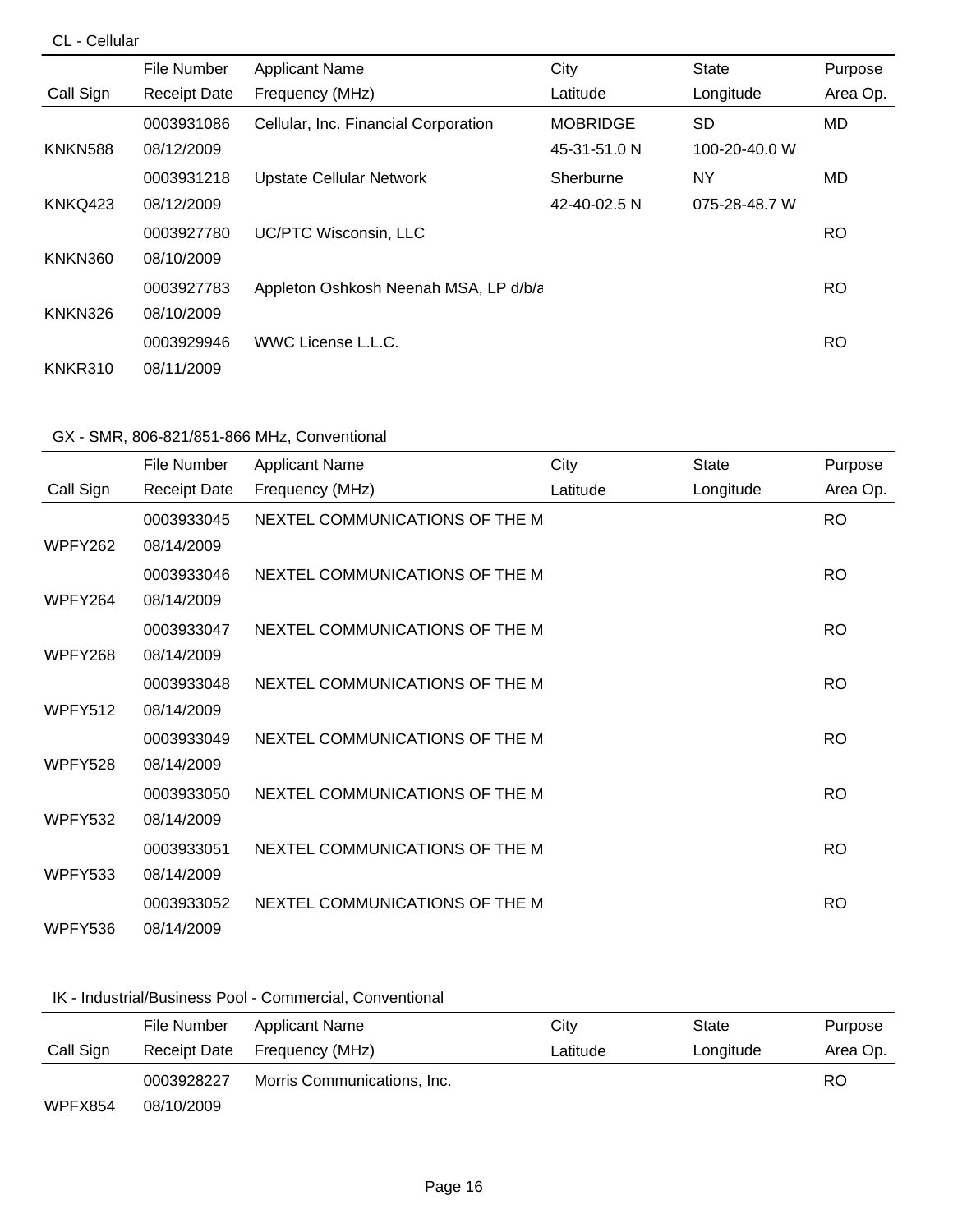CL - Cellular

| Call Sign | File Number<br>Receipt Date | Applicant Name<br>Frequency (MHz) | City<br>Latitude | State<br>Longitude | Purpose<br>Area Op. |
|---|---|---|---|---|---|
| KNKN588 | 0003931086<br>08/12/2009 | Cellular, Inc. Financial Corporation | MOBRIDGE<br>45-31-51.0 N | SD<br>100-20-40.0 W | MD |
| KNKQ423 | 0003931218<br>08/12/2009 | Upstate Cellular Network | Sherburne<br>42-40-02.5 N | NY<br>075-28-48.7 W | MD |
| KNKN360 | 0003927780<br>08/10/2009 | UC/PTC Wisconsin, LLC | | | RO |
| KNKN326 | 0003927783<br>08/10/2009 | Appleton Oshkosh Neenah MSA, LP d/b/a | | | RO |
| KNKR310 | 0003929946<br>08/11/2009 | WWC License L.L.C. | | | RO |

GX - SMR, 806-821/851-866 MHz, Conventional

| Call Sign | File Number<br>Receipt Date | Applicant Name<br>Frequency (MHz) | City<br>Latitude | State<br>Longitude | Purpose<br>Area Op. |
|---|---|---|---|---|---|
| WPFY262 | 0003933045<br>08/14/2009 | NEXTEL COMMUNICATIONS OF THE M | | | RO |
| WPFY264 | 0003933046<br>08/14/2009 | NEXTEL COMMUNICATIONS OF THE M | | | RO |
| WPFY268 | 0003933047<br>08/14/2009 | NEXTEL COMMUNICATIONS OF THE M | | | RO |
| WPFY512 | 0003933048<br>08/14/2009 | NEXTEL COMMUNICATIONS OF THE M | | | RO |
| WPFY528 | 0003933049<br>08/14/2009 | NEXTEL COMMUNICATIONS OF THE M | | | RO |
| WPFY532 | 0003933050<br>08/14/2009 | NEXTEL COMMUNICATIONS OF THE M | | | RO |
| WPFY533 | 0003933051<br>08/14/2009 | NEXTEL COMMUNICATIONS OF THE M | | | RO |
| WPFY536 | 0003933052<br>08/14/2009 | NEXTEL COMMUNICATIONS OF THE M | | | RO |

IK - Industrial/Business Pool - Commercial, Conventional

| Call Sign | File Number<br>Receipt Date | Applicant Name<br>Frequency (MHz) | City<br>Latitude | State<br>Longitude | Purpose<br>Area Op. |
|---|---|---|---|---|---|
| WPFX854 | 0003928227<br>08/10/2009 | Morris Communications, Inc. | | | RO |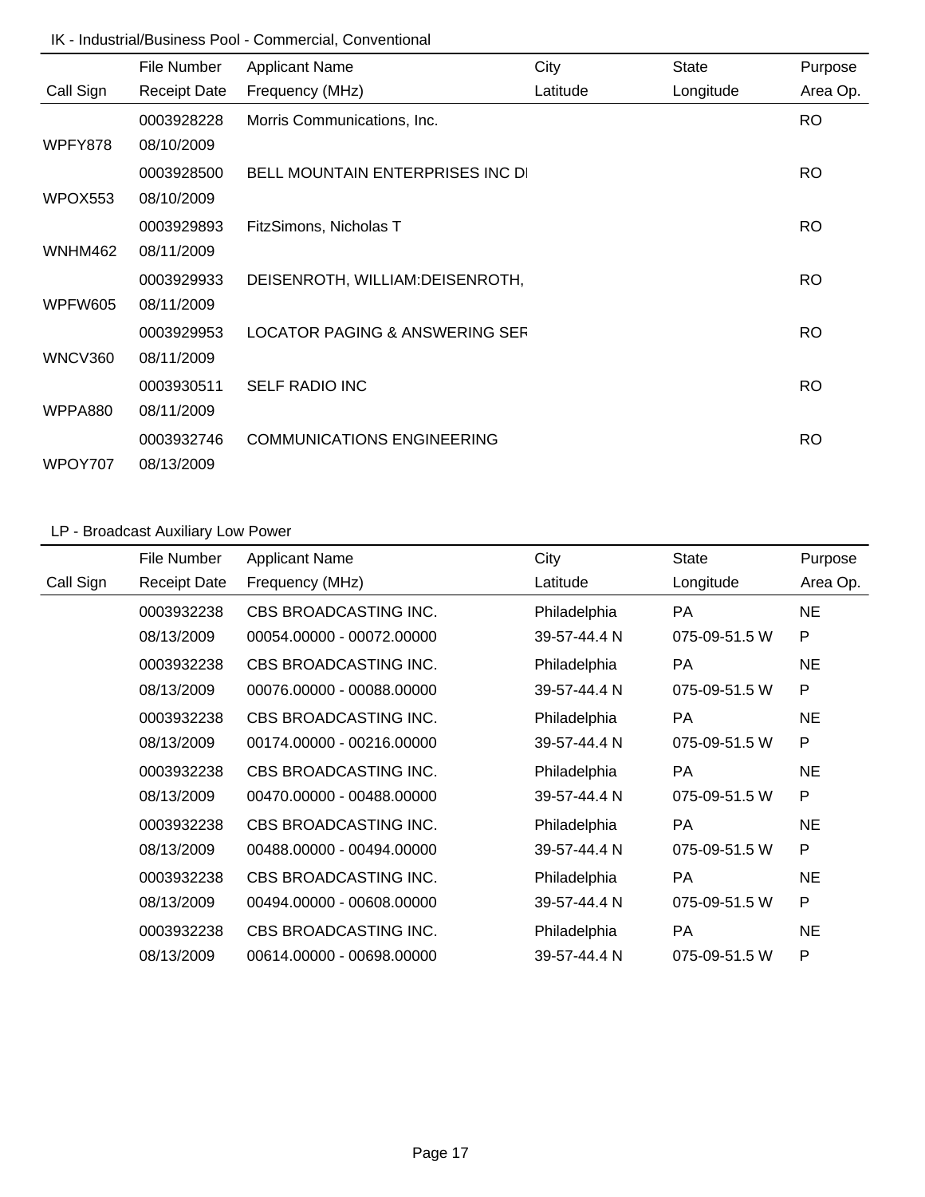IK - Industrial/Business Pool - Commercial, Conventional

| Call Sign | File Number<br>Receipt Date | Applicant Name<br>Frequency (MHz) | City<br>Latitude | State<br>Longitude | Purpose<br>Area Op. |
|---|---|---|---|---|---|
| WPFY878 | 0003928228<br>08/10/2009 | Morris Communications, Inc. | | | RO |
| WPOX553 | 0003928500<br>08/10/2009 | BELL MOUNTAIN ENTERPRISES INC DI | | | RO |
| WNHM462 | 0003929893<br>08/11/2009 | FitzSimons, Nicholas T | | | RO |
| WPFW605 | 0003929933<br>08/11/2009 | DEISENROTH, WILLIAM:DEISENROTH, | | | RO |
| WNCV360 | 0003929953<br>08/11/2009 | LOCATOR PAGING & ANSWERING SEF | | | RO |
| WPPA880 | 0003930511<br>08/11/2009 | SELF RADIO INC | | | RO |
| WPOY707 | 0003932746<br>08/13/2009 | COMMUNICATIONS ENGINEERING | | | RO |

LP - Broadcast Auxiliary Low Power

| Call Sign | File Number<br>Receipt Date | Applicant Name<br>Frequency (MHz) | City<br>Latitude | State<br>Longitude | Purpose<br>Area Op. |
|---|---|---|---|---|---|
| | 0003932238<br>08/13/2009 | CBS BROADCASTING INC.<br>00054.00000 - 00072.00000 | Philadelphia<br>39-57-44.4 N | PA<br>075-09-51.5 W | NE<br>P |
| | 0003932238<br>08/13/2009 | CBS BROADCASTING INC.<br>00076.00000 - 00088.00000 | Philadelphia<br>39-57-44.4 N | PA<br>075-09-51.5 W | NE<br>P |
| | 0003932238<br>08/13/2009 | CBS BROADCASTING INC.<br>00174.00000 - 00216.00000 | Philadelphia<br>39-57-44.4 N | PA<br>075-09-51.5 W | NE<br>P |
| | 0003932238<br>08/13/2009 | CBS BROADCASTING INC.<br>00470.00000 - 00488.00000 | Philadelphia<br>39-57-44.4 N | PA<br>075-09-51.5 W | NE<br>P |
| | 0003932238<br>08/13/2009 | CBS BROADCASTING INC.<br>00488.00000 - 00494.00000 | Philadelphia<br>39-57-44.4 N | PA<br>075-09-51.5 W | NE<br>P |
| | 0003932238<br>08/13/2009 | CBS BROADCASTING INC.<br>00494.00000 - 00608.00000 | Philadelphia<br>39-57-44.4 N | PA<br>075-09-51.5 W | NE<br>P |
| | 0003932238<br>08/13/2009 | CBS BROADCASTING INC.<br>00614.00000 - 00698.00000 | Philadelphia<br>39-57-44.4 N | PA<br>075-09-51.5 W | NE<br>P |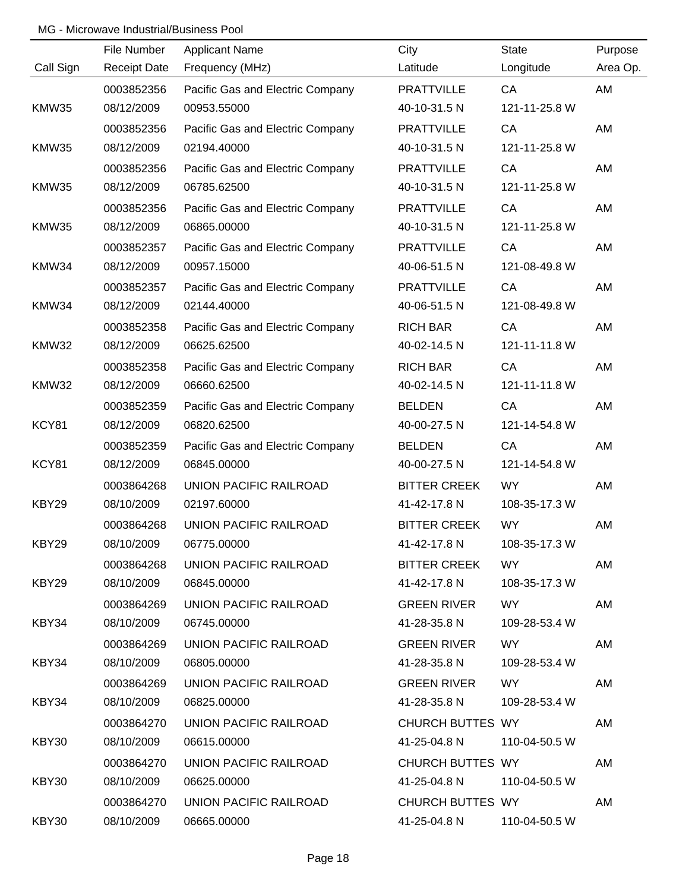MG - Microwave Industrial/Business Pool

| Call Sign | File Number / Receipt Date | Applicant Name / Frequency (MHz) | City / Latitude | State / Longitude | Purpose / Area Op. |
|---|---|---|---|---|---|
| | 0003852356 | Pacific Gas and Electric Company | PRATTVILLE | CA | AM |
| KMW35 | 08/12/2009 | 00953.55000 | 40-10-31.5 N | 121-11-25.8 W | |
| | 0003852356 | Pacific Gas and Electric Company | PRATTVILLE | CA | AM |
| KMW35 | 08/12/2009 | 02194.40000 | 40-10-31.5 N | 121-11-25.8 W | |
| | 0003852356 | Pacific Gas and Electric Company | PRATTVILLE | CA | AM |
| KMW35 | 08/12/2009 | 06785.62500 | 40-10-31.5 N | 121-11-25.8 W | |
| | 0003852356 | Pacific Gas and Electric Company | PRATTVILLE | CA | AM |
| KMW35 | 08/12/2009 | 06865.00000 | 40-10-31.5 N | 121-11-25.8 W | |
| | 0003852357 | Pacific Gas and Electric Company | PRATTVILLE | CA | AM |
| KMW34 | 08/12/2009 | 00957.15000 | 40-06-51.5 N | 121-08-49.8 W | |
| | 0003852357 | Pacific Gas and Electric Company | PRATTVILLE | CA | AM |
| KMW34 | 08/12/2009 | 02144.40000 | 40-06-51.5 N | 121-08-49.8 W | |
| | 0003852358 | Pacific Gas and Electric Company | RICH BAR | CA | AM |
| KMW32 | 08/12/2009 | 06625.62500 | 40-02-14.5 N | 121-11-11.8 W | |
| | 0003852358 | Pacific Gas and Electric Company | RICH BAR | CA | AM |
| KMW32 | 08/12/2009 | 06660.62500 | 40-02-14.5 N | 121-11-11.8 W | |
| | 0003852359 | Pacific Gas and Electric Company | BELDEN | CA | AM |
| KCY81 | 08/12/2009 | 06820.62500 | 40-00-27.5 N | 121-14-54.8 W | |
| | 0003852359 | Pacific Gas and Electric Company | BELDEN | CA | AM |
| KCY81 | 08/12/2009 | 06845.00000 | 40-00-27.5 N | 121-14-54.8 W | |
| | 0003864268 | UNION PACIFIC RAILROAD | BITTER CREEK | WY | AM |
| KBY29 | 08/10/2009 | 02197.60000 | 41-42-17.8 N | 108-35-17.3 W | |
| | 0003864268 | UNION PACIFIC RAILROAD | BITTER CREEK | WY | AM |
| KBY29 | 08/10/2009 | 06775.00000 | 41-42-17.8 N | 108-35-17.3 W | |
| | 0003864268 | UNION PACIFIC RAILROAD | BITTER CREEK | WY | AM |
| KBY29 | 08/10/2009 | 06845.00000 | 41-42-17.8 N | 108-35-17.3 W | |
| | 0003864269 | UNION PACIFIC RAILROAD | GREEN RIVER | WY | AM |
| KBY34 | 08/10/2009 | 06745.00000 | 41-28-35.8 N | 109-28-53.4 W | |
| | 0003864269 | UNION PACIFIC RAILROAD | GREEN RIVER | WY | AM |
| KBY34 | 08/10/2009 | 06805.00000 | 41-28-35.8 N | 109-28-53.4 W | |
| | 0003864269 | UNION PACIFIC RAILROAD | GREEN RIVER | WY | AM |
| KBY34 | 08/10/2009 | 06825.00000 | 41-28-35.8 N | 109-28-53.4 W | |
| | 0003864270 | UNION PACIFIC RAILROAD | CHURCH BUTTES | WY | AM |
| KBY30 | 08/10/2009 | 06615.00000 | 41-25-04.8 N | 110-04-50.5 W | |
| | 0003864270 | UNION PACIFIC RAILROAD | CHURCH BUTTES | WY | AM |
| KBY30 | 08/10/2009 | 06625.00000 | 41-25-04.8 N | 110-04-50.5 W | |
| | 0003864270 | UNION PACIFIC RAILROAD | CHURCH BUTTES | WY | AM |
| KBY30 | 08/10/2009 | 06665.00000 | 41-25-04.8 N | 110-04-50.5 W | |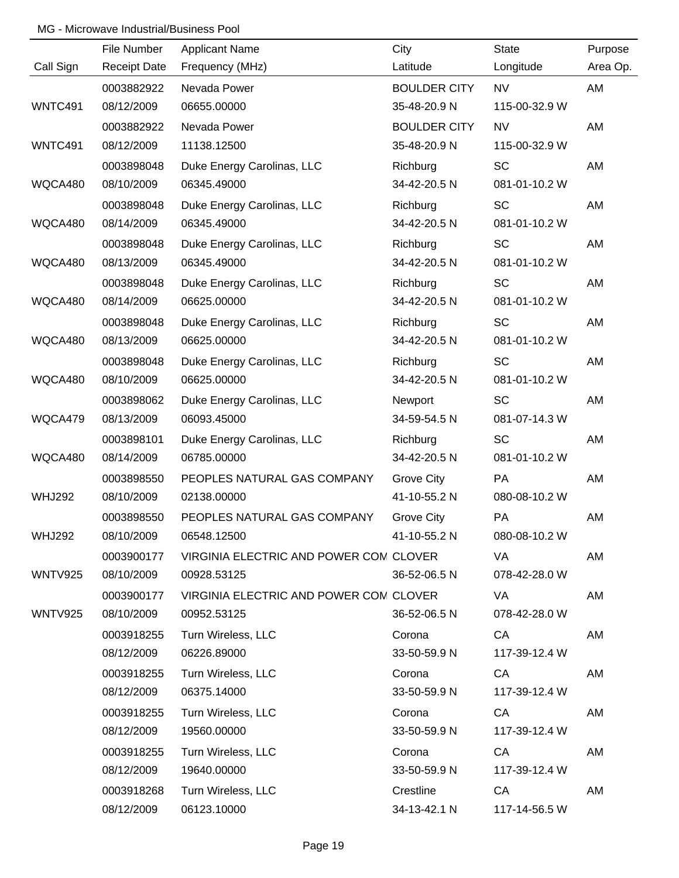MG - Microwave Industrial/Business Pool

| Call Sign | File Number<br>Receipt Date | Applicant Name<br>Frequency (MHz) | City<br>Latitude | State<br>Longitude | Purpose<br>Area Op. |
|---|---|---|---|---|---|
| WNTC491 | 0003882922<br>08/12/2009 | Nevada Power<br>06655.00000 | BOULDER CITY<br>35-48-20.9 N | NV<br>115-00-32.9 W | AM |
| WNTC491 | 0003882922<br>08/12/2009 | Nevada Power<br>11138.12500 | BOULDER CITY<br>35-48-20.9 N | NV<br>115-00-32.9 W | AM |
| WQCA480 | 0003898048<br>08/10/2009 | Duke Energy Carolinas, LLC<br>06345.49000 | Richburg<br>34-42-20.5 N | SC<br>081-01-10.2 W | AM |
| WQCA480 | 0003898048<br>08/14/2009 | Duke Energy Carolinas, LLC<br>06345.49000 | Richburg<br>34-42-20.5 N | SC<br>081-01-10.2 W | AM |
| WQCA480 | 0003898048<br>08/13/2009 | Duke Energy Carolinas, LLC<br>06345.49000 | Richburg<br>34-42-20.5 N | SC<br>081-01-10.2 W | AM |
| WQCA480 | 0003898048<br>08/14/2009 | Duke Energy Carolinas, LLC<br>06625.00000 | Richburg<br>34-42-20.5 N | SC<br>081-01-10.2 W | AM |
| WQCA480 | 0003898048<br>08/13/2009 | Duke Energy Carolinas, LLC<br>06625.00000 | Richburg<br>34-42-20.5 N | SC<br>081-01-10.2 W | AM |
| WQCA480 | 0003898048<br>08/10/2009 | Duke Energy Carolinas, LLC<br>06625.00000 | Richburg<br>34-42-20.5 N | SC<br>081-01-10.2 W | AM |
| WQCA479 | 0003898062<br>08/13/2009 | Duke Energy Carolinas, LLC<br>06093.45000 | Newport<br>34-59-54.5 N | SC<br>081-07-14.3 W | AM |
| WQCA480 | 0003898101<br>08/14/2009 | Duke Energy Carolinas, LLC<br>06785.00000 | Richburg<br>34-42-20.5 N | SC<br>081-01-10.2 W | AM |
| WHJ292 | 0003898550<br>08/10/2009 | PEOPLES NATURAL GAS COMPANY<br>02138.00000 | Grove City<br>41-10-55.2 N | PA<br>080-08-10.2 W | AM |
| WHJ292 | 0003898550<br>08/10/2009 | PEOPLES NATURAL GAS COMPANY<br>06548.12500 | Grove City<br>41-10-55.2 N | PA<br>080-08-10.2 W | AM |
| WNTV925 | 0003900177<br>08/10/2009 | VIRGINIA ELECTRIC AND POWER COM<br>00928.53125 | CLOVER<br>36-52-06.5 N | VA<br>078-42-28.0 W | AM |
| WNTV925 | 0003900177<br>08/10/2009 | VIRGINIA ELECTRIC AND POWER COM<br>00952.53125 | CLOVER<br>36-52-06.5 N | VA<br>078-42-28.0 W | AM |
| | 0003918255<br>08/12/2009 | Turn Wireless, LLC<br>06226.89000 | Corona<br>33-50-59.9 N | CA<br>117-39-12.4 W | AM |
| | 0003918255<br>08/12/2009 | Turn Wireless, LLC<br>06375.14000 | Corona<br>33-50-59.9 N | CA<br>117-39-12.4 W | AM |
| | 0003918255<br>08/12/2009 | Turn Wireless, LLC<br>19560.00000 | Corona<br>33-50-59.9 N | CA<br>117-39-12.4 W | AM |
| | 0003918255<br>08/12/2009 | Turn Wireless, LLC<br>19640.00000 | Corona<br>33-50-59.9 N | CA<br>117-39-12.4 W | AM |
| | 0003918268<br>08/12/2009 | Turn Wireless, LLC<br>06123.10000 | Crestline<br>34-13-42.1 N | CA<br>117-14-56.5 W | AM |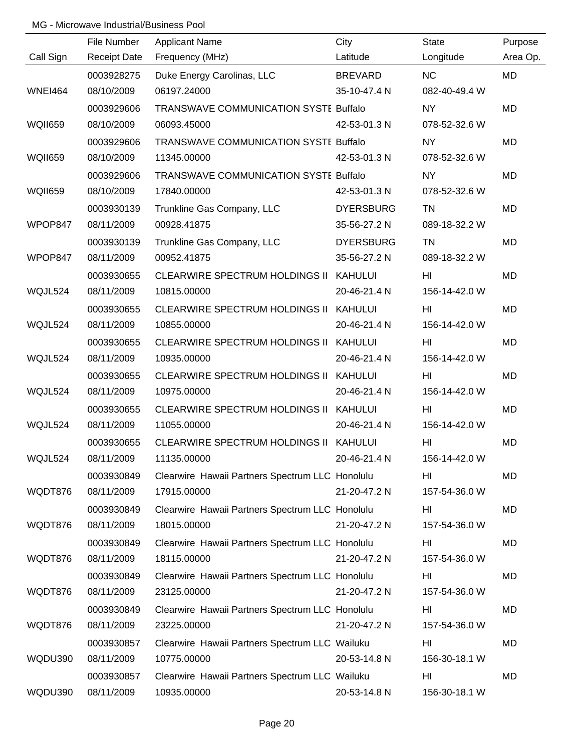MG - Microwave Industrial/Business Pool

| Call Sign | File Number<br>Receipt Date | Applicant Name<br>Frequency (MHz) | City<br>Latitude | State<br>Longitude | Purpose<br>Area Op. |
|---|---|---|---|---|---|
| WNEI464 | 0003928275<br>08/10/2009 | Duke Energy Carolinas, LLC<br>06197.24000 | BREVARD<br>35-10-47.4 N | NC<br>082-40-49.4 W | MD |
| WQII659 | 0003929606<br>08/10/2009 | TRANSWAVE COMMUNICATION SYSTE<br>06093.45000 | Buffalo<br>42-53-01.3 N | NY<br>078-52-32.6 W | MD |
| WQII659 | 0003929606<br>08/10/2009 | TRANSWAVE COMMUNICATION SYSTE<br>11345.00000 | Buffalo<br>42-53-01.3 N | NY<br>078-52-32.6 W | MD |
| WQII659 | 0003929606<br>08/10/2009 | TRANSWAVE COMMUNICATION SYSTE<br>17840.00000 | Buffalo<br>42-53-01.3 N | NY<br>078-52-32.6 W | MD |
| WPOP847 | 0003930139<br>08/11/2009 | Trunkline Gas Company, LLC<br>00928.41875 | DYERSBURG<br>35-56-27.2 N | TN<br>089-18-32.2 W | MD |
| WPOP847 | 0003930139<br>08/11/2009 | Trunkline Gas Company, LLC<br>00952.41875 | DYERSBURG<br>35-56-27.2 N | TN<br>089-18-32.2 W | MD |
| WQJL524 | 0003930655<br>08/11/2009 | CLEARWIRE SPECTRUM HOLDINGS II<br>10815.00000 | KAHULUI<br>20-46-21.4 N | HI<br>156-14-42.0 W | MD |
| WQJL524 | 0003930655<br>08/11/2009 | CLEARWIRE SPECTRUM HOLDINGS II<br>10855.00000 | KAHULUI<br>20-46-21.4 N | HI<br>156-14-42.0 W | MD |
| WQJL524 | 0003930655<br>08/11/2009 | CLEARWIRE SPECTRUM HOLDINGS II<br>10935.00000 | KAHULUI<br>20-46-21.4 N | HI<br>156-14-42.0 W | MD |
| WQJL524 | 0003930655<br>08/11/2009 | CLEARWIRE SPECTRUM HOLDINGS II<br>10975.00000 | KAHULUI<br>20-46-21.4 N | HI<br>156-14-42.0 W | MD |
| WQJL524 | 0003930655<br>08/11/2009 | CLEARWIRE SPECTRUM HOLDINGS II<br>11055.00000 | KAHULUI<br>20-46-21.4 N | HI<br>156-14-42.0 W | MD |
| WQJL524 | 0003930655<br>08/11/2009 | CLEARWIRE SPECTRUM HOLDINGS II<br>11135.00000 | KAHULUI<br>20-46-21.4 N | HI<br>156-14-42.0 W | MD |
| WQDT876 | 0003930849<br>08/11/2009 | Clearwire Hawaii Partners Spectrum LLC<br>17915.00000 | Honolulu<br>21-20-47.2 N | HI<br>157-54-36.0 W | MD |
| WQDT876 | 0003930849<br>08/11/2009 | Clearwire Hawaii Partners Spectrum LLC<br>18015.00000 | Honolulu<br>21-20-47.2 N | HI<br>157-54-36.0 W | MD |
| WQDT876 | 0003930849<br>08/11/2009 | Clearwire Hawaii Partners Spectrum LLC<br>18115.00000 | Honolulu<br>21-20-47.2 N | HI<br>157-54-36.0 W | MD |
| WQDT876 | 0003930849<br>08/11/2009 | Clearwire Hawaii Partners Spectrum LLC<br>23125.00000 | Honolulu<br>21-20-47.2 N | HI<br>157-54-36.0 W | MD |
| WQDT876 | 0003930849<br>08/11/2009 | Clearwire Hawaii Partners Spectrum LLC<br>23225.00000 | Honolulu<br>21-20-47.2 N | HI<br>157-54-36.0 W | MD |
| WQDU390 | 0003930857<br>08/11/2009 | Clearwire Hawaii Partners Spectrum LLC<br>10775.00000 | Wailuku<br>20-53-14.8 N | HI<br>156-30-18.1 W | MD |
| WQDU390 | 0003930857<br>08/11/2009 | Clearwire Hawaii Partners Spectrum LLC<br>10935.00000 | Wailuku<br>20-53-14.8 N | HI<br>156-30-18.1 W | MD |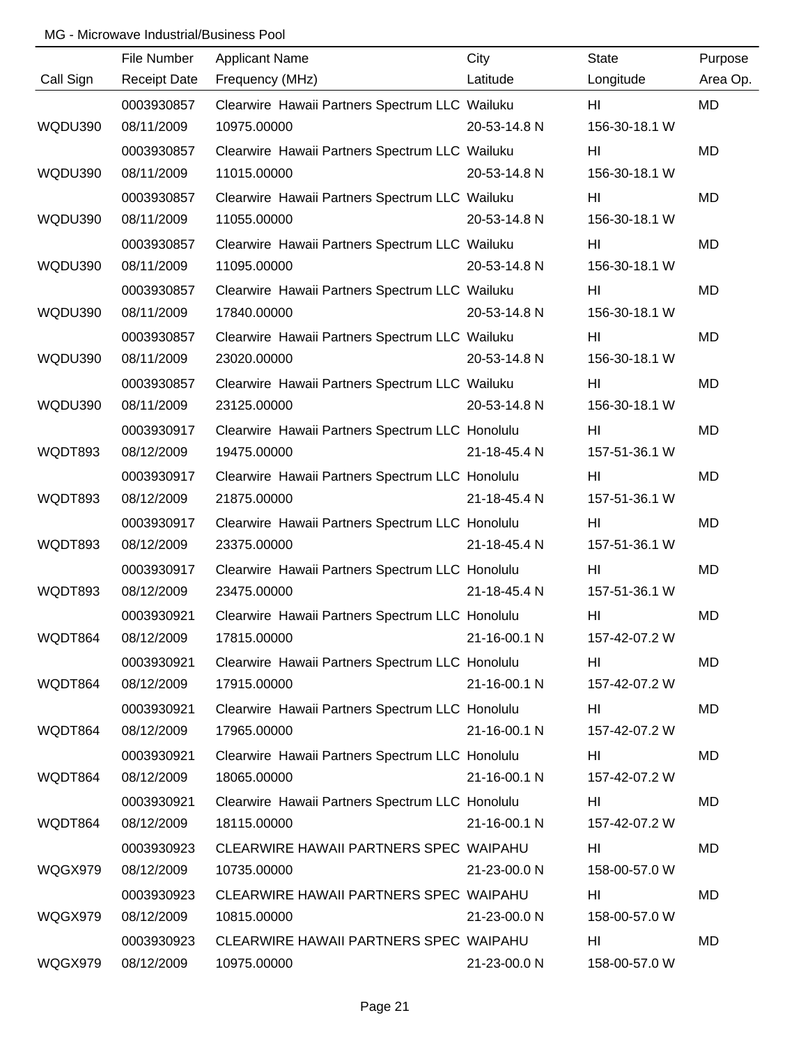MG - Microwave Industrial/Business Pool

| Call Sign | File Number / Receipt Date | Applicant Name / Frequency (MHz) | City / Latitude | State / Longitude | Purpose / Area Op. |
|---|---|---|---|---|---|
| | 0003930857 | Clearwire Hawaii Partners Spectrum LLC | Wailuku | HI | MD |
| WQDU390 | 08/11/2009 | 10975.00000 | 20-53-14.8 N | 156-30-18.1 W | |
| | 0003930857 | Clearwire Hawaii Partners Spectrum LLC | Wailuku | HI | MD |
| WQDU390 | 08/11/2009 | 11015.00000 | 20-53-14.8 N | 156-30-18.1 W | |
| | 0003930857 | Clearwire Hawaii Partners Spectrum LLC | Wailuku | HI | MD |
| WQDU390 | 08/11/2009 | 11055.00000 | 20-53-14.8 N | 156-30-18.1 W | |
| | 0003930857 | Clearwire Hawaii Partners Spectrum LLC | Wailuku | HI | MD |
| WQDU390 | 08/11/2009 | 11095.00000 | 20-53-14.8 N | 156-30-18.1 W | |
| | 0003930857 | Clearwire Hawaii Partners Spectrum LLC | Wailuku | HI | MD |
| WQDU390 | 08/11/2009 | 17840.00000 | 20-53-14.8 N | 156-30-18.1 W | |
| | 0003930857 | Clearwire Hawaii Partners Spectrum LLC | Wailuku | HI | MD |
| WQDU390 | 08/11/2009 | 23020.00000 | 20-53-14.8 N | 156-30-18.1 W | |
| | 0003930857 | Clearwire Hawaii Partners Spectrum LLC | Wailuku | HI | MD |
| WQDU390 | 08/11/2009 | 23125.00000 | 20-53-14.8 N | 156-30-18.1 W | |
| | 0003930917 | Clearwire Hawaii Partners Spectrum LLC | Honolulu | HI | MD |
| WQDT893 | 08/12/2009 | 19475.00000 | 21-18-45.4 N | 157-51-36.1 W | |
| | 0003930917 | Clearwire Hawaii Partners Spectrum LLC | Honolulu | HI | MD |
| WQDT893 | 08/12/2009 | 21875.00000 | 21-18-45.4 N | 157-51-36.1 W | |
| | 0003930917 | Clearwire Hawaii Partners Spectrum LLC | Honolulu | HI | MD |
| WQDT893 | 08/12/2009 | 23375.00000 | 21-18-45.4 N | 157-51-36.1 W | |
| | 0003930917 | Clearwire Hawaii Partners Spectrum LLC | Honolulu | HI | MD |
| WQDT893 | 08/12/2009 | 23475.00000 | 21-18-45.4 N | 157-51-36.1 W | |
| | 0003930921 | Clearwire Hawaii Partners Spectrum LLC | Honolulu | HI | MD |
| WQDT864 | 08/12/2009 | 17815.00000 | 21-16-00.1 N | 157-42-07.2 W | |
| | 0003930921 | Clearwire Hawaii Partners Spectrum LLC | Honolulu | HI | MD |
| WQDT864 | 08/12/2009 | 17915.00000 | 21-16-00.1 N | 157-42-07.2 W | |
| | 0003930921 | Clearwire Hawaii Partners Spectrum LLC | Honolulu | HI | MD |
| WQDT864 | 08/12/2009 | 17965.00000 | 21-16-00.1 N | 157-42-07.2 W | |
| | 0003930921 | Clearwire Hawaii Partners Spectrum LLC | Honolulu | HI | MD |
| WQDT864 | 08/12/2009 | 18065.00000 | 21-16-00.1 N | 157-42-07.2 W | |
| | 0003930921 | Clearwire Hawaii Partners Spectrum LLC | Honolulu | HI | MD |
| WQDT864 | 08/12/2009 | 18115.00000 | 21-16-00.1 N | 157-42-07.2 W | |
| | 0003930923 | CLEARWIRE HAWAII PARTNERS SPEC | WAIPAHU | HI | MD |
| WQGX979 | 08/12/2009 | 10735.00000 | 21-23-00.0 N | 158-00-57.0 W | |
| | 0003930923 | CLEARWIRE HAWAII PARTNERS SPEC | WAIPAHU | HI | MD |
| WQGX979 | 08/12/2009 | 10815.00000 | 21-23-00.0 N | 158-00-57.0 W | |
| | 0003930923 | CLEARWIRE HAWAII PARTNERS SPEC | WAIPAHU | HI | MD |
| WQGX979 | 08/12/2009 | 10975.00000 | 21-23-00.0 N | 158-00-57.0 W | |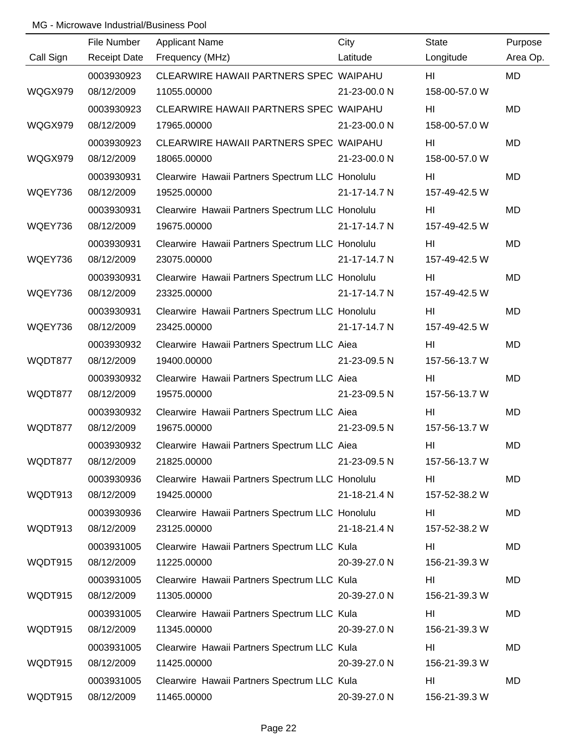MG - Microwave Industrial/Business Pool

| Call Sign | File Number / Receipt Date | Applicant Name / Frequency (MHz) | City / Latitude | State / Longitude | Purpose / Area Op. |
|---|---|---|---|---|---|
| | 0003930923 | CLEARWIRE HAWAII PARTNERS SPEC | WAIPAHU | HI | MD |
| WQGX979 | 08/12/2009 | 11055.00000 | 21-23-00.0 N | 158-00-57.0 W | |
| | 0003930923 | CLEARWIRE HAWAII PARTNERS SPEC | WAIPAHU | HI | MD |
| WQGX979 | 08/12/2009 | 17965.00000 | 21-23-00.0 N | 158-00-57.0 W | |
| | 0003930923 | CLEARWIRE HAWAII PARTNERS SPEC | WAIPAHU | HI | MD |
| WQGX979 | 08/12/2009 | 18065.00000 | 21-23-00.0 N | 158-00-57.0 W | |
| | 0003930931 | Clearwire Hawaii Partners Spectrum LLC | Honolulu | HI | MD |
| WQEY736 | 08/12/2009 | 19525.00000 | 21-17-14.7 N | 157-49-42.5 W | |
| | 0003930931 | Clearwire Hawaii Partners Spectrum LLC | Honolulu | HI | MD |
| WQEY736 | 08/12/2009 | 19675.00000 | 21-17-14.7 N | 157-49-42.5 W | |
| | 0003930931 | Clearwire Hawaii Partners Spectrum LLC | Honolulu | HI | MD |
| WQEY736 | 08/12/2009 | 23075.00000 | 21-17-14.7 N | 157-49-42.5 W | |
| | 0003930931 | Clearwire Hawaii Partners Spectrum LLC | Honolulu | HI | MD |
| WQEY736 | 08/12/2009 | 23325.00000 | 21-17-14.7 N | 157-49-42.5 W | |
| | 0003930931 | Clearwire Hawaii Partners Spectrum LLC | Honolulu | HI | MD |
| WQEY736 | 08/12/2009 | 23425.00000 | 21-17-14.7 N | 157-49-42.5 W | |
| | 0003930932 | Clearwire Hawaii Partners Spectrum LLC | Aiea | HI | MD |
| WQDT877 | 08/12/2009 | 19400.00000 | 21-23-09.5 N | 157-56-13.7 W | |
| | 0003930932 | Clearwire Hawaii Partners Spectrum LLC | Aiea | HI | MD |
| WQDT877 | 08/12/2009 | 19575.00000 | 21-23-09.5 N | 157-56-13.7 W | |
| | 0003930932 | Clearwire Hawaii Partners Spectrum LLC | Aiea | HI | MD |
| WQDT877 | 08/12/2009 | 19675.00000 | 21-23-09.5 N | 157-56-13.7 W | |
| | 0003930932 | Clearwire Hawaii Partners Spectrum LLC | Aiea | HI | MD |
| WQDT877 | 08/12/2009 | 21825.00000 | 21-23-09.5 N | 157-56-13.7 W | |
| | 0003930936 | Clearwire Hawaii Partners Spectrum LLC | Honolulu | HI | MD |
| WQDT913 | 08/12/2009 | 19425.00000 | 21-18-21.4 N | 157-52-38.2 W | |
| | 0003930936 | Clearwire Hawaii Partners Spectrum LLC | Honolulu | HI | MD |
| WQDT913 | 08/12/2009 | 23125.00000 | 21-18-21.4 N | 157-52-38.2 W | |
| | 0003931005 | Clearwire Hawaii Partners Spectrum LLC | Kula | HI | MD |
| WQDT915 | 08/12/2009 | 11225.00000 | 20-39-27.0 N | 156-21-39.3 W | |
| | 0003931005 | Clearwire Hawaii Partners Spectrum LLC | Kula | HI | MD |
| WQDT915 | 08/12/2009 | 11305.00000 | 20-39-27.0 N | 156-21-39.3 W | |
| | 0003931005 | Clearwire Hawaii Partners Spectrum LLC | Kula | HI | MD |
| WQDT915 | 08/12/2009 | 11345.00000 | 20-39-27.0 N | 156-21-39.3 W | |
| | 0003931005 | Clearwire Hawaii Partners Spectrum LLC | Kula | HI | MD |
| WQDT915 | 08/12/2009 | 11425.00000 | 20-39-27.0 N | 156-21-39.3 W | |
| | 0003931005 | Clearwire Hawaii Partners Spectrum LLC | Kula | HI | MD |
| WQDT915 | 08/12/2009 | 11465.00000 | 20-39-27.0 N | 156-21-39.3 W | |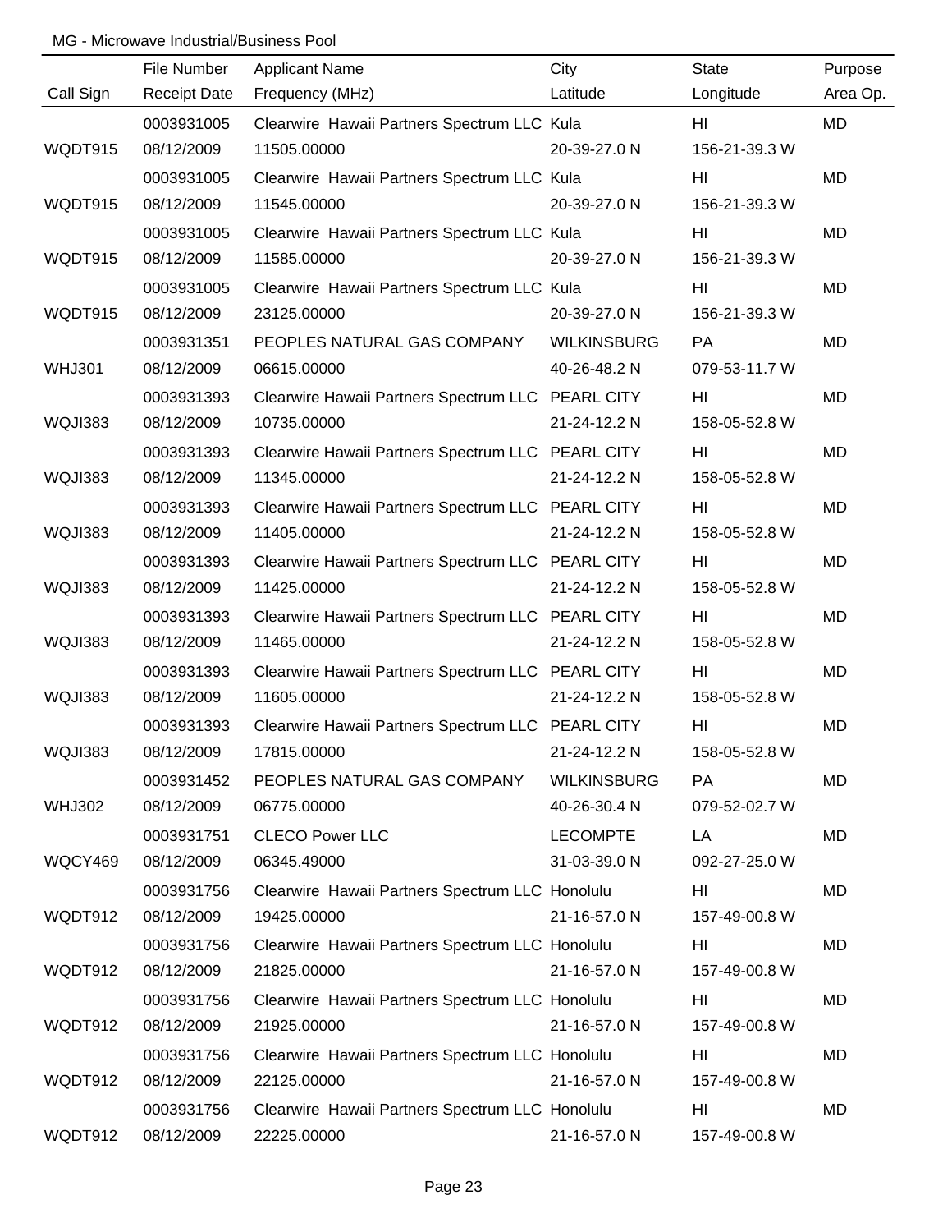MG - Microwave Industrial/Business Pool

| Call Sign | File Number / Receipt Date | Applicant Name / Frequency (MHz) | City / Latitude | State / Longitude | Purpose / Area Op. |
|---|---|---|---|---|---|
| | 0003931005 | Clearwire  Hawaii Partners Spectrum LLC | Kula | HI | MD |
| WQDT915 | 08/12/2009 | 11505.00000 | 20-39-27.0 N | 156-21-39.3 W | |
| | 0003931005 | Clearwire  Hawaii Partners Spectrum LLC | Kula | HI | MD |
| WQDT915 | 08/12/2009 | 11545.00000 | 20-39-27.0 N | 156-21-39.3 W | |
| | 0003931005 | Clearwire  Hawaii Partners Spectrum LLC | Kula | HI | MD |
| WQDT915 | 08/12/2009 | 11585.00000 | 20-39-27.0 N | 156-21-39.3 W | |
| | 0003931005 | Clearwire  Hawaii Partners Spectrum LLC | Kula | HI | MD |
| WQDT915 | 08/12/2009 | 23125.00000 | 20-39-27.0 N | 156-21-39.3 W | |
| | 0003931351 | PEOPLES NATURAL GAS COMPANY | WILKINSBURG | PA | MD |
| WHJ301 | 08/12/2009 | 06615.00000 | 40-26-48.2 N | 079-53-11.7 W | |
| | 0003931393 | Clearwire Hawaii Partners Spectrum LLC | PEARL CITY | HI | MD |
| WQJI383 | 08/12/2009 | 10735.00000 | 21-24-12.2 N | 158-05-52.8 W | |
| | 0003931393 | Clearwire Hawaii Partners Spectrum LLC | PEARL CITY | HI | MD |
| WQJI383 | 08/12/2009 | 11345.00000 | 21-24-12.2 N | 158-05-52.8 W | |
| | 0003931393 | Clearwire Hawaii Partners Spectrum LLC | PEARL CITY | HI | MD |
| WQJI383 | 08/12/2009 | 11405.00000 | 21-24-12.2 N | 158-05-52.8 W | |
| | 0003931393 | Clearwire Hawaii Partners Spectrum LLC | PEARL CITY | HI | MD |
| WQJI383 | 08/12/2009 | 11425.00000 | 21-24-12.2 N | 158-05-52.8 W | |
| | 0003931393 | Clearwire Hawaii Partners Spectrum LLC | PEARL CITY | HI | MD |
| WQJI383 | 08/12/2009 | 11465.00000 | 21-24-12.2 N | 158-05-52.8 W | |
| | 0003931393 | Clearwire Hawaii Partners Spectrum LLC | PEARL CITY | HI | MD |
| WQJI383 | 08/12/2009 | 11605.00000 | 21-24-12.2 N | 158-05-52.8 W | |
| | 0003931393 | Clearwire Hawaii Partners Spectrum LLC | PEARL CITY | HI | MD |
| WQJI383 | 08/12/2009 | 17815.00000 | 21-24-12.2 N | 158-05-52.8 W | |
| | 0003931452 | PEOPLES NATURAL GAS COMPANY | WILKINSBURG | PA | MD |
| WHJ302 | 08/12/2009 | 06775.00000 | 40-26-30.4 N | 079-52-02.7 W | |
| | 0003931751 | CLECO Power LLC | LECOMPTE | LA | MD |
| WQCY469 | 08/12/2009 | 06345.49000 | 31-03-39.0 N | 092-27-25.0 W | |
| | 0003931756 | Clearwire  Hawaii Partners Spectrum LLC | Honolulu | HI | MD |
| WQDT912 | 08/12/2009 | 19425.00000 | 21-16-57.0 N | 157-49-00.8 W | |
| | 0003931756 | Clearwire  Hawaii Partners Spectrum LLC | Honolulu | HI | MD |
| WQDT912 | 08/12/2009 | 21825.00000 | 21-16-57.0 N | 157-49-00.8 W | |
| | 0003931756 | Clearwire  Hawaii Partners Spectrum LLC | Honolulu | HI | MD |
| WQDT912 | 08/12/2009 | 21925.00000 | 21-16-57.0 N | 157-49-00.8 W | |
| | 0003931756 | Clearwire  Hawaii Partners Spectrum LLC | Honolulu | HI | MD |
| WQDT912 | 08/12/2009 | 22125.00000 | 21-16-57.0 N | 157-49-00.8 W | |
| | 0003931756 | Clearwire  Hawaii Partners Spectrum LLC | Honolulu | HI | MD |
| WQDT912 | 08/12/2009 | 22225.00000 | 21-16-57.0 N | 157-49-00.8 W | |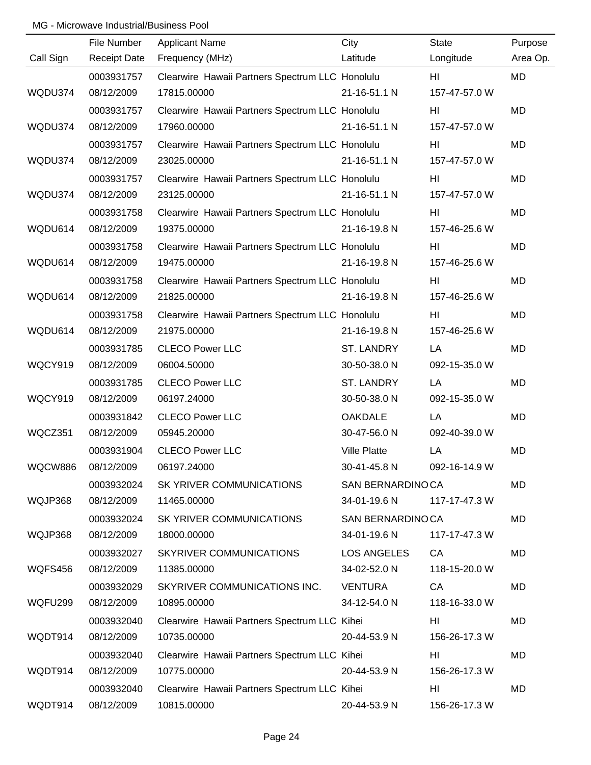MG - Microwave Industrial/Business Pool

| Call Sign | File Number / Receipt Date | Applicant Name / Frequency (MHz) | City / Latitude | State / Longitude | Purpose / Area Op. |
|---|---|---|---|---|---|
| WQDU374 | 0003931757 08/12/2009 | Clearwire Hawaii Partners Spectrum LLC 17815.00000 | Honolulu 21-16-51.1 N | HI 157-47-57.0 W | MD |
| WQDU374 | 0003931757 08/12/2009 | Clearwire Hawaii Partners Spectrum LLC 17960.00000 | Honolulu 21-16-51.1 N | HI 157-47-57.0 W | MD |
| WQDU374 | 0003931757 08/12/2009 | Clearwire Hawaii Partners Spectrum LLC 23025.00000 | Honolulu 21-16-51.1 N | HI 157-47-57.0 W | MD |
| WQDU374 | 0003931757 08/12/2009 | Clearwire Hawaii Partners Spectrum LLC 23125.00000 | Honolulu 21-16-51.1 N | HI 157-47-57.0 W | MD |
| WQDU614 | 0003931758 08/12/2009 | Clearwire Hawaii Partners Spectrum LLC 19375.00000 | Honolulu 21-16-19.8 N | HI 157-46-25.6 W | MD |
| WQDU614 | 0003931758 08/12/2009 | Clearwire Hawaii Partners Spectrum LLC 19475.00000 | Honolulu 21-16-19.8 N | HI 157-46-25.6 W | MD |
| WQDU614 | 0003931758 08/12/2009 | Clearwire Hawaii Partners Spectrum LLC 21825.00000 | Honolulu 21-16-19.8 N | HI 157-46-25.6 W | MD |
| WQDU614 | 0003931758 08/12/2009 | Clearwire Hawaii Partners Spectrum LLC 21975.00000 | Honolulu 21-16-19.8 N | HI 157-46-25.6 W | MD |
| WQCY919 | 0003931785 08/12/2009 | CLECO Power LLC 06004.50000 | ST. LANDRY 30-50-38.0 N | LA 092-15-35.0 W | MD |
| WQCY919 | 0003931785 08/12/2009 | CLECO Power LLC 06197.24000 | ST. LANDRY 30-50-38.0 N | LA 092-15-35.0 W | MD |
| WQCZ351 | 0003931842 08/12/2009 | CLECO Power LLC 05945.20000 | OAKDALE 30-47-56.0 N | LA 092-40-39.0 W | MD |
| WQCW886 | 0003931904 08/12/2009 | CLECO Power LLC 06197.24000 | Ville Platte 30-41-45.8 N | LA 092-16-14.9 W | MD |
| WQJP368 | 0003932024 08/12/2009 | SK YRIVER COMMUNICATIONS 11465.00000 | SAN BERNARDINO 34-01-19.6 N | CA 117-17-47.3 W | MD |
| WQJP368 | 0003932024 08/12/2009 | SK YRIVER COMMUNICATIONS 18000.00000 | SAN BERNARDINO 34-01-19.6 N | CA 117-17-47.3 W | MD |
| WQFS456 | 0003932027 08/12/2009 | SKYRIVER COMMUNICATIONS 11385.00000 | LOS ANGELES 34-02-52.0 N | CA 118-15-20.0 W | MD |
| WQFU299 | 0003932029 08/12/2009 | SKYRIVER COMMUNICATIONS INC. 10895.00000 | VENTURA 34-12-54.0 N | CA 118-16-33.0 W | MD |
| WQDT914 | 0003932040 08/12/2009 | Clearwire Hawaii Partners Spectrum LLC 10735.00000 | Kihei 20-44-53.9 N | HI 156-26-17.3 W | MD |
| WQDT914 | 0003932040 08/12/2009 | Clearwire Hawaii Partners Spectrum LLC 10775.00000 | Kihei 20-44-53.9 N | HI 156-26-17.3 W | MD |
| WQDT914 | 0003932040 08/12/2009 | Clearwire Hawaii Partners Spectrum LLC 10815.00000 | Kihei 20-44-53.9 N | HI 156-26-17.3 W | MD |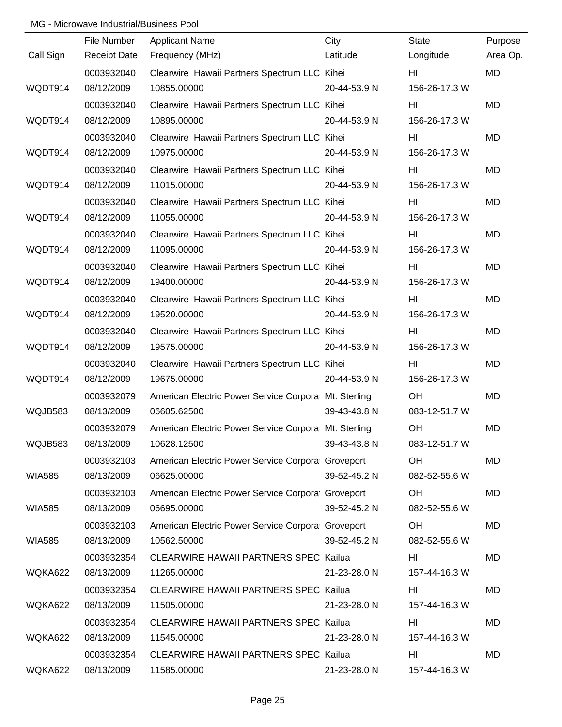MG - Microwave Industrial/Business Pool

| Call Sign | File Number<br>Receipt Date | Applicant Name<br>Frequency (MHz) | City<br>Latitude | State<br>Longitude | Purpose<br>Area Op. |
|---|---|---|---|---|---|
| WQDT914 | 0003932040<br>08/12/2009 | Clearwire Hawaii Partners Spectrum LLC<br>10855.00000 | Kihei<br>20-44-53.9 N | HI<br>156-26-17.3 W | MD |
| WQDT914 | 0003932040<br>08/12/2009 | Clearwire Hawaii Partners Spectrum LLC<br>10895.00000 | Kihei<br>20-44-53.9 N | HI<br>156-26-17.3 W | MD |
| WQDT914 | 0003932040<br>08/12/2009 | Clearwire Hawaii Partners Spectrum LLC<br>10975.00000 | Kihei<br>20-44-53.9 N | HI<br>156-26-17.3 W | MD |
| WQDT914 | 0003932040<br>08/12/2009 | Clearwire Hawaii Partners Spectrum LLC<br>11015.00000 | Kihei<br>20-44-53.9 N | HI<br>156-26-17.3 W | MD |
| WQDT914 | 0003932040<br>08/12/2009 | Clearwire Hawaii Partners Spectrum LLC<br>11055.00000 | Kihei<br>20-44-53.9 N | HI<br>156-26-17.3 W | MD |
| WQDT914 | 0003932040<br>08/12/2009 | Clearwire Hawaii Partners Spectrum LLC<br>11095.00000 | Kihei<br>20-44-53.9 N | HI<br>156-26-17.3 W | MD |
| WQDT914 | 0003932040<br>08/12/2009 | Clearwire Hawaii Partners Spectrum LLC<br>19400.00000 | Kihei<br>20-44-53.9 N | HI<br>156-26-17.3 W | MD |
| WQDT914 | 0003932040<br>08/12/2009 | Clearwire Hawaii Partners Spectrum LLC<br>19520.00000 | Kihei<br>20-44-53.9 N | HI<br>156-26-17.3 W | MD |
| WQDT914 | 0003932040<br>08/12/2009 | Clearwire Hawaii Partners Spectrum LLC<br>19575.00000 | Kihei<br>20-44-53.9 N | HI<br>156-26-17.3 W | MD |
| WQDT914 | 0003932040<br>08/12/2009 | Clearwire Hawaii Partners Spectrum LLC<br>19675.00000 | Kihei<br>20-44-53.9 N | HI<br>156-26-17.3 W | MD |
| WQJB583 | 0003932079<br>08/13/2009 | American Electric Power Service Corporat<br>06605.62500 | Mt. Sterling<br>39-43-43.8 N | OH<br>083-12-51.7 W | MD |
| WQJB583 | 0003932079<br>08/13/2009 | American Electric Power Service Corporat<br>10628.12500 | Mt. Sterling<br>39-43-43.8 N | OH<br>083-12-51.7 W | MD |
| WIA585 | 0003932103<br>08/13/2009 | American Electric Power Service Corporat<br>06625.00000 | Groveport<br>39-52-45.2 N | OH<br>082-52-55.6 W | MD |
| WIA585 | 0003932103<br>08/13/2009 | American Electric Power Service Corporat<br>06695.00000 | Groveport<br>39-52-45.2 N | OH<br>082-52-55.6 W | MD |
| WIA585 | 0003932103<br>08/13/2009 | American Electric Power Service Corporat<br>10562.50000 | Groveport<br>39-52-45.2 N | OH<br>082-52-55.6 W | MD |
| WQKA622 | 0003932354<br>08/13/2009 | CLEARWIRE HAWAII PARTNERS SPEC<br>11265.00000 | Kailua<br>21-23-28.0 N | HI<br>157-44-16.3 W | MD |
| WQKA622 | 0003932354<br>08/13/2009 | CLEARWIRE HAWAII PARTNERS SPEC<br>11505.00000 | Kailua<br>21-23-28.0 N | HI<br>157-44-16.3 W | MD |
| WQKA622 | 0003932354<br>08/13/2009 | CLEARWIRE HAWAII PARTNERS SPEC<br>11545.00000 | Kailua<br>21-23-28.0 N | HI<br>157-44-16.3 W | MD |
| WQKA622 | 0003932354<br>08/13/2009 | CLEARWIRE HAWAII PARTNERS SPEC<br>11585.00000 | Kailua<br>21-23-28.0 N | HI<br>157-44-16.3 W | MD |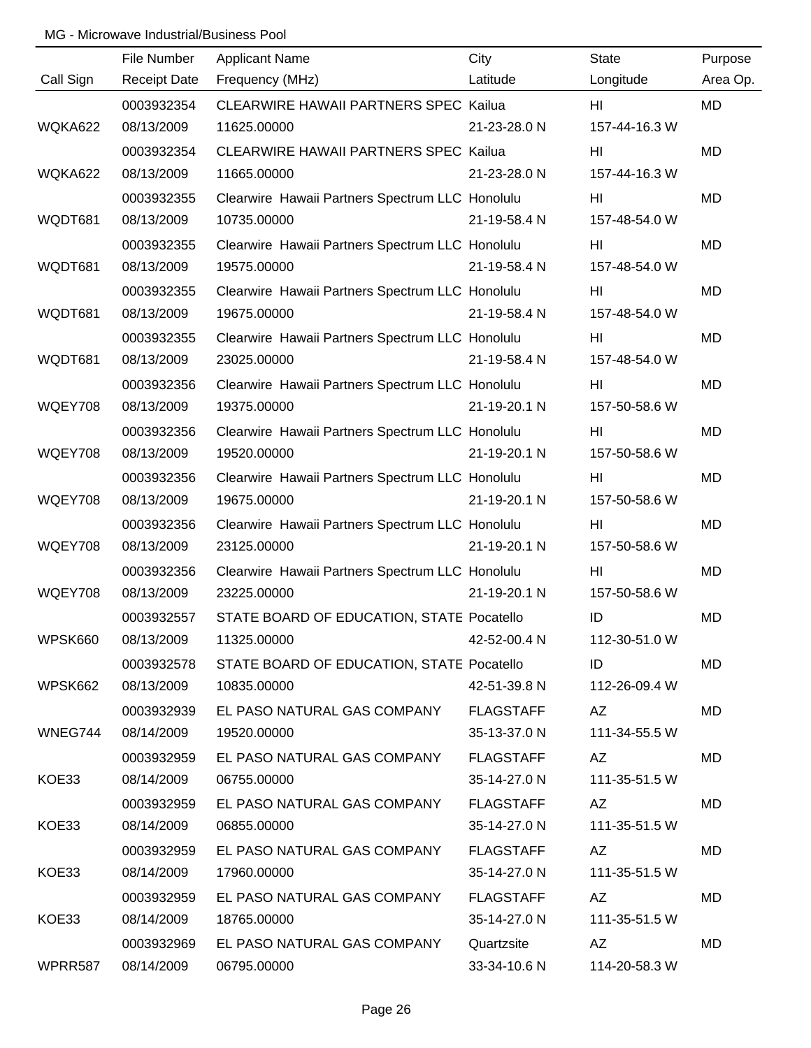MG - Microwave Industrial/Business Pool

| Call Sign | File Number / Receipt Date | Applicant Name / Frequency (MHz) | City / Latitude | State / Longitude | Purpose / Area Op. |
|---|---|---|---|---|---|
| | 0003932354 | CLEARWIRE HAWAII PARTNERS SPEC | Kailua | HI | MD |
| WQKA622 | 08/13/2009 | 11625.00000 | 21-23-28.0 N | 157-44-16.3 W | |
| | 0003932354 | CLEARWIRE HAWAII PARTNERS SPEC | Kailua | HI | MD |
| WQKA622 | 08/13/2009 | 11665.00000 | 21-23-28.0 N | 157-44-16.3 W | |
| | 0003932355 | Clearwire Hawaii Partners Spectrum LLC | Honolulu | HI | MD |
| WQDT681 | 08/13/2009 | 10735.00000 | 21-19-58.4 N | 157-48-54.0 W | |
| | 0003932355 | Clearwire Hawaii Partners Spectrum LLC | Honolulu | HI | MD |
| WQDT681 | 08/13/2009 | 19575.00000 | 21-19-58.4 N | 157-48-54.0 W | |
| | 0003932355 | Clearwire Hawaii Partners Spectrum LLC | Honolulu | HI | MD |
| WQDT681 | 08/13/2009 | 19675.00000 | 21-19-58.4 N | 157-48-54.0 W | |
| | 0003932355 | Clearwire Hawaii Partners Spectrum LLC | Honolulu | HI | MD |
| WQDT681 | 08/13/2009 | 23025.00000 | 21-19-58.4 N | 157-48-54.0 W | |
| | 0003932356 | Clearwire Hawaii Partners Spectrum LLC | Honolulu | HI | MD |
| WQEY708 | 08/13/2009 | 19375.00000 | 21-19-20.1 N | 157-50-58.6 W | |
| | 0003932356 | Clearwire Hawaii Partners Spectrum LLC | Honolulu | HI | MD |
| WQEY708 | 08/13/2009 | 19520.00000 | 21-19-20.1 N | 157-50-58.6 W | |
| | 0003932356 | Clearwire Hawaii Partners Spectrum LLC | Honolulu | HI | MD |
| WQEY708 | 08/13/2009 | 19675.00000 | 21-19-20.1 N | 157-50-58.6 W | |
| | 0003932356 | Clearwire Hawaii Partners Spectrum LLC | Honolulu | HI | MD |
| WQEY708 | 08/13/2009 | 23125.00000 | 21-19-20.1 N | 157-50-58.6 W | |
| | 0003932356 | Clearwire Hawaii Partners Spectrum LLC | Honolulu | HI | MD |
| WQEY708 | 08/13/2009 | 23225.00000 | 21-19-20.1 N | 157-50-58.6 W | |
| | 0003932557 | STATE BOARD OF EDUCATION, STATE | Pocatello | ID | MD |
| WPSK660 | 08/13/2009 | 11325.00000 | 42-52-00.4 N | 112-30-51.0 W | |
| | 0003932578 | STATE BOARD OF EDUCATION, STATE | Pocatello | ID | MD |
| WPSK662 | 08/13/2009 | 10835.00000 | 42-51-39.8 N | 112-26-09.4 W | |
| | 0003932939 | EL PASO NATURAL GAS COMPANY | FLAGSTAFF | AZ | MD |
| WNEG744 | 08/14/2009 | 19520.00000 | 35-13-37.0 N | 111-34-55.5 W | |
| | 0003932959 | EL PASO NATURAL GAS COMPANY | FLAGSTAFF | AZ | MD |
| KOE33 | 08/14/2009 | 06755.00000 | 35-14-27.0 N | 111-35-51.5 W | |
| | 0003932959 | EL PASO NATURAL GAS COMPANY | FLAGSTAFF | AZ | MD |
| KOE33 | 08/14/2009 | 06855.00000 | 35-14-27.0 N | 111-35-51.5 W | |
| | 0003932959 | EL PASO NATURAL GAS COMPANY | FLAGSTAFF | AZ | MD |
| KOE33 | 08/14/2009 | 17960.00000 | 35-14-27.0 N | 111-35-51.5 W | |
| | 0003932959 | EL PASO NATURAL GAS COMPANY | FLAGSTAFF | AZ | MD |
| KOE33 | 08/14/2009 | 18765.00000 | 35-14-27.0 N | 111-35-51.5 W | |
| | 0003932969 | EL PASO NATURAL GAS COMPANY | Quartzsite | AZ | MD |
| WPRR587 | 08/14/2009 | 06795.00000 | 33-34-10.6 N | 114-20-58.3 W | |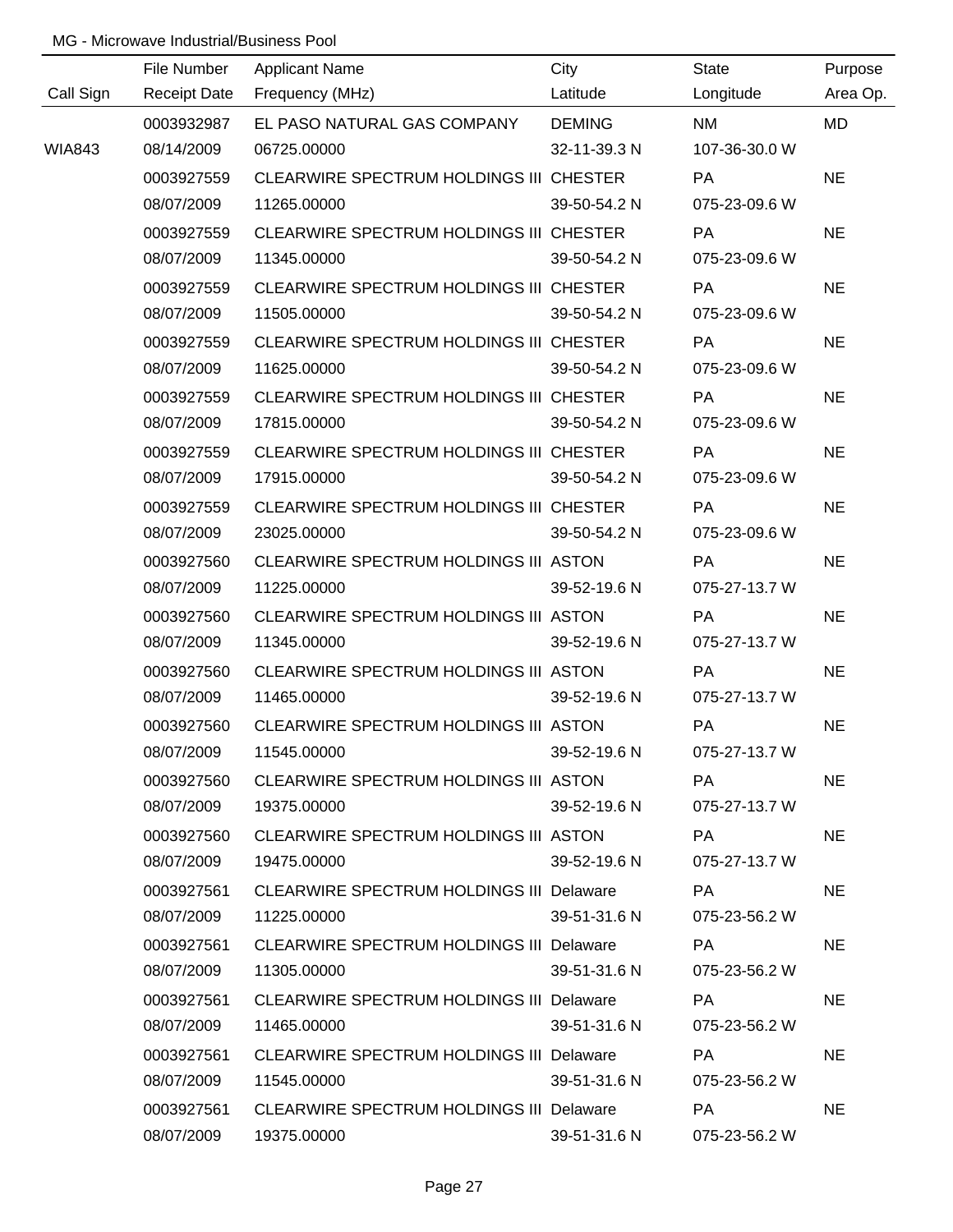MG - Microwave Industrial/Business Pool

| Call Sign | File Number<br>Receipt Date | Applicant Name<br>Frequency (MHz) | City<br>Latitude | State<br>Longitude | Purpose<br>Area Op. |
|---|---|---|---|---|---|
| WIA843 | 0003932987<br>08/14/2009 | EL PASO NATURAL GAS COMPANY<br>06725.00000 | DEMING<br>32-11-39.3 N | NM<br>107-36-30.0 W | MD |
| | 0003927559<br>08/07/2009 | CLEARWIRE SPECTRUM HOLDINGS III<br>11265.00000 | CHESTER<br>39-50-54.2 N | PA<br>075-23-09.6 W | NE |
| | 0003927559<br>08/07/2009 | CLEARWIRE SPECTRUM HOLDINGS III<br>11345.00000 | CHESTER<br>39-50-54.2 N | PA<br>075-23-09.6 W | NE |
| | 0003927559<br>08/07/2009 | CLEARWIRE SPECTRUM HOLDINGS III<br>11505.00000 | CHESTER<br>39-50-54.2 N | PA<br>075-23-09.6 W | NE |
| | 0003927559<br>08/07/2009 | CLEARWIRE SPECTRUM HOLDINGS III<br>11625.00000 | CHESTER<br>39-50-54.2 N | PA<br>075-23-09.6 W | NE |
| | 0003927559<br>08/07/2009 | CLEARWIRE SPECTRUM HOLDINGS III<br>17815.00000 | CHESTER<br>39-50-54.2 N | PA<br>075-23-09.6 W | NE |
| | 0003927559<br>08/07/2009 | CLEARWIRE SPECTRUM HOLDINGS III<br>17915.00000 | CHESTER<br>39-50-54.2 N | PA<br>075-23-09.6 W | NE |
| | 0003927559<br>08/07/2009 | CLEARWIRE SPECTRUM HOLDINGS III<br>23025.00000 | CHESTER<br>39-50-54.2 N | PA<br>075-23-09.6 W | NE |
| | 0003927560<br>08/07/2009 | CLEARWIRE SPECTRUM HOLDINGS III<br>11225.00000 | ASTON<br>39-52-19.6 N | PA<br>075-27-13.7 W | NE |
| | 0003927560<br>08/07/2009 | CLEARWIRE SPECTRUM HOLDINGS III<br>11345.00000 | ASTON<br>39-52-19.6 N | PA<br>075-27-13.7 W | NE |
| | 0003927560<br>08/07/2009 | CLEARWIRE SPECTRUM HOLDINGS III<br>11465.00000 | ASTON<br>39-52-19.6 N | PA<br>075-27-13.7 W | NE |
| | 0003927560<br>08/07/2009 | CLEARWIRE SPECTRUM HOLDINGS III<br>11545.00000 | ASTON<br>39-52-19.6 N | PA<br>075-27-13.7 W | NE |
| | 0003927560<br>08/07/2009 | CLEARWIRE SPECTRUM HOLDINGS III<br>19375.00000 | ASTON<br>39-52-19.6 N | PA<br>075-27-13.7 W | NE |
| | 0003927560<br>08/07/2009 | CLEARWIRE SPECTRUM HOLDINGS III<br>19475.00000 | ASTON<br>39-52-19.6 N | PA<br>075-27-13.7 W | NE |
| | 0003927561<br>08/07/2009 | CLEARWIRE SPECTRUM HOLDINGS III<br>11225.00000 | Delaware<br>39-51-31.6 N | PA<br>075-23-56.2 W | NE |
| | 0003927561<br>08/07/2009 | CLEARWIRE SPECTRUM HOLDINGS III<br>11305.00000 | Delaware<br>39-51-31.6 N | PA<br>075-23-56.2 W | NE |
| | 0003927561<br>08/07/2009 | CLEARWIRE SPECTRUM HOLDINGS III<br>11465.00000 | Delaware<br>39-51-31.6 N | PA<br>075-23-56.2 W | NE |
| | 0003927561<br>08/07/2009 | CLEARWIRE SPECTRUM HOLDINGS III<br>11545.00000 | Delaware<br>39-51-31.6 N | PA<br>075-23-56.2 W | NE |
| | 0003927561<br>08/07/2009 | CLEARWIRE SPECTRUM HOLDINGS III<br>19375.00000 | Delaware<br>39-51-31.6 N | PA<br>075-23-56.2 W | NE |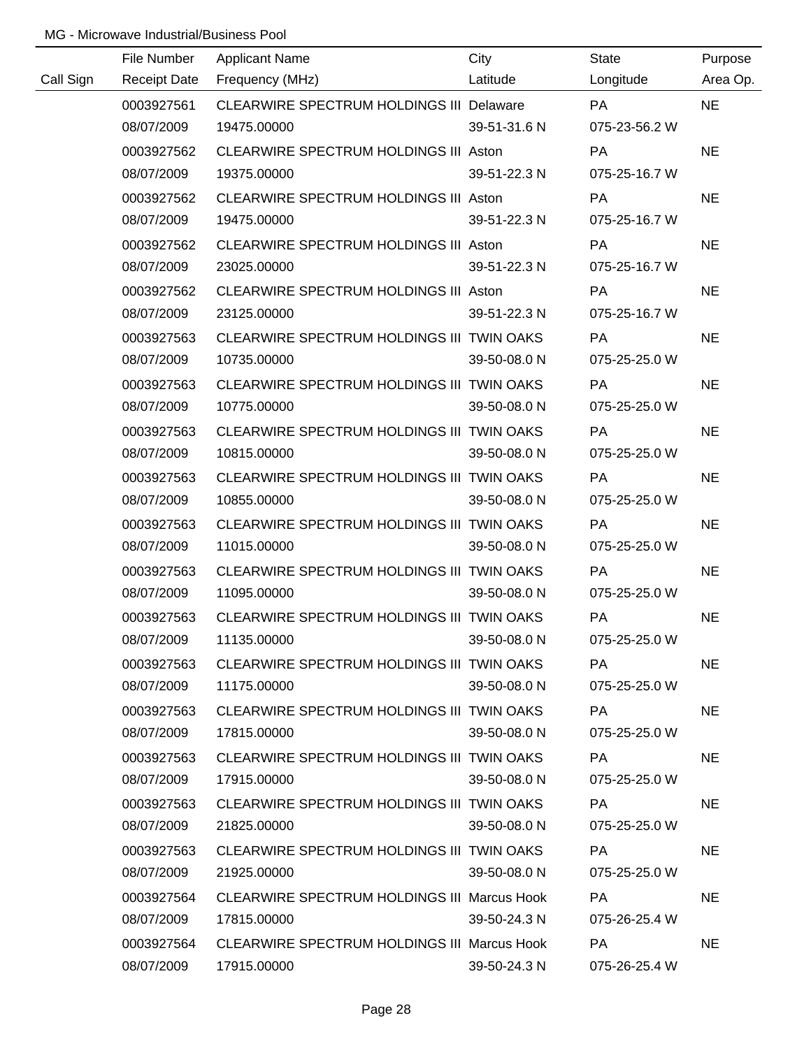MG - Microwave Industrial/Business Pool

| Call Sign | File Number / Receipt Date | Applicant Name / Frequency (MHz) | City / Latitude | State / Longitude | Purpose / Area Op. |
|---|---|---|---|---|---|
| | 0003927561 | CLEARWIRE SPECTRUM HOLDINGS III | Delaware | PA | NE |
| | 08/07/2009 | 19475.00000 | 39-51-31.6 N | 075-23-56.2 W | |
| | 0003927562 | CLEARWIRE SPECTRUM HOLDINGS III | Aston | PA | NE |
| | 08/07/2009 | 19375.00000 | 39-51-22.3 N | 075-25-16.7 W | |
| | 0003927562 | CLEARWIRE SPECTRUM HOLDINGS III | Aston | PA | NE |
| | 08/07/2009 | 19475.00000 | 39-51-22.3 N | 075-25-16.7 W | |
| | 0003927562 | CLEARWIRE SPECTRUM HOLDINGS III | Aston | PA | NE |
| | 08/07/2009 | 23025.00000 | 39-51-22.3 N | 075-25-16.7 W | |
| | 0003927562 | CLEARWIRE SPECTRUM HOLDINGS III | Aston | PA | NE |
| | 08/07/2009 | 23125.00000 | 39-51-22.3 N | 075-25-16.7 W | |
| | 0003927563 | CLEARWIRE SPECTRUM HOLDINGS III | TWIN OAKS | PA | NE |
| | 08/07/2009 | 10735.00000 | 39-50-08.0 N | 075-25-25.0 W | |
| | 0003927563 | CLEARWIRE SPECTRUM HOLDINGS III | TWIN OAKS | PA | NE |
| | 08/07/2009 | 10775.00000 | 39-50-08.0 N | 075-25-25.0 W | |
| | 0003927563 | CLEARWIRE SPECTRUM HOLDINGS III | TWIN OAKS | PA | NE |
| | 08/07/2009 | 10815.00000 | 39-50-08.0 N | 075-25-25.0 W | |
| | 0003927563 | CLEARWIRE SPECTRUM HOLDINGS III | TWIN OAKS | PA | NE |
| | 08/07/2009 | 10855.00000 | 39-50-08.0 N | 075-25-25.0 W | |
| | 0003927563 | CLEARWIRE SPECTRUM HOLDINGS III | TWIN OAKS | PA | NE |
| | 08/07/2009 | 11015.00000 | 39-50-08.0 N | 075-25-25.0 W | |
| | 0003927563 | CLEARWIRE SPECTRUM HOLDINGS III | TWIN OAKS | PA | NE |
| | 08/07/2009 | 11095.00000 | 39-50-08.0 N | 075-25-25.0 W | |
| | 0003927563 | CLEARWIRE SPECTRUM HOLDINGS III | TWIN OAKS | PA | NE |
| | 08/07/2009 | 11135.00000 | 39-50-08.0 N | 075-25-25.0 W | |
| | 0003927563 | CLEARWIRE SPECTRUM HOLDINGS III | TWIN OAKS | PA | NE |
| | 08/07/2009 | 11175.00000 | 39-50-08.0 N | 075-25-25.0 W | |
| | 0003927563 | CLEARWIRE SPECTRUM HOLDINGS III | TWIN OAKS | PA | NE |
| | 08/07/2009 | 17815.00000 | 39-50-08.0 N | 075-25-25.0 W | |
| | 0003927563 | CLEARWIRE SPECTRUM HOLDINGS III | TWIN OAKS | PA | NE |
| | 08/07/2009 | 17915.00000 | 39-50-08.0 N | 075-25-25.0 W | |
| | 0003927563 | CLEARWIRE SPECTRUM HOLDINGS III | TWIN OAKS | PA | NE |
| | 08/07/2009 | 21825.00000 | 39-50-08.0 N | 075-25-25.0 W | |
| | 0003927563 | CLEARWIRE SPECTRUM HOLDINGS III | TWIN OAKS | PA | NE |
| | 08/07/2009 | 21925.00000 | 39-50-08.0 N | 075-25-25.0 W | |
| | 0003927564 | CLEARWIRE SPECTRUM HOLDINGS III | Marcus Hook | PA | NE |
| | 08/07/2009 | 17815.00000 | 39-50-24.3 N | 075-26-25.4 W | |
| | 0003927564 | CLEARWIRE SPECTRUM HOLDINGS III | Marcus Hook | PA | NE |
| | 08/07/2009 | 17915.00000 | 39-50-24.3 N | 075-26-25.4 W | |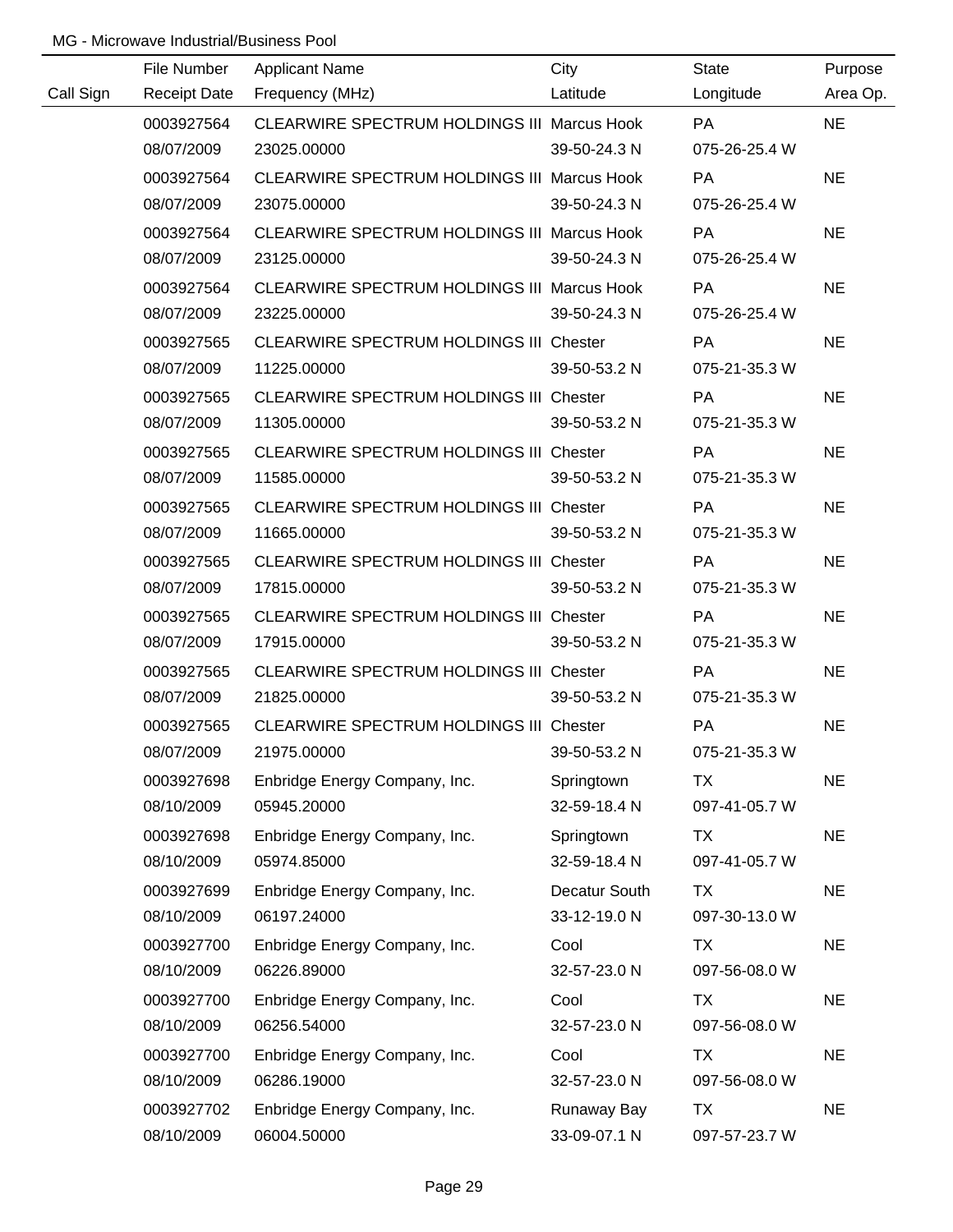MG - Microwave Industrial/Business Pool

| Call Sign | File Number / Receipt Date | Applicant Name / Frequency (MHz) | City / Latitude | State / Longitude | Purpose / Area Op. |
|---|---|---|---|---|---|
| | 0003927564 | CLEARWIRE SPECTRUM HOLDINGS III | Marcus Hook | PA | NE |
| | 08/07/2009 | 23025.00000 | 39-50-24.3 N | 075-26-25.4 W | |
| | 0003927564 | CLEARWIRE SPECTRUM HOLDINGS III | Marcus Hook | PA | NE |
| | 08/07/2009 | 23075.00000 | 39-50-24.3 N | 075-26-25.4 W | |
| | 0003927564 | CLEARWIRE SPECTRUM HOLDINGS III | Marcus Hook | PA | NE |
| | 08/07/2009 | 23125.00000 | 39-50-24.3 N | 075-26-25.4 W | |
| | 0003927564 | CLEARWIRE SPECTRUM HOLDINGS III | Marcus Hook | PA | NE |
| | 08/07/2009 | 23225.00000 | 39-50-24.3 N | 075-26-25.4 W | |
| | 0003927565 | CLEARWIRE SPECTRUM HOLDINGS III | Chester | PA | NE |
| | 08/07/2009 | 11225.00000 | 39-50-53.2 N | 075-21-35.3 W | |
| | 0003927565 | CLEARWIRE SPECTRUM HOLDINGS III | Chester | PA | NE |
| | 08/07/2009 | 11305.00000 | 39-50-53.2 N | 075-21-35.3 W | |
| | 0003927565 | CLEARWIRE SPECTRUM HOLDINGS III | Chester | PA | NE |
| | 08/07/2009 | 11585.00000 | 39-50-53.2 N | 075-21-35.3 W | |
| | 0003927565 | CLEARWIRE SPECTRUM HOLDINGS III | Chester | PA | NE |
| | 08/07/2009 | 11665.00000 | 39-50-53.2 N | 075-21-35.3 W | |
| | 0003927565 | CLEARWIRE SPECTRUM HOLDINGS III | Chester | PA | NE |
| | 08/07/2009 | 17815.00000 | 39-50-53.2 N | 075-21-35.3 W | |
| | 0003927565 | CLEARWIRE SPECTRUM HOLDINGS III | Chester | PA | NE |
| | 08/07/2009 | 17915.00000 | 39-50-53.2 N | 075-21-35.3 W | |
| | 0003927565 | CLEARWIRE SPECTRUM HOLDINGS III | Chester | PA | NE |
| | 08/07/2009 | 21825.00000 | 39-50-53.2 N | 075-21-35.3 W | |
| | 0003927565 | CLEARWIRE SPECTRUM HOLDINGS III | Chester | PA | NE |
| | 08/07/2009 | 21975.00000 | 39-50-53.2 N | 075-21-35.3 W | |
| | 0003927698 | Enbridge Energy Company, Inc. | Springtown | TX | NE |
| | 08/10/2009 | 05945.20000 | 32-59-18.4 N | 097-41-05.7 W | |
| | 0003927698 | Enbridge Energy Company, Inc. | Springtown | TX | NE |
| | 08/10/2009 | 05974.85000 | 32-59-18.4 N | 097-41-05.7 W | |
| | 0003927699 | Enbridge Energy Company, Inc. | Decatur South | TX | NE |
| | 08/10/2009 | 06197.24000 | 33-12-19.0 N | 097-30-13.0 W | |
| | 0003927700 | Enbridge Energy Company, Inc. | Cool | TX | NE |
| | 08/10/2009 | 06226.89000 | 32-57-23.0 N | 097-56-08.0 W | |
| | 0003927700 | Enbridge Energy Company, Inc. | Cool | TX | NE |
| | 08/10/2009 | 06256.54000 | 32-57-23.0 N | 097-56-08.0 W | |
| | 0003927700 | Enbridge Energy Company, Inc. | Cool | TX | NE |
| | 08/10/2009 | 06286.19000 | 32-57-23.0 N | 097-56-08.0 W | |
| | 0003927702 | Enbridge Energy Company, Inc. | Runaway Bay | TX | NE |
| | 08/10/2009 | 06004.50000 | 33-09-07.1 N | 097-57-23.7 W | |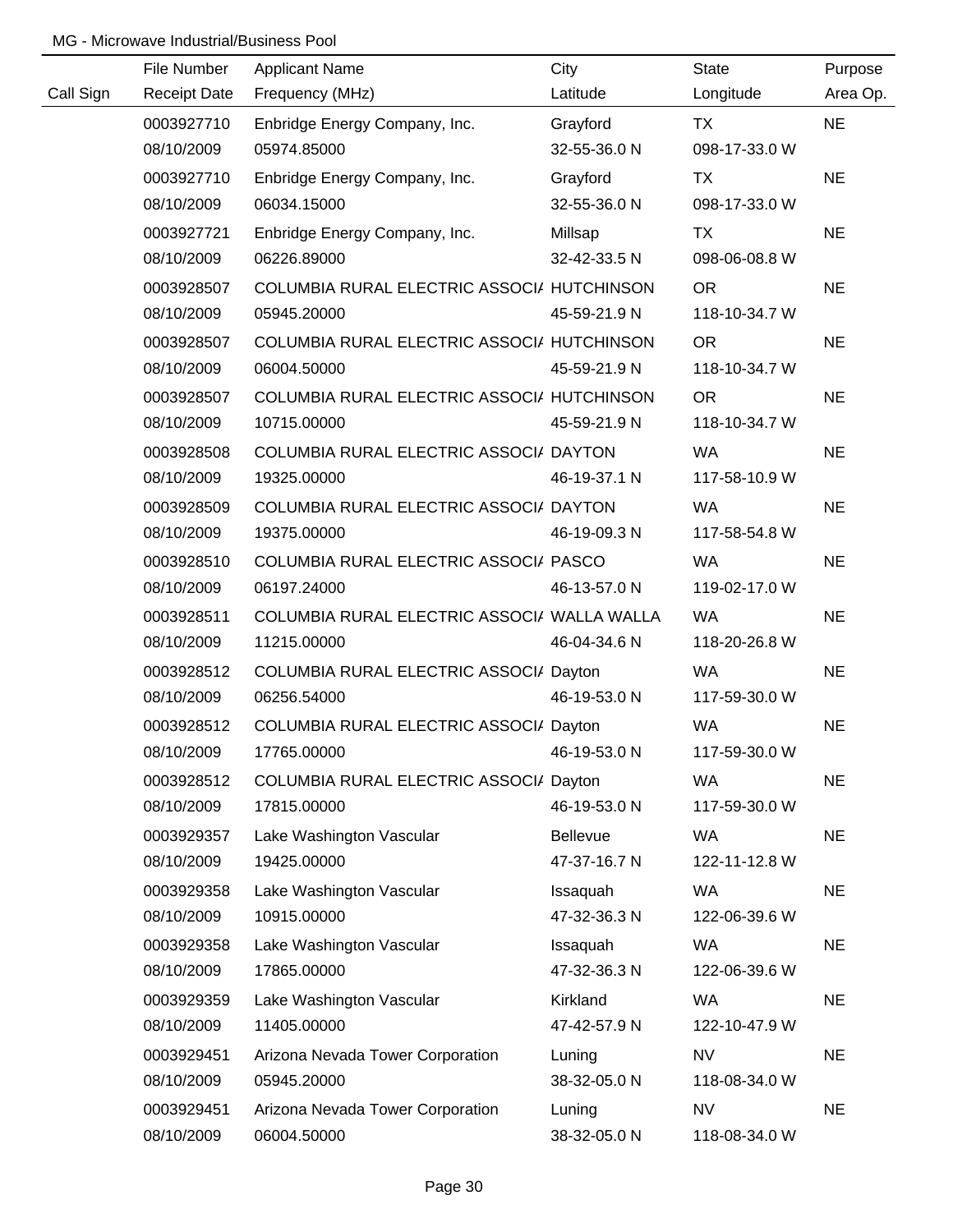MG - Microwave Industrial/Business Pool

| Call Sign | File Number<br>Receipt Date | Applicant Name<br>Frequency (MHz) | City<br>Latitude | State<br>Longitude | Purpose<br>Area Op. |
|---|---|---|---|---|---|
| | 0003927710<br>08/10/2009 | Enbridge Energy Company, Inc.<br>05974.85000 | Grayford<br>32-55-36.0 N | TX<br>098-17-33.0 W | NE |
| | 0003927710<br>08/10/2009 | Enbridge Energy Company, Inc.<br>06034.15000 | Grayford<br>32-55-36.0 N | TX<br>098-17-33.0 W | NE |
| | 0003927721<br>08/10/2009 | Enbridge Energy Company, Inc.<br>06226.89000 | Millsap<br>32-42-33.5 N | TX<br>098-06-08.8 W | NE |
| | 0003928507<br>08/10/2009 | COLUMBIA RURAL ELECTRIC ASSOCI/<br>05945.20000 | HUTCHINSON<br>45-59-21.9 N | OR<br>118-10-34.7 W | NE |
| | 0003928507<br>08/10/2009 | COLUMBIA RURAL ELECTRIC ASSOCI/<br>06004.50000 | HUTCHINSON<br>45-59-21.9 N | OR<br>118-10-34.7 W | NE |
| | 0003928507<br>08/10/2009 | COLUMBIA RURAL ELECTRIC ASSOCI/<br>10715.00000 | HUTCHINSON<br>45-59-21.9 N | OR<br>118-10-34.7 W | NE |
| | 0003928508<br>08/10/2009 | COLUMBIA RURAL ELECTRIC ASSOCI/<br>19325.00000 | DAYTON<br>46-19-37.1 N | WA<br>117-58-10.9 W | NE |
| | 0003928509<br>08/10/2009 | COLUMBIA RURAL ELECTRIC ASSOCI/<br>19375.00000 | DAYTON<br>46-19-09.3 N | WA<br>117-58-54.8 W | NE |
| | 0003928510<br>08/10/2009 | COLUMBIA RURAL ELECTRIC ASSOCI/<br>06197.24000 | PASCO<br>46-13-57.0 N | WA<br>119-02-17.0 W | NE |
| | 0003928511<br>08/10/2009 | COLUMBIA RURAL ELECTRIC ASSOCI/<br>11215.00000 | WALLA WALLA<br>46-04-34.6 N | WA<br>118-20-26.8 W | NE |
| | 0003928512<br>08/10/2009 | COLUMBIA RURAL ELECTRIC ASSOCI/<br>06256.54000 | Dayton<br>46-19-53.0 N | WA<br>117-59-30.0 W | NE |
| | 0003928512<br>08/10/2009 | COLUMBIA RURAL ELECTRIC ASSOCI/<br>17765.00000 | Dayton<br>46-19-53.0 N | WA<br>117-59-30.0 W | NE |
| | 0003928512<br>08/10/2009 | COLUMBIA RURAL ELECTRIC ASSOCI/<br>17815.00000 | Dayton<br>46-19-53.0 N | WA<br>117-59-30.0 W | NE |
| | 0003929357<br>08/10/2009 | Lake Washington Vascular<br>19425.00000 | Bellevue<br>47-37-16.7 N | WA<br>122-11-12.8 W | NE |
| | 0003929358<br>08/10/2009 | Lake Washington Vascular<br>10915.00000 | Issaquah<br>47-32-36.3 N | WA<br>122-06-39.6 W | NE |
| | 0003929358<br>08/10/2009 | Lake Washington Vascular<br>17865.00000 | Issaquah<br>47-32-36.3 N | WA<br>122-06-39.6 W | NE |
| | 0003929359<br>08/10/2009 | Lake Washington Vascular<br>11405.00000 | Kirkland<br>47-42-57.9 N | WA<br>122-10-47.9 W | NE |
| | 0003929451<br>08/10/2009 | Arizona Nevada Tower Corporation<br>05945.20000 | Luning<br>38-32-05.0 N | NV<br>118-08-34.0 W | NE |
| | 0003929451<br>08/10/2009 | Arizona Nevada Tower Corporation<br>06004.50000 | Luning<br>38-32-05.0 N | NV<br>118-08-34.0 W | NE |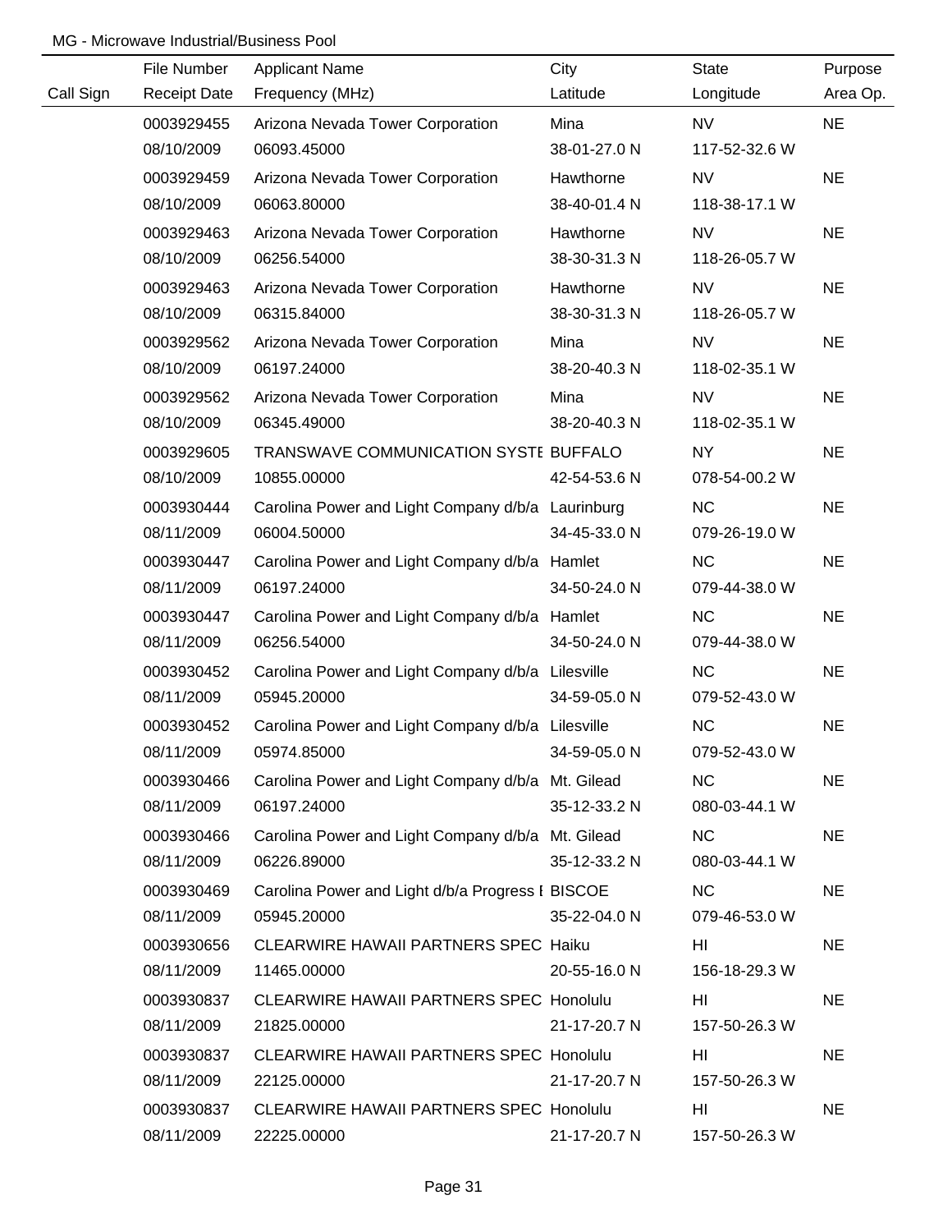MG - Microwave Industrial/Business Pool

| Call Sign | File Number<br>Receipt Date | Applicant Name<br>Frequency (MHz) | City<br>Latitude | State<br>Longitude | Purpose<br>Area Op. |
|---|---|---|---|---|---|
| | 0003929455<br>08/10/2009 | Arizona Nevada Tower Corporation<br>06093.45000 | Mina<br>38-01-27.0 N | NV<br>117-52-32.6 W | NE |
| | 0003929459<br>08/10/2009 | Arizona Nevada Tower Corporation<br>06063.80000 | Hawthorne<br>38-40-01.4 N | NV<br>118-38-17.1 W | NE |
| | 0003929463<br>08/10/2009 | Arizona Nevada Tower Corporation<br>06256.54000 | Hawthorne<br>38-30-31.3 N | NV<br>118-26-05.7 W | NE |
| | 0003929463<br>08/10/2009 | Arizona Nevada Tower Corporation<br>06315.84000 | Hawthorne<br>38-30-31.3 N | NV<br>118-26-05.7 W | NE |
| | 0003929562<br>08/10/2009 | Arizona Nevada Tower Corporation<br>06197.24000 | Mina<br>38-20-40.3 N | NV<br>118-02-35.1 W | NE |
| | 0003929562<br>08/10/2009 | Arizona Nevada Tower Corporation<br>06345.49000 | Mina<br>38-20-40.3 N | NV<br>118-02-35.1 W | NE |
| | 0003929605<br>08/10/2009 | TRANSWAVE COMMUNICATION SYSTE<br>10855.00000 | BUFFALO<br>42-54-53.6 N | NY<br>078-54-00.2 W | NE |
| | 0003930444<br>08/11/2009 | Carolina Power and Light Company d/b/a<br>06004.50000 | Laurinburg<br>34-45-33.0 N | NC<br>079-26-19.0 W | NE |
| | 0003930447<br>08/11/2009 | Carolina Power and Light Company d/b/a<br>06197.24000 | Hamlet<br>34-50-24.0 N | NC<br>079-44-38.0 W | NE |
| | 0003930447<br>08/11/2009 | Carolina Power and Light Company d/b/a<br>06256.54000 | Hamlet<br>34-50-24.0 N | NC<br>079-44-38.0 W | NE |
| | 0003930452<br>08/11/2009 | Carolina Power and Light Company d/b/a<br>05945.20000 | Lilesville<br>34-59-05.0 N | NC<br>079-52-43.0 W | NE |
| | 0003930452<br>08/11/2009 | Carolina Power and Light Company d/b/a<br>05974.85000 | Lilesville<br>34-59-05.0 N | NC<br>079-52-43.0 W | NE |
| | 0003930466<br>08/11/2009 | Carolina Power and Light Company d/b/a<br>06197.24000 | Mt. Gilead<br>35-12-33.2 N | NC<br>080-03-44.1 W | NE |
| | 0003930466<br>08/11/2009 | Carolina Power and Light Company d/b/a<br>06226.89000 | Mt. Gilead<br>35-12-33.2 N | NC<br>080-03-44.1 W | NE |
| | 0003930469<br>08/11/2009 | Carolina Power and Light d/b/a Progress I<br>05945.20000 | BISCOE<br>35-22-04.0 N | NC<br>079-46-53.0 W | NE |
| | 0003930656<br>08/11/2009 | CLEARWIRE HAWAII PARTNERS SPEC<br>11465.00000 | Haiku<br>20-55-16.0 N | HI<br>156-18-29.3 W | NE |
| | 0003930837<br>08/11/2009 | CLEARWIRE HAWAII PARTNERS SPEC<br>21825.00000 | Honolulu<br>21-17-20.7 N | HI<br>157-50-26.3 W | NE |
| | 0003930837<br>08/11/2009 | CLEARWIRE HAWAII PARTNERS SPEC<br>22125.00000 | Honolulu<br>21-17-20.7 N | HI<br>157-50-26.3 W | NE |
| | 0003930837<br>08/11/2009 | CLEARWIRE HAWAII PARTNERS SPEC<br>22225.00000 | Honolulu<br>21-17-20.7 N | HI<br>157-50-26.3 W | NE |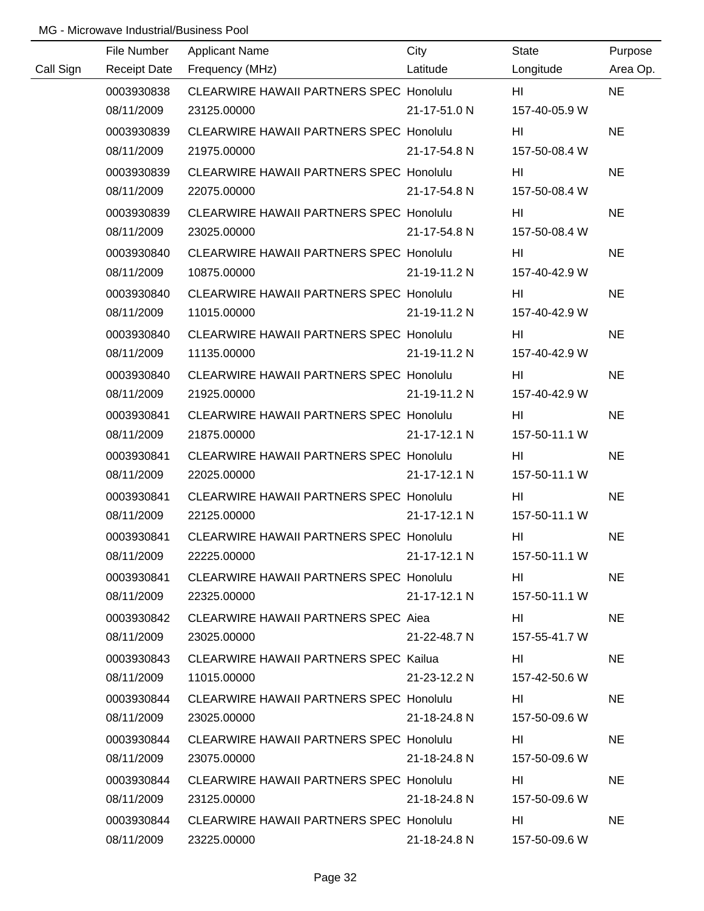MG - Microwave Industrial/Business Pool

| Call Sign | File Number<br>Receipt Date | Applicant Name<br>Frequency (MHz) | City<br>Latitude | State<br>Longitude | Purpose<br>Area Op. |
|---|---|---|---|---|---|
| | 0003930838<br>08/11/2009 | CLEARWIRE HAWAII PARTNERS SPEC<br>23125.00000 | Honolulu<br>21-17-51.0 N | HI<br>157-40-05.9 W | NE |
| | 0003930839<br>08/11/2009 | CLEARWIRE HAWAII PARTNERS SPEC<br>21975.00000 | Honolulu<br>21-17-54.8 N | HI<br>157-50-08.4 W | NE |
| | 0003930839<br>08/11/2009 | CLEARWIRE HAWAII PARTNERS SPEC<br>22075.00000 | Honolulu<br>21-17-54.8 N | HI<br>157-50-08.4 W | NE |
| | 0003930839<br>08/11/2009 | CLEARWIRE HAWAII PARTNERS SPEC<br>23025.00000 | Honolulu<br>21-17-54.8 N | HI<br>157-50-08.4 W | NE |
| | 0003930840<br>08/11/2009 | CLEARWIRE HAWAII PARTNERS SPEC<br>10875.00000 | Honolulu<br>21-19-11.2 N | HI<br>157-40-42.9 W | NE |
| | 0003930840<br>08/11/2009 | CLEARWIRE HAWAII PARTNERS SPEC<br>11015.00000 | Honolulu<br>21-19-11.2 N | HI<br>157-40-42.9 W | NE |
| | 0003930840<br>08/11/2009 | CLEARWIRE HAWAII PARTNERS SPEC<br>11135.00000 | Honolulu<br>21-19-11.2 N | HI<br>157-40-42.9 W | NE |
| | 0003930840<br>08/11/2009 | CLEARWIRE HAWAII PARTNERS SPEC<br>21925.00000 | Honolulu<br>21-19-11.2 N | HI<br>157-40-42.9 W | NE |
| | 0003930841<br>08/11/2009 | CLEARWIRE HAWAII PARTNERS SPEC<br>21875.00000 | Honolulu<br>21-17-12.1 N | HI<br>157-50-11.1 W | NE |
| | 0003930841<br>08/11/2009 | CLEARWIRE HAWAII PARTNERS SPEC<br>22025.00000 | Honolulu<br>21-17-12.1 N | HI<br>157-50-11.1 W | NE |
| | 0003930841<br>08/11/2009 | CLEARWIRE HAWAII PARTNERS SPEC<br>22125.00000 | Honolulu<br>21-17-12.1 N | HI<br>157-50-11.1 W | NE |
| | 0003930841<br>08/11/2009 | CLEARWIRE HAWAII PARTNERS SPEC<br>22225.00000 | Honolulu<br>21-17-12.1 N | HI<br>157-50-11.1 W | NE |
| | 0003930841<br>08/11/2009 | CLEARWIRE HAWAII PARTNERS SPEC<br>22325.00000 | Honolulu<br>21-17-12.1 N | HI<br>157-50-11.1 W | NE |
| | 0003930842<br>08/11/2009 | CLEARWIRE HAWAII PARTNERS SPEC<br>23025.00000 | Aiea<br>21-22-48.7 N | HI<br>157-55-41.7 W | NE |
| | 0003930843<br>08/11/2009 | CLEARWIRE HAWAII PARTNERS SPEC<br>11015.00000 | Kailua<br>21-23-12.2 N | HI<br>157-42-50.6 W | NE |
| | 0003930844<br>08/11/2009 | CLEARWIRE HAWAII PARTNERS SPEC<br>23025.00000 | Honolulu<br>21-18-24.8 N | HI<br>157-50-09.6 W | NE |
| | 0003930844<br>08/11/2009 | CLEARWIRE HAWAII PARTNERS SPEC<br>23075.00000 | Honolulu<br>21-18-24.8 N | HI<br>157-50-09.6 W | NE |
| | 0003930844<br>08/11/2009 | CLEARWIRE HAWAII PARTNERS SPEC<br>23125.00000 | Honolulu<br>21-18-24.8 N | HI<br>157-50-09.6 W | NE |
| | 0003930844<br>08/11/2009 | CLEARWIRE HAWAII PARTNERS SPEC<br>23225.00000 | Honolulu<br>21-18-24.8 N | HI<br>157-50-09.6 W | NE |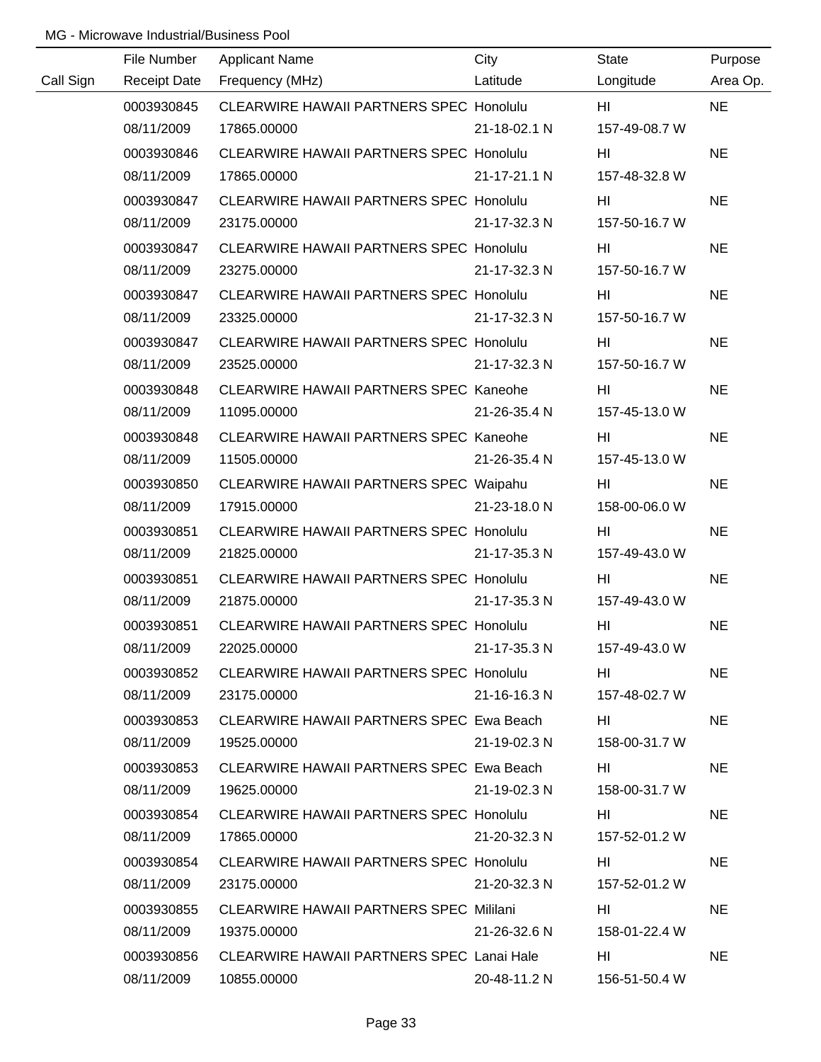MG - Microwave Industrial/Business Pool

| Call Sign | File Number / Receipt Date | Applicant Name / Frequency (MHz) | City / Latitude | State / Longitude | Purpose / Area Op. |
|---|---|---|---|---|---|
| | 0003930845 | CLEARWIRE HAWAII PARTNERS SPEC | Honolulu | HI | NE |
| | 08/11/2009 | 17865.00000 | 21-18-02.1 N | 157-49-08.7 W | |
| | 0003930846 | CLEARWIRE HAWAII PARTNERS SPEC | Honolulu | HI | NE |
| | 08/11/2009 | 17865.00000 | 21-17-21.1 N | 157-48-32.8 W | |
| | 0003930847 | CLEARWIRE HAWAII PARTNERS SPEC | Honolulu | HI | NE |
| | 08/11/2009 | 23175.00000 | 21-17-32.3 N | 157-50-16.7 W | |
| | 0003930847 | CLEARWIRE HAWAII PARTNERS SPEC | Honolulu | HI | NE |
| | 08/11/2009 | 23275.00000 | 21-17-32.3 N | 157-50-16.7 W | |
| | 0003930847 | CLEARWIRE HAWAII PARTNERS SPEC | Honolulu | HI | NE |
| | 08/11/2009 | 23325.00000 | 21-17-32.3 N | 157-50-16.7 W | |
| | 0003930847 | CLEARWIRE HAWAII PARTNERS SPEC | Honolulu | HI | NE |
| | 08/11/2009 | 23525.00000 | 21-17-32.3 N | 157-50-16.7 W | |
| | 0003930848 | CLEARWIRE HAWAII PARTNERS SPEC | Kaneohe | HI | NE |
| | 08/11/2009 | 11095.00000 | 21-26-35.4 N | 157-45-13.0 W | |
| | 0003930848 | CLEARWIRE HAWAII PARTNERS SPEC | Kaneohe | HI | NE |
| | 08/11/2009 | 11505.00000 | 21-26-35.4 N | 157-45-13.0 W | |
| | 0003930850 | CLEARWIRE HAWAII PARTNERS SPEC | Waipahu | HI | NE |
| | 08/11/2009 | 17915.00000 | 21-23-18.0 N | 158-00-06.0 W | |
| | 0003930851 | CLEARWIRE HAWAII PARTNERS SPEC | Honolulu | HI | NE |
| | 08/11/2009 | 21825.00000 | 21-17-35.3 N | 157-49-43.0 W | |
| | 0003930851 | CLEARWIRE HAWAII PARTNERS SPEC | Honolulu | HI | NE |
| | 08/11/2009 | 21875.00000 | 21-17-35.3 N | 157-49-43.0 W | |
| | 0003930851 | CLEARWIRE HAWAII PARTNERS SPEC | Honolulu | HI | NE |
| | 08/11/2009 | 22025.00000 | 21-17-35.3 N | 157-49-43.0 W | |
| | 0003930852 | CLEARWIRE HAWAII PARTNERS SPEC | Honolulu | HI | NE |
| | 08/11/2009 | 23175.00000 | 21-16-16.3 N | 157-48-02.7 W | |
| | 0003930853 | CLEARWIRE HAWAII PARTNERS SPEC | Ewa Beach | HI | NE |
| | 08/11/2009 | 19525.00000 | 21-19-02.3 N | 158-00-31.7 W | |
| | 0003930853 | CLEARWIRE HAWAII PARTNERS SPEC | Ewa Beach | HI | NE |
| | 08/11/2009 | 19625.00000 | 21-19-02.3 N | 158-00-31.7 W | |
| | 0003930854 | CLEARWIRE HAWAII PARTNERS SPEC | Honolulu | HI | NE |
| | 08/11/2009 | 17865.00000 | 21-20-32.3 N | 157-52-01.2 W | |
| | 0003930854 | CLEARWIRE HAWAII PARTNERS SPEC | Honolulu | HI | NE |
| | 08/11/2009 | 23175.00000 | 21-20-32.3 N | 157-52-01.2 W | |
| | 0003930855 | CLEARWIRE HAWAII PARTNERS SPEC | Mililani | HI | NE |
| | 08/11/2009 | 19375.00000 | 21-26-32.6 N | 158-01-22.4 W | |
| | 0003930856 | CLEARWIRE HAWAII PARTNERS SPEC | Lanai Hale | HI | NE |
| | 08/11/2009 | 10855.00000 | 20-48-11.2 N | 156-51-50.4 W | |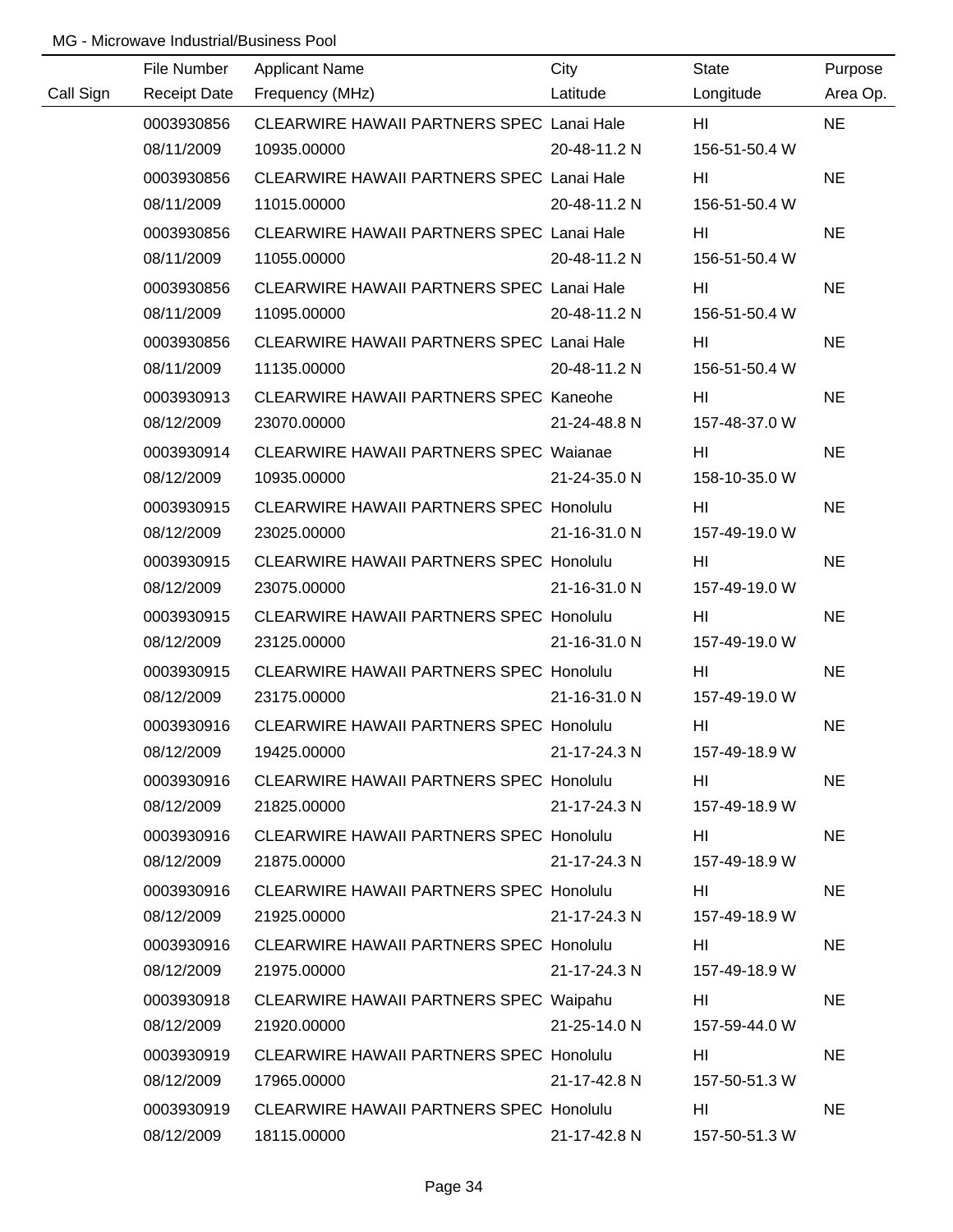MG - Microwave Industrial/Business Pool

| Call Sign | File Number / Receipt Date | Applicant Name / Frequency (MHz) | City / Latitude | State / Longitude | Purpose / Area Op. |
|---|---|---|---|---|---|
| | 0003930856 | CLEARWIRE HAWAII PARTNERS SPEC | Lanai Hale | HI | NE |
| | 08/11/2009 | 10935.00000 | 20-48-11.2 N | 156-51-50.4 W | |
| | 0003930856 | CLEARWIRE HAWAII PARTNERS SPEC | Lanai Hale | HI | NE |
| | 08/11/2009 | 11015.00000 | 20-48-11.2 N | 156-51-50.4 W | |
| | 0003930856 | CLEARWIRE HAWAII PARTNERS SPEC | Lanai Hale | HI | NE |
| | 08/11/2009 | 11055.00000 | 20-48-11.2 N | 156-51-50.4 W | |
| | 0003930856 | CLEARWIRE HAWAII PARTNERS SPEC | Lanai Hale | HI | NE |
| | 08/11/2009 | 11095.00000 | 20-48-11.2 N | 156-51-50.4 W | |
| | 0003930856 | CLEARWIRE HAWAII PARTNERS SPEC | Lanai Hale | HI | NE |
| | 08/11/2009 | 11135.00000 | 20-48-11.2 N | 156-51-50.4 W | |
| | 0003930913 | CLEARWIRE HAWAII PARTNERS SPEC | Kaneohe | HI | NE |
| | 08/12/2009 | 23070.00000 | 21-24-48.8 N | 157-48-37.0 W | |
| | 0003930914 | CLEARWIRE HAWAII PARTNERS SPEC | Waianae | HI | NE |
| | 08/12/2009 | 10935.00000 | 21-24-35.0 N | 158-10-35.0 W | |
| | 0003930915 | CLEARWIRE HAWAII PARTNERS SPEC | Honolulu | HI | NE |
| | 08/12/2009 | 23025.00000 | 21-16-31.0 N | 157-49-19.0 W | |
| | 0003930915 | CLEARWIRE HAWAII PARTNERS SPEC | Honolulu | HI | NE |
| | 08/12/2009 | 23075.00000 | 21-16-31.0 N | 157-49-19.0 W | |
| | 0003930915 | CLEARWIRE HAWAII PARTNERS SPEC | Honolulu | HI | NE |
| | 08/12/2009 | 23125.00000 | 21-16-31.0 N | 157-49-19.0 W | |
| | 0003930915 | CLEARWIRE HAWAII PARTNERS SPEC | Honolulu | HI | NE |
| | 08/12/2009 | 23175.00000 | 21-16-31.0 N | 157-49-19.0 W | |
| | 0003930916 | CLEARWIRE HAWAII PARTNERS SPEC | Honolulu | HI | NE |
| | 08/12/2009 | 19425.00000 | 21-17-24.3 N | 157-49-18.9 W | |
| | 0003930916 | CLEARWIRE HAWAII PARTNERS SPEC | Honolulu | HI | NE |
| | 08/12/2009 | 21825.00000 | 21-17-24.3 N | 157-49-18.9 W | |
| | 0003930916 | CLEARWIRE HAWAII PARTNERS SPEC | Honolulu | HI | NE |
| | 08/12/2009 | 21875.00000 | 21-17-24.3 N | 157-49-18.9 W | |
| | 0003930916 | CLEARWIRE HAWAII PARTNERS SPEC | Honolulu | HI | NE |
| | 08/12/2009 | 21925.00000 | 21-17-24.3 N | 157-49-18.9 W | |
| | 0003930916 | CLEARWIRE HAWAII PARTNERS SPEC | Honolulu | HI | NE |
| | 08/12/2009 | 21975.00000 | 21-17-24.3 N | 157-49-18.9 W | |
| | 0003930918 | CLEARWIRE HAWAII PARTNERS SPEC | Waipahu | HI | NE |
| | 08/12/2009 | 21920.00000 | 21-25-14.0 N | 157-59-44.0 W | |
| | 0003930919 | CLEARWIRE HAWAII PARTNERS SPEC | Honolulu | HI | NE |
| | 08/12/2009 | 17965.00000 | 21-17-42.8 N | 157-50-51.3 W | |
| | 0003930919 | CLEARWIRE HAWAII PARTNERS SPEC | Honolulu | HI | NE |
| | 08/12/2009 | 18115.00000 | 21-17-42.8 N | 157-50-51.3 W | |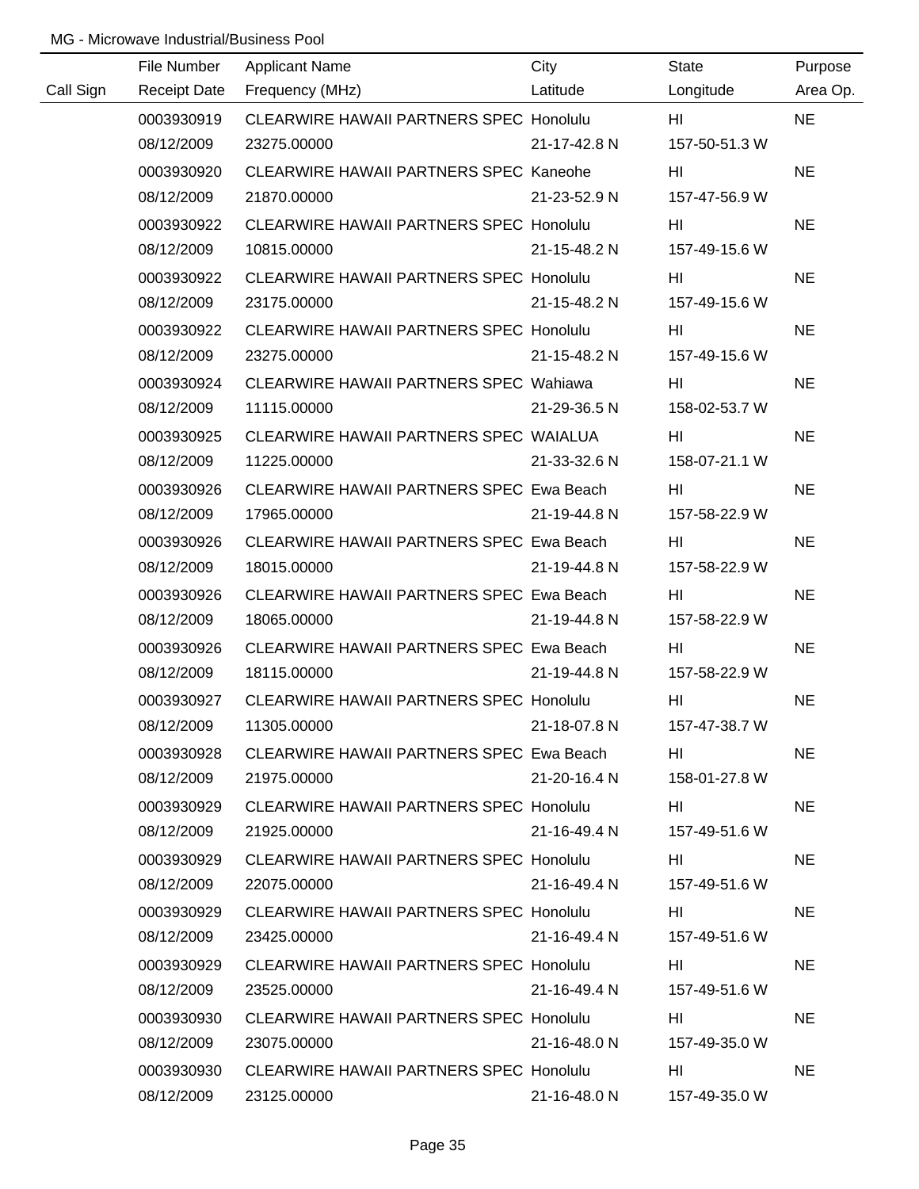MG - Microwave Industrial/Business Pool

| Call Sign | File Number / Receipt Date | Applicant Name / Frequency (MHz) | City / Latitude | State / Longitude | Purpose / Area Op. |
|---|---|---|---|---|---|
| | 0003930919 | CLEARWIRE HAWAII PARTNERS SPEC | Honolulu | HI | NE |
| | 08/12/2009 | 23275.00000 | 21-17-42.8 N | 157-50-51.3 W | |
| | 0003930920 | CLEARWIRE HAWAII PARTNERS SPEC | Kaneohe | HI | NE |
| | 08/12/2009 | 21870.00000 | 21-23-52.9 N | 157-47-56.9 W | |
| | 0003930922 | CLEARWIRE HAWAII PARTNERS SPEC | Honolulu | HI | NE |
| | 08/12/2009 | 10815.00000 | 21-15-48.2 N | 157-49-15.6 W | |
| | 0003930922 | CLEARWIRE HAWAII PARTNERS SPEC | Honolulu | HI | NE |
| | 08/12/2009 | 23175.00000 | 21-15-48.2 N | 157-49-15.6 W | |
| | 0003930922 | CLEARWIRE HAWAII PARTNERS SPEC | Honolulu | HI | NE |
| | 08/12/2009 | 23275.00000 | 21-15-48.2 N | 157-49-15.6 W | |
| | 0003930924 | CLEARWIRE HAWAII PARTNERS SPEC | Wahiawa | HI | NE |
| | 08/12/2009 | 11115.00000 | 21-29-36.5 N | 158-02-53.7 W | |
| | 0003930925 | CLEARWIRE HAWAII PARTNERS SPEC | WAIALUA | HI | NE |
| | 08/12/2009 | 11225.00000 | 21-33-32.6 N | 158-07-21.1 W | |
| | 0003930926 | CLEARWIRE HAWAII PARTNERS SPEC | Ewa Beach | HI | NE |
| | 08/12/2009 | 17965.00000 | 21-19-44.8 N | 157-58-22.9 W | |
| | 0003930926 | CLEARWIRE HAWAII PARTNERS SPEC | Ewa Beach | HI | NE |
| | 08/12/2009 | 18015.00000 | 21-19-44.8 N | 157-58-22.9 W | |
| | 0003930926 | CLEARWIRE HAWAII PARTNERS SPEC | Ewa Beach | HI | NE |
| | 08/12/2009 | 18065.00000 | 21-19-44.8 N | 157-58-22.9 W | |
| | 0003930926 | CLEARWIRE HAWAII PARTNERS SPEC | Ewa Beach | HI | NE |
| | 08/12/2009 | 18115.00000 | 21-19-44.8 N | 157-58-22.9 W | |
| | 0003930927 | CLEARWIRE HAWAII PARTNERS SPEC | Honolulu | HI | NE |
| | 08/12/2009 | 11305.00000 | 21-18-07.8 N | 157-47-38.7 W | |
| | 0003930928 | CLEARWIRE HAWAII PARTNERS SPEC | Ewa Beach | HI | NE |
| | 08/12/2009 | 21975.00000 | 21-20-16.4 N | 158-01-27.8 W | |
| | 0003930929 | CLEARWIRE HAWAII PARTNERS SPEC | Honolulu | HI | NE |
| | 08/12/2009 | 21925.00000 | 21-16-49.4 N | 157-49-51.6 W | |
| | 0003930929 | CLEARWIRE HAWAII PARTNERS SPEC | Honolulu | HI | NE |
| | 08/12/2009 | 22075.00000 | 21-16-49.4 N | 157-49-51.6 W | |
| | 0003930929 | CLEARWIRE HAWAII PARTNERS SPEC | Honolulu | HI | NE |
| | 08/12/2009 | 23425.00000 | 21-16-49.4 N | 157-49-51.6 W | |
| | 0003930929 | CLEARWIRE HAWAII PARTNERS SPEC | Honolulu | HI | NE |
| | 08/12/2009 | 23525.00000 | 21-16-49.4 N | 157-49-51.6 W | |
| | 0003930930 | CLEARWIRE HAWAII PARTNERS SPEC | Honolulu | HI | NE |
| | 08/12/2009 | 23075.00000 | 21-16-48.0 N | 157-49-35.0 W | |
| | 0003930930 | CLEARWIRE HAWAII PARTNERS SPEC | Honolulu | HI | NE |
| | 08/12/2009 | 23125.00000 | 21-16-48.0 N | 157-49-35.0 W | |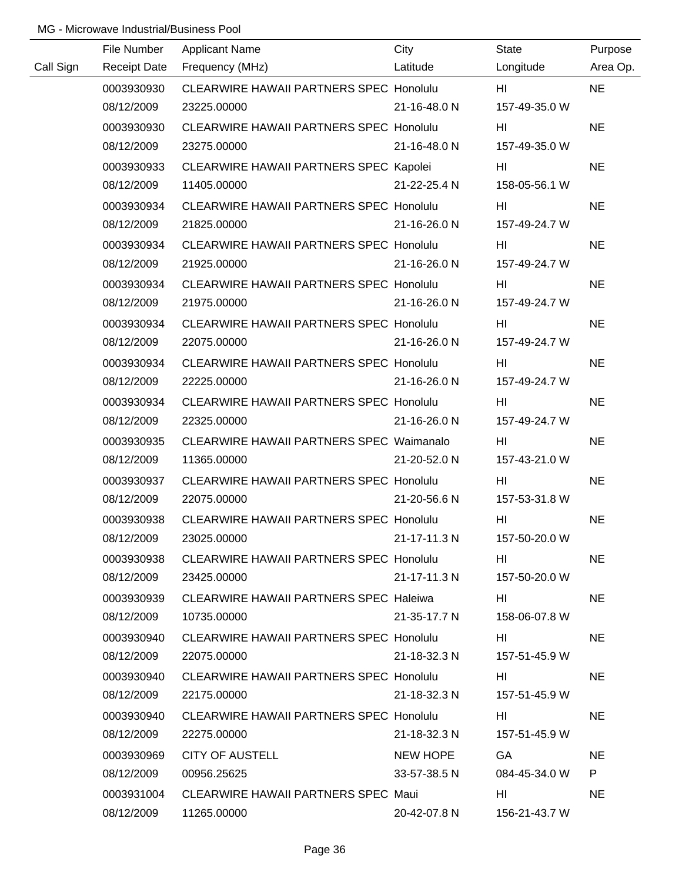MG - Microwave Industrial/Business Pool

| Call Sign | File Number<br>Receipt Date | Applicant Name<br>Frequency (MHz) | City<br>Latitude | State<br>Longitude | Purpose<br>Area Op. |
|---|---|---|---|---|---|
| | 0003930930<br>08/12/2009 | CLEARWIRE HAWAII PARTNERS SPEC<br>23225.00000 | Honolulu<br>21-16-48.0 N | HI<br>157-49-35.0 W | NE |
| | 0003930930<br>08/12/2009 | CLEARWIRE HAWAII PARTNERS SPEC<br>23275.00000 | Honolulu<br>21-16-48.0 N | HI<br>157-49-35.0 W | NE |
| | 0003930933<br>08/12/2009 | CLEARWIRE HAWAII PARTNERS SPEC<br>11405.00000 | Kapolei<br>21-22-25.4 N | HI<br>158-05-56.1 W | NE |
| | 0003930934<br>08/12/2009 | CLEARWIRE HAWAII PARTNERS SPEC<br>21825.00000 | Honolulu<br>21-16-26.0 N | HI<br>157-49-24.7 W | NE |
| | 0003930934<br>08/12/2009 | CLEARWIRE HAWAII PARTNERS SPEC<br>21925.00000 | Honolulu<br>21-16-26.0 N | HI<br>157-49-24.7 W | NE |
| | 0003930934<br>08/12/2009 | CLEARWIRE HAWAII PARTNERS SPEC<br>21975.00000 | Honolulu<br>21-16-26.0 N | HI<br>157-49-24.7 W | NE |
| | 0003930934<br>08/12/2009 | CLEARWIRE HAWAII PARTNERS SPEC<br>22075.00000 | Honolulu<br>21-16-26.0 N | HI<br>157-49-24.7 W | NE |
| | 0003930934<br>08/12/2009 | CLEARWIRE HAWAII PARTNERS SPEC<br>22225.00000 | Honolulu<br>21-16-26.0 N | HI<br>157-49-24.7 W | NE |
| | 0003930934<br>08/12/2009 | CLEARWIRE HAWAII PARTNERS SPEC<br>22325.00000 | Honolulu<br>21-16-26.0 N | HI<br>157-49-24.7 W | NE |
| | 0003930935<br>08/12/2009 | CLEARWIRE HAWAII PARTNERS SPEC<br>11365.00000 | Waimanalo<br>21-20-52.0 N | HI<br>157-43-21.0 W | NE |
| | 0003930937<br>08/12/2009 | CLEARWIRE HAWAII PARTNERS SPEC<br>22075.00000 | Honolulu<br>21-20-56.6 N | HI<br>157-53-31.8 W | NE |
| | 0003930938<br>08/12/2009 | CLEARWIRE HAWAII PARTNERS SPEC<br>23025.00000 | Honolulu<br>21-17-11.3 N | HI<br>157-50-20.0 W | NE |
| | 0003930938<br>08/12/2009 | CLEARWIRE HAWAII PARTNERS SPEC<br>23425.00000 | Honolulu<br>21-17-11.3 N | HI<br>157-50-20.0 W | NE |
| | 0003930939<br>08/12/2009 | CLEARWIRE HAWAII PARTNERS SPEC<br>10735.00000 | Haleiwa<br>21-35-17.7 N | HI<br>158-06-07.8 W | NE |
| | 0003930940<br>08/12/2009 | CLEARWIRE HAWAII PARTNERS SPEC<br>22075.00000 | Honolulu<br>21-18-32.3 N | HI<br>157-51-45.9 W | NE |
| | 0003930940<br>08/12/2009 | CLEARWIRE HAWAII PARTNERS SPEC<br>22175.00000 | Honolulu<br>21-18-32.3 N | HI<br>157-51-45.9 W | NE |
| | 0003930940<br>08/12/2009 | CLEARWIRE HAWAII PARTNERS SPEC<br>22275.00000 | Honolulu<br>21-18-32.3 N | HI<br>157-51-45.9 W | NE |
| | 0003930969<br>08/12/2009 | CITY OF AUSTELL<br>00956.25625 | NEW HOPE<br>33-57-38.5 N | GA<br>084-45-34.0 W | NE<br>P |
| | 0003931004<br>08/12/2009 | CLEARWIRE HAWAII PARTNERS SPEC<br>11265.00000 | Maui<br>20-42-07.8 N | HI<br>156-21-43.7 W | NE |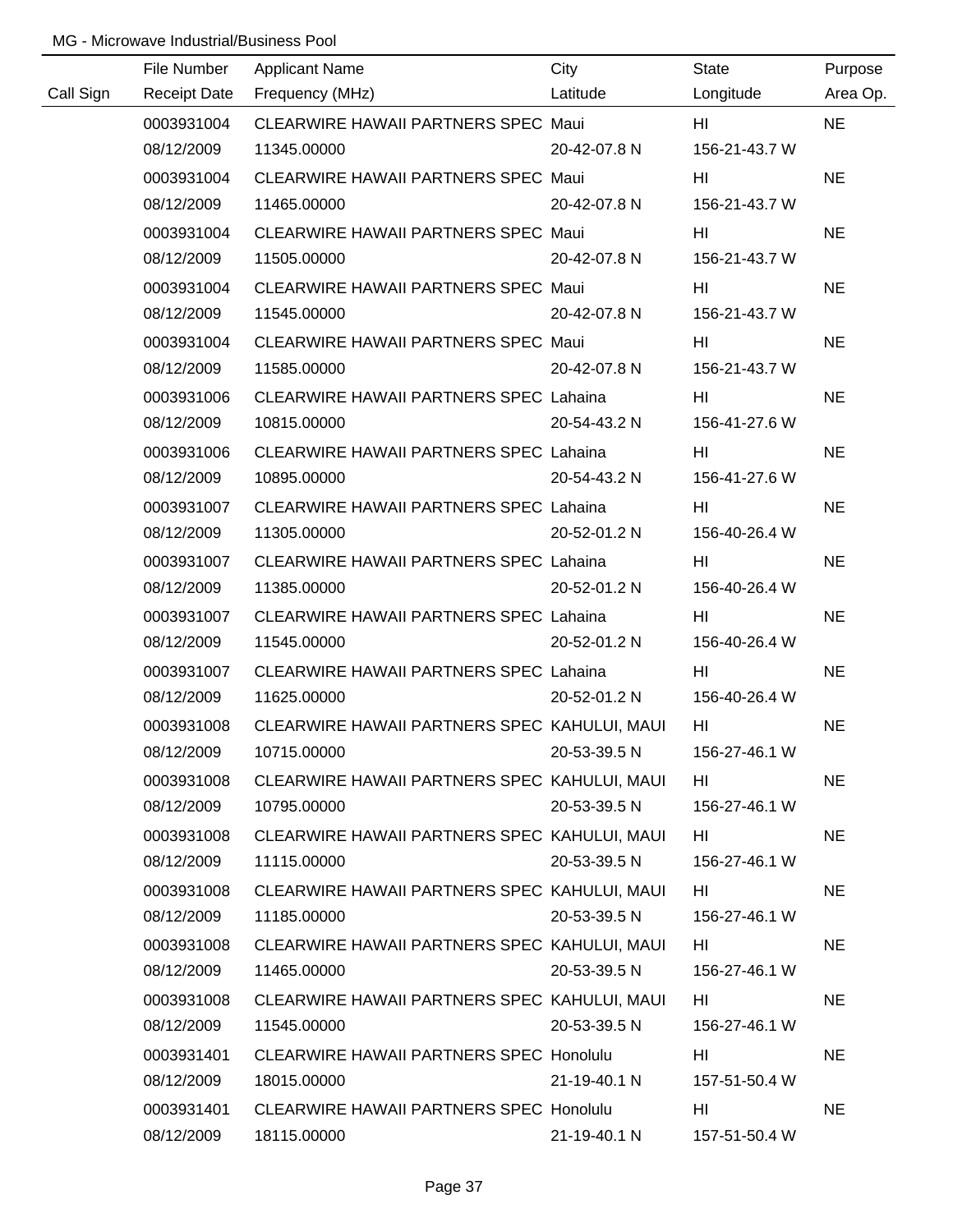MG - Microwave Industrial/Business Pool

| Call Sign | File Number / Receipt Date | Applicant Name / Frequency (MHz) | City / Latitude | State / Longitude | Purpose / Area Op. |
|---|---|---|---|---|---|
| | 0003931004 | CLEARWIRE HAWAII PARTNERS SPEC | Maui | HI | NE |
| | 08/12/2009 | 11345.00000 | 20-42-07.8 N | 156-21-43.7 W | |
| | 0003931004 | CLEARWIRE HAWAII PARTNERS SPEC | Maui | HI | NE |
| | 08/12/2009 | 11465.00000 | 20-42-07.8 N | 156-21-43.7 W | |
| | 0003931004 | CLEARWIRE HAWAII PARTNERS SPEC | Maui | HI | NE |
| | 08/12/2009 | 11505.00000 | 20-42-07.8 N | 156-21-43.7 W | |
| | 0003931004 | CLEARWIRE HAWAII PARTNERS SPEC | Maui | HI | NE |
| | 08/12/2009 | 11545.00000 | 20-42-07.8 N | 156-21-43.7 W | |
| | 0003931004 | CLEARWIRE HAWAII PARTNERS SPEC | Maui | HI | NE |
| | 08/12/2009 | 11585.00000 | 20-42-07.8 N | 156-21-43.7 W | |
| | 0003931006 | CLEARWIRE HAWAII PARTNERS SPEC | Lahaina | HI | NE |
| | 08/12/2009 | 10815.00000 | 20-54-43.2 N | 156-41-27.6 W | |
| | 0003931006 | CLEARWIRE HAWAII PARTNERS SPEC | Lahaina | HI | NE |
| | 08/12/2009 | 10895.00000 | 20-54-43.2 N | 156-41-27.6 W | |
| | 0003931007 | CLEARWIRE HAWAII PARTNERS SPEC | Lahaina | HI | NE |
| | 08/12/2009 | 11305.00000 | 20-52-01.2 N | 156-40-26.4 W | |
| | 0003931007 | CLEARWIRE HAWAII PARTNERS SPEC | Lahaina | HI | NE |
| | 08/12/2009 | 11385.00000 | 20-52-01.2 N | 156-40-26.4 W | |
| | 0003931007 | CLEARWIRE HAWAII PARTNERS SPEC | Lahaina | HI | NE |
| | 08/12/2009 | 11545.00000 | 20-52-01.2 N | 156-40-26.4 W | |
| | 0003931007 | CLEARWIRE HAWAII PARTNERS SPEC | Lahaina | HI | NE |
| | 08/12/2009 | 11625.00000 | 20-52-01.2 N | 156-40-26.4 W | |
| | 0003931008 | CLEARWIRE HAWAII PARTNERS SPEC | KAHULUI, MAUI | HI | NE |
| | 08/12/2009 | 10715.00000 | 20-53-39.5 N | 156-27-46.1 W | |
| | 0003931008 | CLEARWIRE HAWAII PARTNERS SPEC | KAHULUI, MAUI | HI | NE |
| | 08/12/2009 | 10795.00000 | 20-53-39.5 N | 156-27-46.1 W | |
| | 0003931008 | CLEARWIRE HAWAII PARTNERS SPEC | KAHULUI, MAUI | HI | NE |
| | 08/12/2009 | 11115.00000 | 20-53-39.5 N | 156-27-46.1 W | |
| | 0003931008 | CLEARWIRE HAWAII PARTNERS SPEC | KAHULUI, MAUI | HI | NE |
| | 08/12/2009 | 11185.00000 | 20-53-39.5 N | 156-27-46.1 W | |
| | 0003931008 | CLEARWIRE HAWAII PARTNERS SPEC | KAHULUI, MAUI | HI | NE |
| | 08/12/2009 | 11465.00000 | 20-53-39.5 N | 156-27-46.1 W | |
| | 0003931008 | CLEARWIRE HAWAII PARTNERS SPEC | KAHULUI, MAUI | HI | NE |
| | 08/12/2009 | 11545.00000 | 20-53-39.5 N | 156-27-46.1 W | |
| | 0003931401 | CLEARWIRE HAWAII PARTNERS SPEC | Honolulu | HI | NE |
| | 08/12/2009 | 18015.00000 | 21-19-40.1 N | 157-51-50.4 W | |
| | 0003931401 | CLEARWIRE HAWAII PARTNERS SPEC | Honolulu | HI | NE |
| | 08/12/2009 | 18115.00000 | 21-19-40.1 N | 157-51-50.4 W | |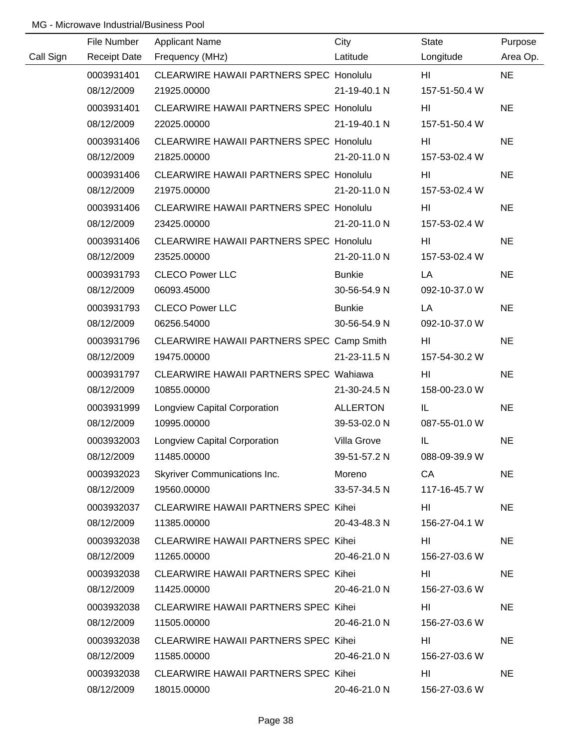MG - Microwave Industrial/Business Pool

| Call Sign | File Number / Receipt Date | Applicant Name / Frequency (MHz) | City / Latitude | State / Longitude | Purpose / Area Op. |
|---|---|---|---|---|---|
| | 0003931401 | CLEARWIRE HAWAII PARTNERS SPEC | Honolulu | HI | NE |
| | 08/12/2009 | 21925.00000 | 21-19-40.1 N | 157-51-50.4 W | |
| | 0003931401 | CLEARWIRE HAWAII PARTNERS SPEC | Honolulu | HI | NE |
| | 08/12/2009 | 22025.00000 | 21-19-40.1 N | 157-51-50.4 W | |
| | 0003931406 | CLEARWIRE HAWAII PARTNERS SPEC | Honolulu | HI | NE |
| | 08/12/2009 | 21825.00000 | 21-20-11.0 N | 157-53-02.4 W | |
| | 0003931406 | CLEARWIRE HAWAII PARTNERS SPEC | Honolulu | HI | NE |
| | 08/12/2009 | 21975.00000 | 21-20-11.0 N | 157-53-02.4 W | |
| | 0003931406 | CLEARWIRE HAWAII PARTNERS SPEC | Honolulu | HI | NE |
| | 08/12/2009 | 23425.00000 | 21-20-11.0 N | 157-53-02.4 W | |
| | 0003931406 | CLEARWIRE HAWAII PARTNERS SPEC | Honolulu | HI | NE |
| | 08/12/2009 | 23525.00000 | 21-20-11.0 N | 157-53-02.4 W | |
| | 0003931793 | CLECO Power LLC | Bunkie | LA | NE |
| | 08/12/2009 | 06093.45000 | 30-56-54.9 N | 092-10-37.0 W | |
| | 0003931793 | CLECO Power LLC | Bunkie | LA | NE |
| | 08/12/2009 | 06256.54000 | 30-56-54.9 N | 092-10-37.0 W | |
| | 0003931796 | CLEARWIRE HAWAII PARTNERS SPEC | Camp Smith | HI | NE |
| | 08/12/2009 | 19475.00000 | 21-23-11.5 N | 157-54-30.2 W | |
| | 0003931797 | CLEARWIRE HAWAII PARTNERS SPEC | Wahiawa | HI | NE |
| | 08/12/2009 | 10855.00000 | 21-30-24.5 N | 158-00-23.0 W | |
| | 0003931999 | Longview Capital Corporation | ALLERTON | IL | NE |
| | 08/12/2009 | 10995.00000 | 39-53-02.0 N | 087-55-01.0 W | |
| | 0003932003 | Longview Capital Corporation | Villa Grove | IL | NE |
| | 08/12/2009 | 11485.00000 | 39-51-57.2 N | 088-09-39.9 W | |
| | 0003932023 | Skyriver Communications Inc. | Moreno | CA | NE |
| | 08/12/2009 | 19560.00000 | 33-57-34.5 N | 117-16-45.7 W | |
| | 0003932037 | CLEARWIRE HAWAII PARTNERS SPEC | Kihei | HI | NE |
| | 08/12/2009 | 11385.00000 | 20-43-48.3 N | 156-27-04.1 W | |
| | 0003932038 | CLEARWIRE HAWAII PARTNERS SPEC | Kihei | HI | NE |
| | 08/12/2009 | 11265.00000 | 20-46-21.0 N | 156-27-03.6 W | |
| | 0003932038 | CLEARWIRE HAWAII PARTNERS SPEC | Kihei | HI | NE |
| | 08/12/2009 | 11425.00000 | 20-46-21.0 N | 156-27-03.6 W | |
| | 0003932038 | CLEARWIRE HAWAII PARTNERS SPEC | Kihei | HI | NE |
| | 08/12/2009 | 11505.00000 | 20-46-21.0 N | 156-27-03.6 W | |
| | 0003932038 | CLEARWIRE HAWAII PARTNERS SPEC | Kihei | HI | NE |
| | 08/12/2009 | 11585.00000 | 20-46-21.0 N | 156-27-03.6 W | |
| | 0003932038 | CLEARWIRE HAWAII PARTNERS SPEC | Kihei | HI | NE |
| | 08/12/2009 | 18015.00000 | 20-46-21.0 N | 156-27-03.6 W | |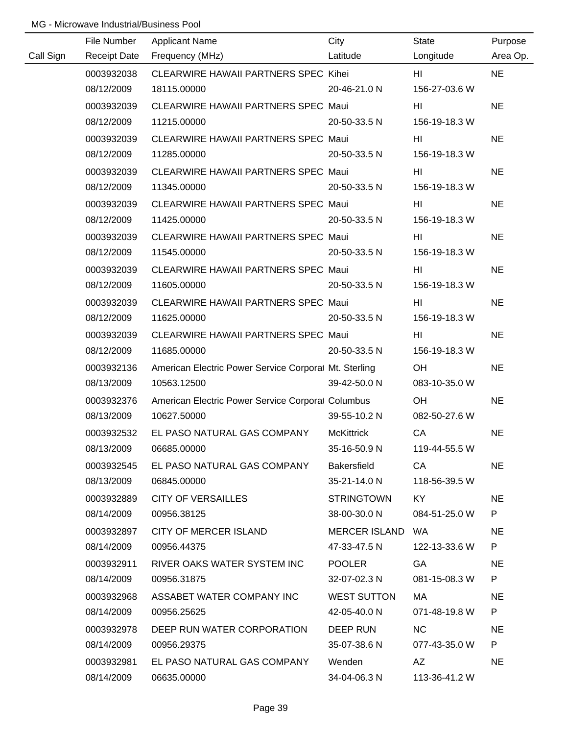MG - Microwave Industrial/Business Pool

| Call Sign | File Number / Receipt Date | Applicant Name / Frequency (MHz) | City / Latitude | State / Longitude | Purpose / Area Op. |
|---|---|---|---|---|---|
| | 0003932038 | CLEARWIRE HAWAII PARTNERS SPEC | Kihei | HI | NE |
| | 08/12/2009 | 18115.00000 | 20-46-21.0 N | 156-27-03.6 W | |
| | 0003932039 | CLEARWIRE HAWAII PARTNERS SPEC | Maui | HI | NE |
| | 08/12/2009 | 11215.00000 | 20-50-33.5 N | 156-19-18.3 W | |
| | 0003932039 | CLEARWIRE HAWAII PARTNERS SPEC | Maui | HI | NE |
| | 08/12/2009 | 11285.00000 | 20-50-33.5 N | 156-19-18.3 W | |
| | 0003932039 | CLEARWIRE HAWAII PARTNERS SPEC | Maui | HI | NE |
| | 08/12/2009 | 11345.00000 | 20-50-33.5 N | 156-19-18.3 W | |
| | 0003932039 | CLEARWIRE HAWAII PARTNERS SPEC | Maui | HI | NE |
| | 08/12/2009 | 11425.00000 | 20-50-33.5 N | 156-19-18.3 W | |
| | 0003932039 | CLEARWIRE HAWAII PARTNERS SPEC | Maui | HI | NE |
| | 08/12/2009 | 11545.00000 | 20-50-33.5 N | 156-19-18.3 W | |
| | 0003932039 | CLEARWIRE HAWAII PARTNERS SPEC | Maui | HI | NE |
| | 08/12/2009 | 11605.00000 | 20-50-33.5 N | 156-19-18.3 W | |
| | 0003932039 | CLEARWIRE HAWAII PARTNERS SPEC | Maui | HI | NE |
| | 08/12/2009 | 11625.00000 | 20-50-33.5 N | 156-19-18.3 W | |
| | 0003932039 | CLEARWIRE HAWAII PARTNERS SPEC | Maui | HI | NE |
| | 08/12/2009 | 11685.00000 | 20-50-33.5 N | 156-19-18.3 W | |
| | 0003932136 | American Electric Power Service Corporat | Mt. Sterling | OH | NE |
| | 08/13/2009 | 10563.12500 | 39-42-50.0 N | 083-10-35.0 W | |
| | 0003932376 | American Electric Power Service Corporat | Columbus | OH | NE |
| | 08/13/2009 | 10627.50000 | 39-55-10.2 N | 082-50-27.6 W | |
| | 0003932532 | EL PASO NATURAL GAS COMPANY | McKittrick | CA | NE |
| | 08/13/2009 | 06685.00000 | 35-16-50.9 N | 119-44-55.5 W | |
| | 0003932545 | EL PASO NATURAL GAS COMPANY | Bakersfield | CA | NE |
| | 08/13/2009 | 06845.00000 | 35-21-14.0 N | 118-56-39.5 W | |
| | 0003932889 | CITY OF VERSAILLES | STRINGTOWN | KY | NE |
| | 08/14/2009 | 00956.38125 | 38-00-30.0 N | 084-51-25.0 W | P |
| | 0003932897 | CITY OF MERCER ISLAND | MERCER ISLAND | WA | NE |
| | 08/14/2009 | 00956.44375 | 47-33-47.5 N | 122-13-33.6 W | P |
| | 0003932911 | RIVER OAKS WATER SYSTEM INC | POOLER | GA | NE |
| | 08/14/2009 | 00956.31875 | 32-07-02.3 N | 081-15-08.3 W | P |
| | 0003932968 | ASSABET WATER COMPANY INC | WEST SUTTON | MA | NE |
| | 08/14/2009 | 00956.25625 | 42-05-40.0 N | 071-48-19.8 W | P |
| | 0003932978 | DEEP RUN WATER CORPORATION | DEEP RUN | NC | NE |
| | 08/14/2009 | 00956.29375 | 35-07-38.6 N | 077-43-35.0 W | P |
| | 0003932981 | EL PASO NATURAL GAS COMPANY | Wenden | AZ | NE |
| | 08/14/2009 | 06635.00000 | 34-04-06.3 N | 113-36-41.2 W | |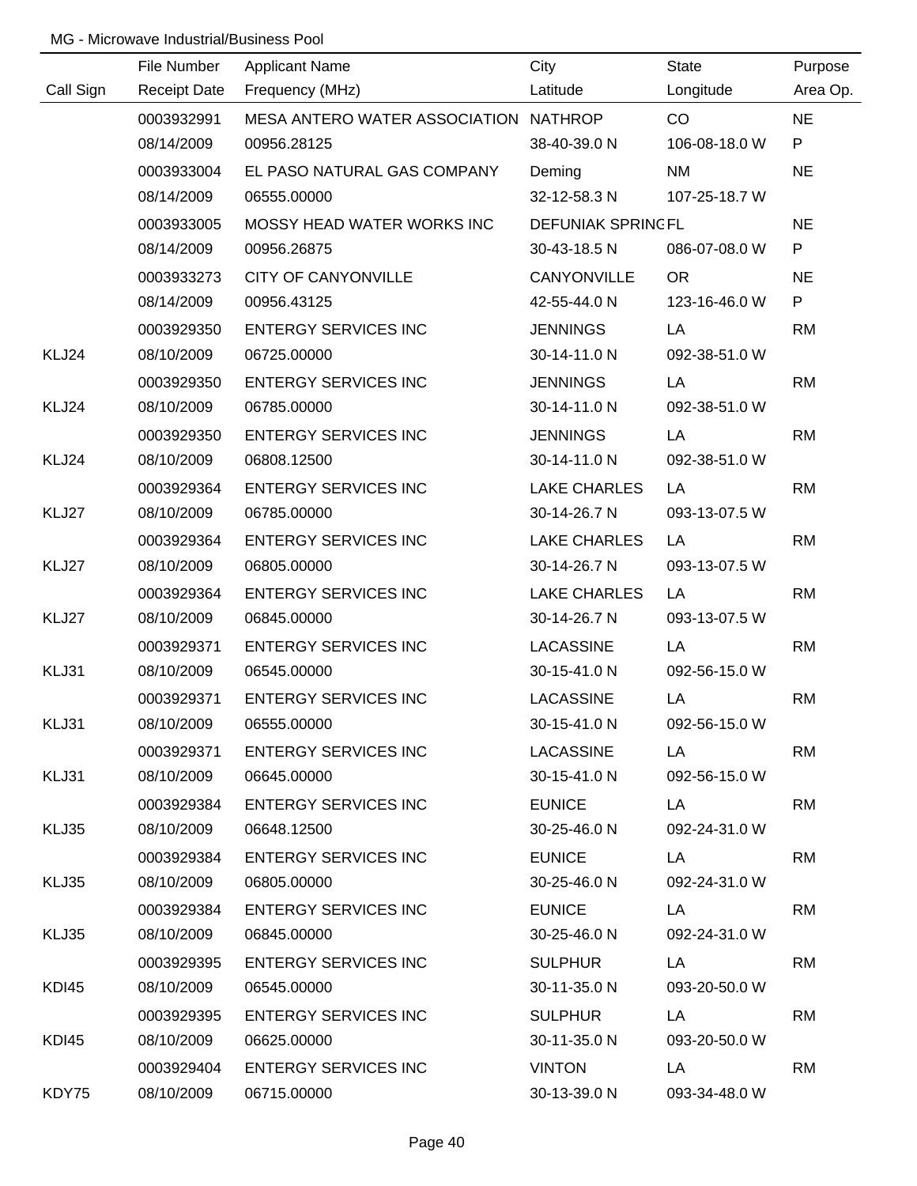MG - Microwave Industrial/Business Pool

| Call Sign | File Number<br>Receipt Date | Applicant Name<br>Frequency (MHz) | City<br>Latitude | State<br>Longitude | Purpose<br>Area Op. |
|---|---|---|---|---|---|
| | 0003932991<br>08/14/2009 | MESA ANTERO WATER ASSOCIATION<br>00956.28125 | NATHROP<br>38-40-39.0 N | CO<br>106-08-18.0 W | NE<br>P |
| | 0003933004<br>08/14/2009 | EL PASO NATURAL GAS COMPANY<br>06555.00000 | Deming<br>32-12-58.3 N | NM<br>107-25-18.7 W | NE |
| | 0003933005<br>08/14/2009 | MOSSY HEAD WATER WORKS INC<br>00956.26875 | DEFUNIAK SPRINGFL<br>30-43-18.5 N | <br>086-07-08.0 W | NE<br>P |
| | 0003933273<br>08/14/2009 | CITY OF CANYONVILLE<br>00956.43125 | CANYONVILLE<br>42-55-44.0 N | OR<br>123-16-46.0 W | NE<br>P |
| KLJ24 | 0003929350<br>08/10/2009 | ENTERGY SERVICES INC<br>06725.00000 | JENNINGS<br>30-14-11.0 N | LA<br>092-38-51.0 W | RM |
| KLJ24 | 0003929350<br>08/10/2009 | ENTERGY SERVICES INC<br>06785.00000 | JENNINGS<br>30-14-11.0 N | LA<br>092-38-51.0 W | RM |
| KLJ24 | 0003929350<br>08/10/2009 | ENTERGY SERVICES INC<br>06808.12500 | JENNINGS<br>30-14-11.0 N | LA<br>092-38-51.0 W | RM |
| KLJ27 | 0003929364<br>08/10/2009 | ENTERGY SERVICES INC<br>06785.00000 | LAKE CHARLES<br>30-14-26.7 N | LA<br>093-13-07.5 W | RM |
| KLJ27 | 0003929364<br>08/10/2009 | ENTERGY SERVICES INC<br>06805.00000 | LAKE CHARLES<br>30-14-26.7 N | LA<br>093-13-07.5 W | RM |
| KLJ27 | 0003929364<br>08/10/2009 | ENTERGY SERVICES INC<br>06845.00000 | LAKE CHARLES<br>30-14-26.7 N | LA<br>093-13-07.5 W | RM |
| KLJ31 | 0003929371<br>08/10/2009 | ENTERGY SERVICES INC<br>06545.00000 | LACASSINE<br>30-15-41.0 N | LA<br>092-56-15.0 W | RM |
| KLJ31 | 0003929371<br>08/10/2009 | ENTERGY SERVICES INC<br>06555.00000 | LACASSINE<br>30-15-41.0 N | LA<br>092-56-15.0 W | RM |
| KLJ31 | 0003929371<br>08/10/2009 | ENTERGY SERVICES INC<br>06645.00000 | LACASSINE<br>30-15-41.0 N | LA<br>092-56-15.0 W | RM |
| KLJ35 | 0003929384<br>08/10/2009 | ENTERGY SERVICES INC<br>06648.12500 | EUNICE<br>30-25-46.0 N | LA<br>092-24-31.0 W | RM |
| KLJ35 | 0003929384<br>08/10/2009 | ENTERGY SERVICES INC<br>06805.00000 | EUNICE<br>30-25-46.0 N | LA<br>092-24-31.0 W | RM |
| KLJ35 | 0003929384<br>08/10/2009 | ENTERGY SERVICES INC<br>06845.00000 | EUNICE<br>30-25-46.0 N | LA<br>092-24-31.0 W | RM |
| KDI45 | 0003929395<br>08/10/2009 | ENTERGY SERVICES INC<br>06545.00000 | SULPHUR<br>30-11-35.0 N | LA<br>093-20-50.0 W | RM |
| KDI45 | 0003929395<br>08/10/2009 | ENTERGY SERVICES INC<br>06625.00000 | SULPHUR<br>30-11-35.0 N | LA<br>093-20-50.0 W | RM |
| KDY75 | 0003929404<br>08/10/2009 | ENTERGY SERVICES INC<br>06715.00000 | VINTON<br>30-13-39.0 N | LA<br>093-34-48.0 W | RM |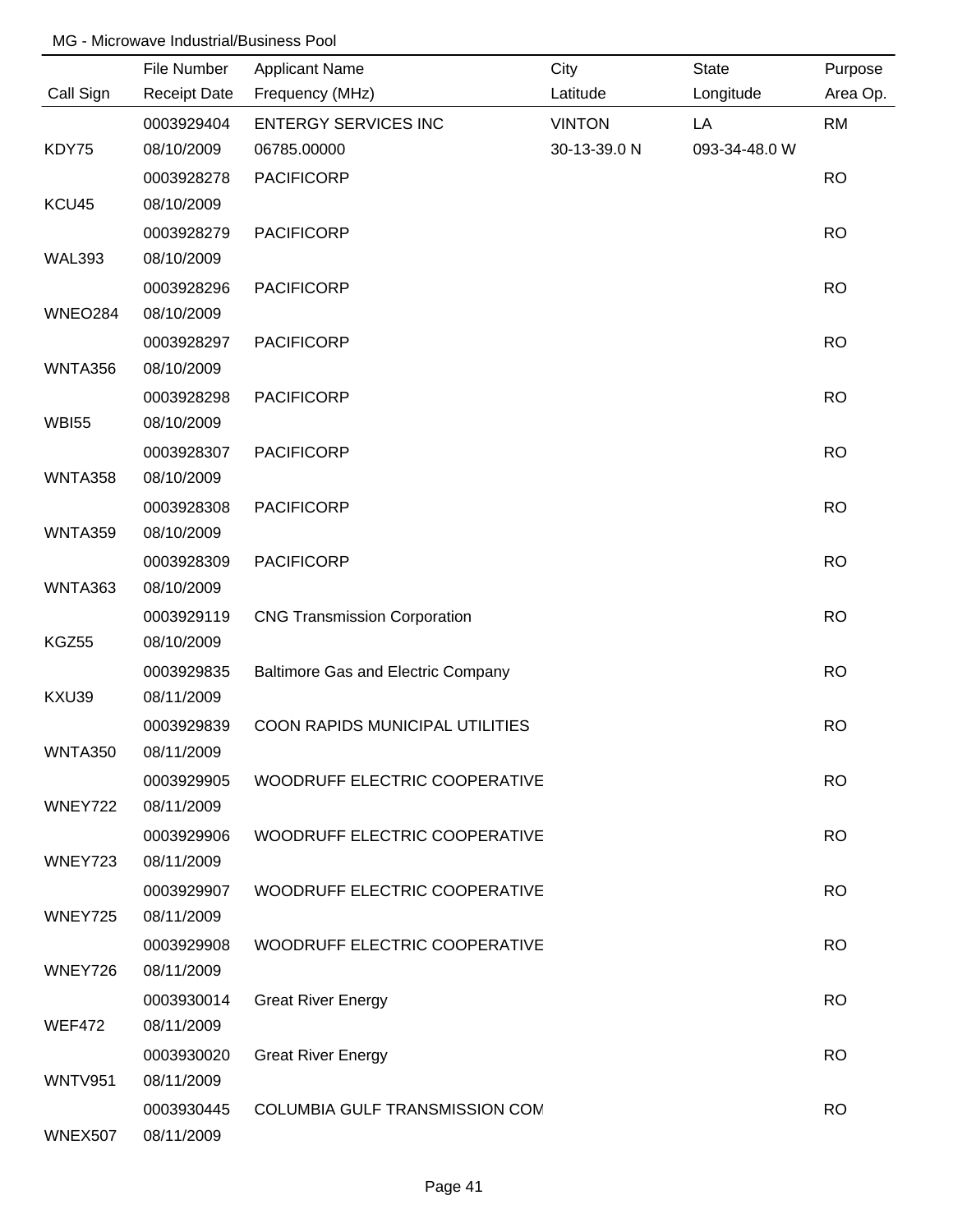MG - Microwave Industrial/Business Pool

| Call Sign | File Number<br>Receipt Date | Applicant Name<br>Frequency (MHz) | City<br>Latitude | State<br>Longitude | Purpose<br>Area Op. |
|---|---|---|---|---|---|
| KDY75 | 0003929404<br>08/10/2009 | ENTERGY SERVICES INC<br>06785.00000 | VINTON<br>30-13-39.0 N | LA<br>093-34-48.0 W | RM |
| KCU45 | 0003928278<br>08/10/2009 | PACIFICORP | | | RO |
| WAL393 | 0003928279<br>08/10/2009 | PACIFICORP | | | RO |
| WNEO284 | 0003928296<br>08/10/2009 | PACIFICORP | | | RO |
| WNTA356 | 0003928297<br>08/10/2009 | PACIFICORP | | | RO |
| WBI55 | 0003928298<br>08/10/2009 | PACIFICORP | | | RO |
| WNTA358 | 0003928307<br>08/10/2009 | PACIFICORP | | | RO |
| WNTA359 | 0003928308<br>08/10/2009 | PACIFICORP | | | RO |
| WNTA363 | 0003928309<br>08/10/2009 | PACIFICORP | | | RO |
| KGZ55 | 0003929119<br>08/10/2009 | CNG Transmission Corporation | | | RO |
| KXU39 | 0003929835<br>08/11/2009 | Baltimore Gas and Electric Company | | | RO |
| WNTA350 | 0003929839<br>08/11/2009 | COON RAPIDS MUNICIPAL UTILITIES | | | RO |
| WNEY722 | 0003929905<br>08/11/2009 | WOODRUFF ELECTRIC COOPERATIVE | | | RO |
| WNEY723 | 0003929906<br>08/11/2009 | WOODRUFF ELECTRIC COOPERATIVE | | | RO |
| WNEY725 | 0003929907<br>08/11/2009 | WOODRUFF ELECTRIC COOPERATIVE | | | RO |
| WNEY726 | 0003929908<br>08/11/2009 | WOODRUFF ELECTRIC COOPERATIVE | | | RO |
| WEF472 | 0003930014<br>08/11/2009 | Great River Energy | | | RO |
| WNTV951 | 0003930020<br>08/11/2009 | Great River Energy | | | RO |
| WNEX507 | 0003930445<br>08/11/2009 | COLUMBIA GULF TRANSMISSION COM | | | RO |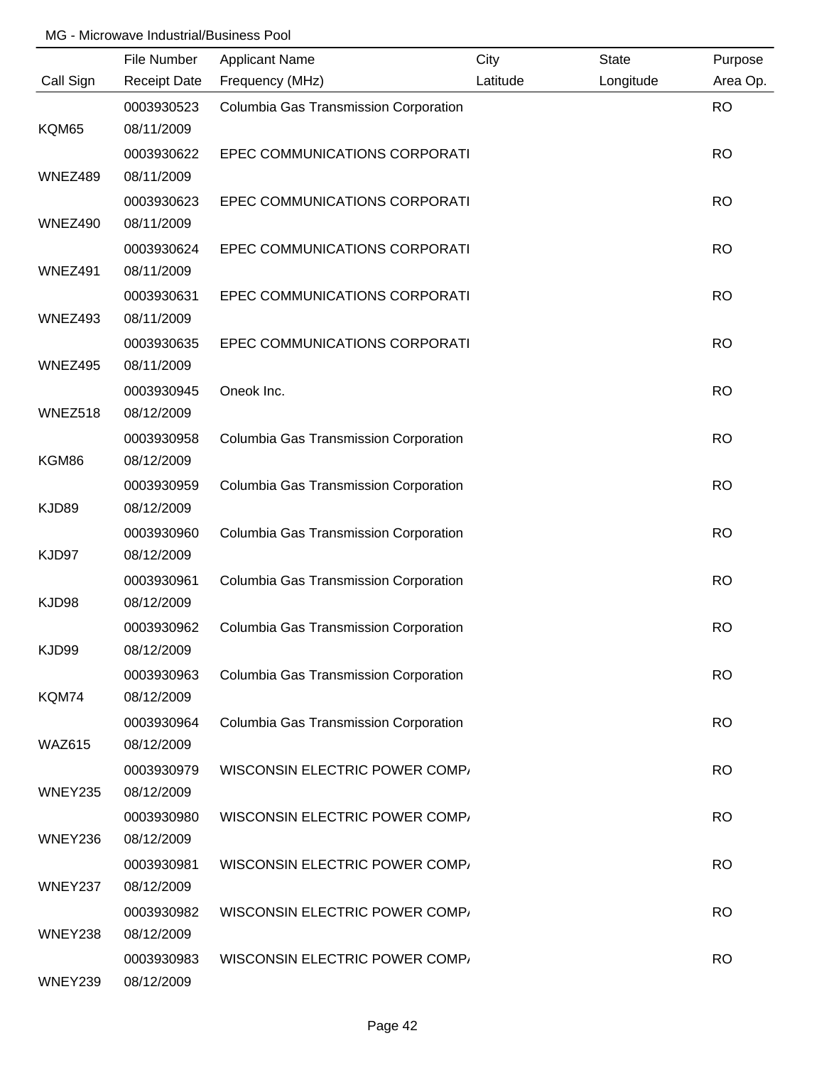MG - Microwave Industrial/Business Pool

| Call Sign | File Number / Receipt Date | Applicant Name / Frequency (MHz) | City / Latitude | State / Longitude | Purpose / Area Op. |
|---|---|---|---|---|---|
| KQM65 | 0003930523 08/11/2009 | Columbia Gas Transmission Corporation | | | RO |
| WNEZ489 | 0003930622 08/11/2009 | EPEC COMMUNICATIONS CORPORATI | | | RO |
| WNEZ490 | 0003930623 08/11/2009 | EPEC COMMUNICATIONS CORPORATI | | | RO |
| WNEZ491 | 0003930624 08/11/2009 | EPEC COMMUNICATIONS CORPORATI | | | RO |
| WNEZ493 | 0003930631 08/11/2009 | EPEC COMMUNICATIONS CORPORATI | | | RO |
| WNEZ495 | 0003930635 08/11/2009 | EPEC COMMUNICATIONS CORPORATI | | | RO |
| WNEZ518 | 0003930945 08/12/2009 | Oneok Inc. | | | RO |
| KGM86 | 0003930958 08/12/2009 | Columbia Gas Transmission Corporation | | | RO |
| KJD89 | 0003930959 08/12/2009 | Columbia Gas Transmission Corporation | | | RO |
| KJD97 | 0003930960 08/12/2009 | Columbia Gas Transmission Corporation | | | RO |
| KJD98 | 0003930961 08/12/2009 | Columbia Gas Transmission Corporation | | | RO |
| KJD99 | 0003930962 08/12/2009 | Columbia Gas Transmission Corporation | | | RO |
| KQM74 | 0003930963 08/12/2009 | Columbia Gas Transmission Corporation | | | RO |
| WAZ615 | 0003930964 08/12/2009 | Columbia Gas Transmission Corporation | | | RO |
| WNEY235 | 0003930979 08/12/2009 | WISCONSIN ELECTRIC POWER COMP/ | | | RO |
| WNEY236 | 0003930980 08/12/2009 | WISCONSIN ELECTRIC POWER COMP/ | | | RO |
| WNEY237 | 0003930981 08/12/2009 | WISCONSIN ELECTRIC POWER COMP/ | | | RO |
| WNEY238 | 0003930982 08/12/2009 | WISCONSIN ELECTRIC POWER COMP/ | | | RO |
| WNEY239 | 0003930983 08/12/2009 | WISCONSIN ELECTRIC POWER COMP/ | | | RO |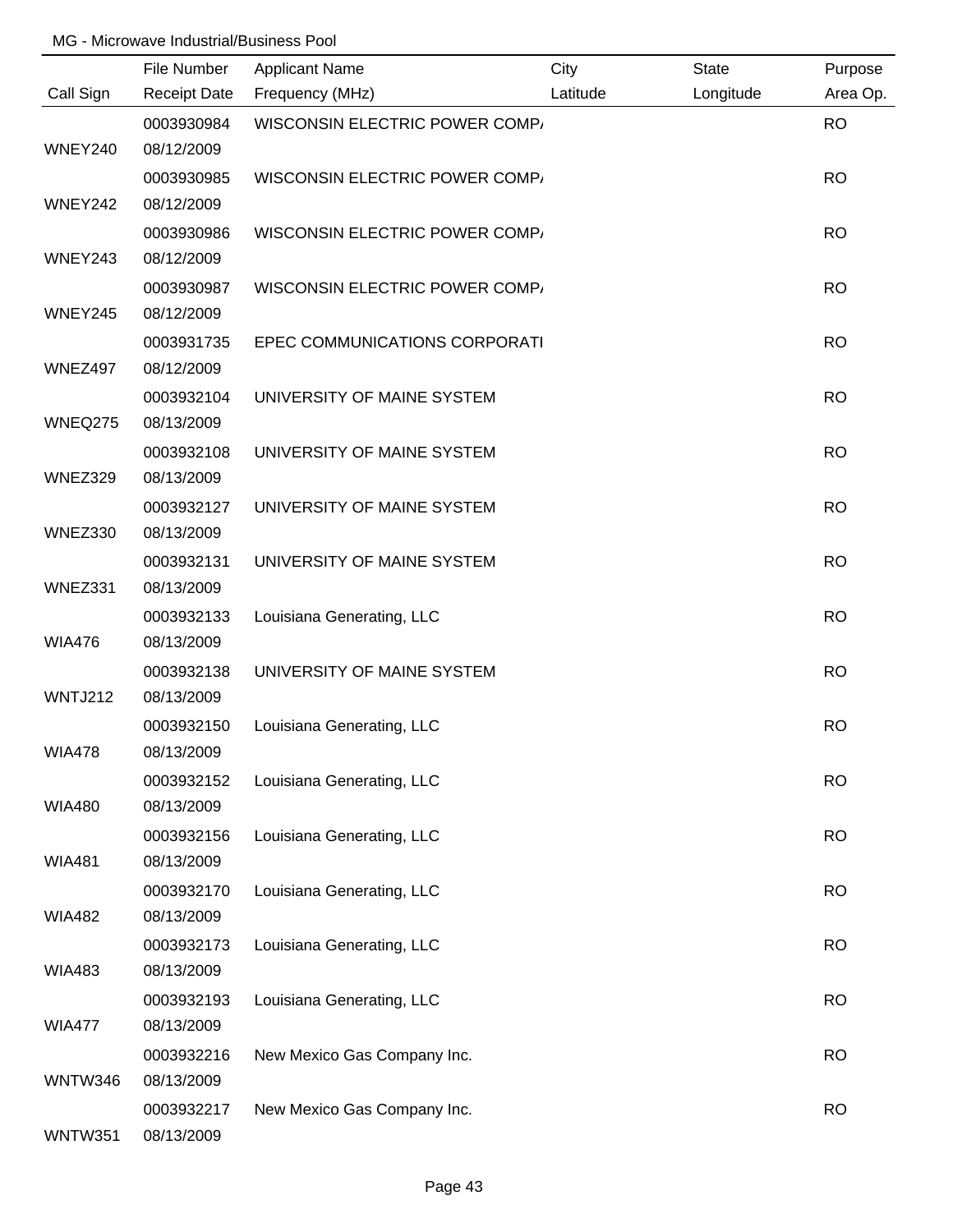MG - Microwave Industrial/Business Pool

| Call Sign | File Number / Receipt Date | Applicant Name / Frequency (MHz) | City / Latitude | State / Longitude | Purpose / Area Op. |
|---|---|---|---|---|---|
| WNEY240 | 0003930984 / 08/12/2009 | WISCONSIN ELECTRIC POWER COMP/ | | | RO |
| WNEY242 | 0003930985 / 08/12/2009 | WISCONSIN ELECTRIC POWER COMP/ | | | RO |
| WNEY243 | 0003930986 / 08/12/2009 | WISCONSIN ELECTRIC POWER COMP/ | | | RO |
| WNEY245 | 0003930987 / 08/12/2009 | WISCONSIN ELECTRIC POWER COMP/ | | | RO |
| WNEZ497 | 0003931735 / 08/12/2009 | EPEC COMMUNICATIONS CORPORATI | | | RO |
| WNEQ275 | 0003932104 / 08/13/2009 | UNIVERSITY OF MAINE SYSTEM | | | RO |
| WNEZ329 | 0003932108 / 08/13/2009 | UNIVERSITY OF MAINE SYSTEM | | | RO |
| WNEZ330 | 0003932127 / 08/13/2009 | UNIVERSITY OF MAINE SYSTEM | | | RO |
| WNEZ331 | 0003932131 / 08/13/2009 | UNIVERSITY OF MAINE SYSTEM | | | RO |
| WIA476 | 0003932133 / 08/13/2009 | Louisiana Generating, LLC | | | RO |
| WNTJ212 | 0003932138 / 08/13/2009 | UNIVERSITY OF MAINE SYSTEM | | | RO |
| WIA478 | 0003932150 / 08/13/2009 | Louisiana Generating, LLC | | | RO |
| WIA480 | 0003932152 / 08/13/2009 | Louisiana Generating, LLC | | | RO |
| WIA481 | 0003932156 / 08/13/2009 | Louisiana Generating, LLC | | | RO |
| WIA482 | 0003932170 / 08/13/2009 | Louisiana Generating, LLC | | | RO |
| WIA483 | 0003932173 / 08/13/2009 | Louisiana Generating, LLC | | | RO |
| WIA477 | 0003932193 / 08/13/2009 | Louisiana Generating, LLC | | | RO |
| WNTW346 | 0003932216 / 08/13/2009 | New Mexico Gas Company Inc. | | | RO |
| WNTW351 | 0003932217 / 08/13/2009 | New Mexico Gas Company Inc. | | | RO |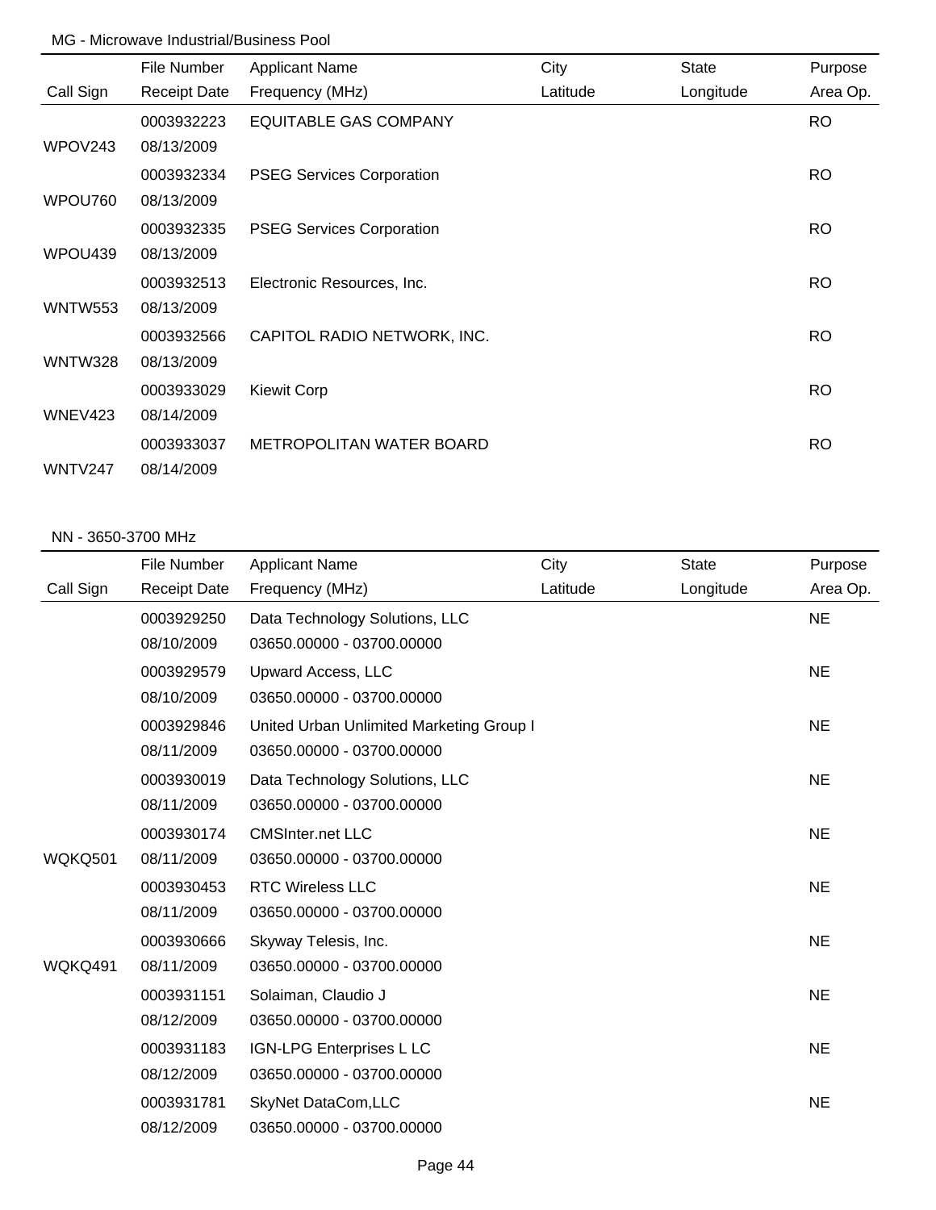MG - Microwave Industrial/Business Pool

| Call Sign | File Number / Receipt Date | Applicant Name / Frequency (MHz) | City / Latitude | State / Longitude | Purpose / Area Op. |
|---|---|---|---|---|---|
| WPOV243 | 0003932223<br>08/13/2009 | EQUITABLE GAS COMPANY | | | RO |
| WPOU760 | 0003932334<br>08/13/2009 | PSEG Services Corporation | | | RO |
| WPOU439 | 0003932335<br>08/13/2009 | PSEG Services Corporation | | | RO |
| WNTW553 | 0003932513<br>08/13/2009 | Electronic Resources, Inc. | | | RO |
| WNTW328 | 0003932566<br>08/13/2009 | CAPITOL RADIO NETWORK, INC. | | | RO |
| WNEV423 | 0003933029<br>08/14/2009 | Kiewit Corp | | | RO |
| WNTV247 | 0003933037<br>08/14/2009 | METROPOLITAN WATER BOARD | | | RO |

NN - 3650-3700 MHz

| Call Sign | File Number / Receipt Date | Applicant Name / Frequency (MHz) | City / Latitude | State / Longitude | Purpose / Area Op. |
|---|---|---|---|---|---|
| | 0003929250<br>08/10/2009 | Data Technology Solutions, LLC<br>03650.00000 - 03700.00000 | | | NE |
| | 0003929579<br>08/10/2009 | Upward Access, LLC<br>03650.00000 - 03700.00000 | | | NE |
| | 0003929846<br>08/11/2009 | United Urban Unlimited Marketing Group I<br>03650.00000 - 03700.00000 | | | NE |
| | 0003930019<br>08/11/2009 | Data Technology Solutions, LLC<br>03650.00000 - 03700.00000 | | | NE |
| WQKQ501 | 0003930174<br>08/11/2009 | CMSInter.net LLC<br>03650.00000 - 03700.00000 | | | NE |
| | 0003930453<br>08/11/2009 | RTC Wireless LLC<br>03650.00000 - 03700.00000 | | | NE |
| WQKQ491 | 0003930666<br>08/11/2009 | Skyway Telesis, Inc.<br>03650.00000 - 03700.00000 | | | NE |
| | 0003931151<br>08/12/2009 | Solaiman, Claudio J<br>03650.00000 - 03700.00000 | | | NE |
| | 0003931183<br>08/12/2009 | IGN-LPG Enterprises L LC<br>03650.00000 - 03700.00000 | | | NE |
| | 0003931781<br>08/12/2009 | SkyNet DataCom,LLC<br>03650.00000 - 03700.00000 | | | NE |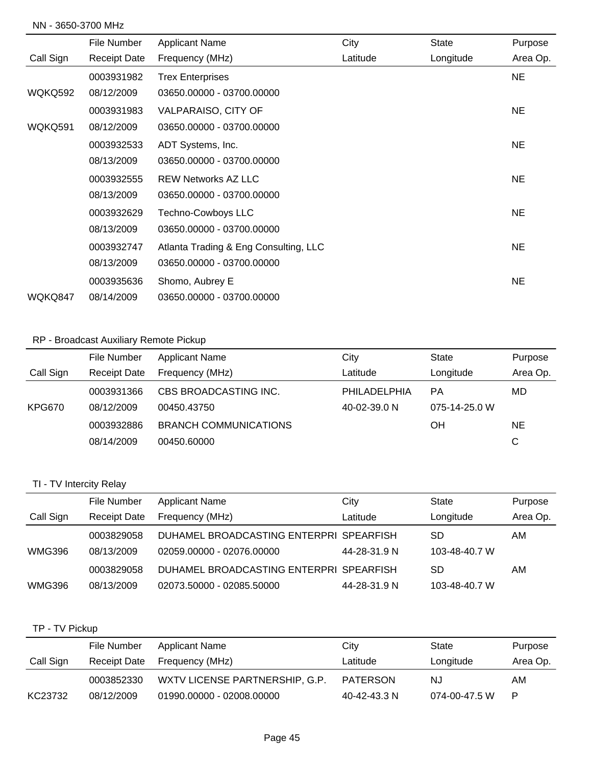NN - 3650-3700 MHz

| Call Sign | File Number<br>Receipt Date | Applicant Name<br>Frequency (MHz) | City<br>Latitude | State<br>Longitude | Purpose<br>Area Op. |
|---|---|---|---|---|---|
| WQKQ592 | 0003931982<br>08/12/2009 | Trex Enterprises<br>03650.00000 - 03700.00000 | | | NE |
| WQKQ591 | 0003931983<br>08/12/2009 | VALPARAISO, CITY OF<br>03650.00000 - 03700.00000 | | | NE |
| | 0003932533<br>08/13/2009 | ADT Systems, Inc.<br>03650.00000 - 03700.00000 | | | NE |
| | 0003932555<br>08/13/2009 | REW Networks AZ LLC<br>03650.00000 - 03700.00000 | | | NE |
| | 0003932629<br>08/13/2009 | Techno-Cowboys LLC<br>03650.00000 - 03700.00000 | | | NE |
| | 0003932747<br>08/13/2009 | Atlanta Trading & Eng Consulting, LLC<br>03650.00000 - 03700.00000 | | | NE |
| WQKQ847 | 0003935636<br>08/14/2009 | Shomo, Aubrey E<br>03650.00000 - 03700.00000 | | | NE |

RP - Broadcast Auxiliary Remote Pickup

| Call Sign | File Number<br>Receipt Date | Applicant Name<br>Frequency (MHz) | City<br>Latitude | State<br>Longitude | Purpose<br>Area Op. |
|---|---|---|---|---|---|
| KPG670 | 0003931366<br>08/12/2009 | CBS BROADCASTING INC.<br>00450.43750 | PHILADELPHIA<br>40-02-39.0 N | PA<br>075-14-25.0 W | MD |
| | 0003932886<br>08/14/2009 | BRANCH COMMUNICATIONS<br>00450.60000 | | OH | NE<br>C |

TI - TV Intercity Relay

| Call Sign | File Number<br>Receipt Date | Applicant Name<br>Frequency (MHz) | City<br>Latitude | State<br>Longitude | Purpose<br>Area Op. |
|---|---|---|---|---|---|
| WMG396 | 0003829058<br>08/13/2009 | DUHAMEL BROADCASTING ENTERPRI<br>02059.00000 - 02076.00000 | SPEARFISH<br>44-28-31.9 N | SD<br>103-48-40.7 W | AM |
| WMG396 | 0003829058<br>08/13/2009 | DUHAMEL BROADCASTING ENTERPRI<br>02073.50000 - 02085.50000 | SPEARFISH<br>44-28-31.9 N | SD<br>103-48-40.7 W | AM |

TP - TV Pickup

| Call Sign | File Number<br>Receipt Date | Applicant Name<br>Frequency (MHz) | City<br>Latitude | State<br>Longitude | Purpose<br>Area Op. |
|---|---|---|---|---|---|
| KC23732 | 0003852330<br>08/12/2009 | WXTV LICENSE PARTNERSHIP, G.P.<br>01990.00000 - 02008.00000 | PATERSON<br>40-42-43.3 N | NJ<br>074-00-47.5 W | AM<br>P |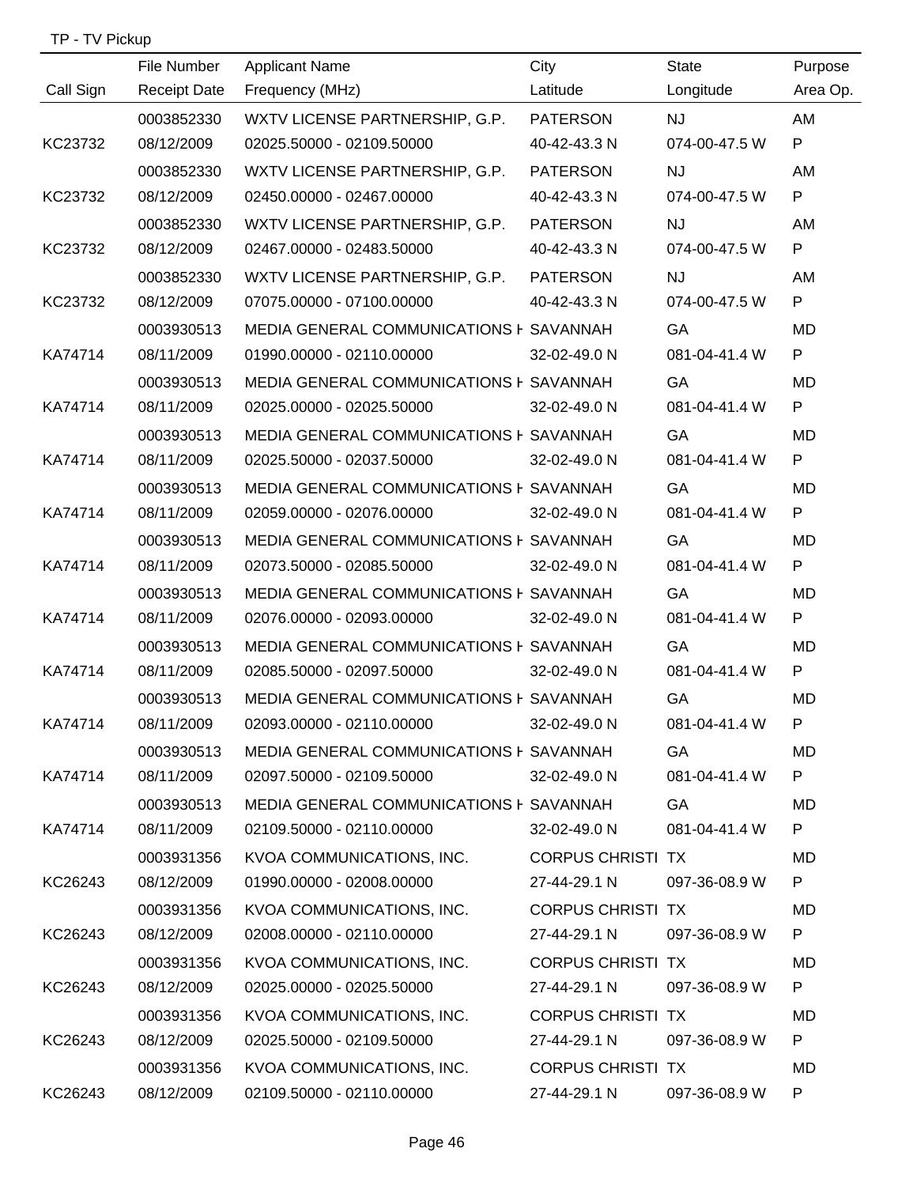TP - TV Pickup

| Call Sign | File Number<br>Receipt Date | Applicant Name<br>Frequency (MHz) | City<br>Latitude | State<br>Longitude | Purpose<br>Area Op. |
|---|---|---|---|---|---|
| KC23732 | 0003852330<br>08/12/2009 | WXTV LICENSE PARTNERSHIP, G.P.<br>02025.50000 - 02109.50000 | PATERSON<br>40-42-43.3 N | NJ<br>074-00-47.5 W | AM<br>P |
| KC23732 | 0003852330<br>08/12/2009 | WXTV LICENSE PARTNERSHIP, G.P.<br>02450.00000 - 02467.00000 | PATERSON<br>40-42-43.3 N | NJ<br>074-00-47.5 W | AM<br>P |
| KC23732 | 0003852330<br>08/12/2009 | WXTV LICENSE PARTNERSHIP, G.P.<br>02467.00000 - 02483.50000 | PATERSON<br>40-42-43.3 N | NJ<br>074-00-47.5 W | AM<br>P |
| KC23732 | 0003852330<br>08/12/2009 | WXTV LICENSE PARTNERSHIP, G.P.<br>07075.00000 - 07100.00000 | PATERSON<br>40-42-43.3 N | NJ<br>074-00-47.5 W | AM<br>P |
| KA74714 | 0003930513<br>08/11/2009 | MEDIA GENERAL COMMUNICATIONS H<br>01990.00000 - 02110.00000 | SAVANNAH<br>32-02-49.0 N | GA<br>081-04-41.4 W | MD<br>P |
| KA74714 | 0003930513<br>08/11/2009 | MEDIA GENERAL COMMUNICATIONS H<br>02025.00000 - 02025.50000 | SAVANNAH<br>32-02-49.0 N | GA<br>081-04-41.4 W | MD<br>P |
| KA74714 | 0003930513<br>08/11/2009 | MEDIA GENERAL COMMUNICATIONS H<br>02025.50000 - 02037.50000 | SAVANNAH<br>32-02-49.0 N | GA<br>081-04-41.4 W | MD<br>P |
| KA74714 | 0003930513<br>08/11/2009 | MEDIA GENERAL COMMUNICATIONS H<br>02059.00000 - 02076.00000 | SAVANNAH<br>32-02-49.0 N | GA<br>081-04-41.4 W | MD<br>P |
| KA74714 | 0003930513<br>08/11/2009 | MEDIA GENERAL COMMUNICATIONS H<br>02073.50000 - 02085.50000 | SAVANNAH<br>32-02-49.0 N | GA<br>081-04-41.4 W | MD<br>P |
| KA74714 | 0003930513<br>08/11/2009 | MEDIA GENERAL COMMUNICATIONS H<br>02076.00000 - 02093.00000 | SAVANNAH<br>32-02-49.0 N | GA<br>081-04-41.4 W | MD<br>P |
| KA74714 | 0003930513<br>08/11/2009 | MEDIA GENERAL COMMUNICATIONS H<br>02085.50000 - 02097.50000 | SAVANNAH<br>32-02-49.0 N | GA<br>081-04-41.4 W | MD<br>P |
| KA74714 | 0003930513<br>08/11/2009 | MEDIA GENERAL COMMUNICATIONS H<br>02093.00000 - 02110.00000 | SAVANNAH<br>32-02-49.0 N | GA<br>081-04-41.4 W | MD<br>P |
| KA74714 | 0003930513<br>08/11/2009 | MEDIA GENERAL COMMUNICATIONS H<br>02097.50000 - 02109.50000 | SAVANNAH<br>32-02-49.0 N | GA<br>081-04-41.4 W | MD<br>P |
| KA74714 | 0003930513<br>08/11/2009 | MEDIA GENERAL COMMUNICATIONS H<br>02109.50000 - 02110.00000 | SAVANNAH<br>32-02-49.0 N | GA<br>081-04-41.4 W | MD<br>P |
| KC26243 | 0003931356<br>08/12/2009 | KVOA COMMUNICATIONS, INC.<br>01990.00000 - 02008.00000 | CORPUS CHRISTI<br>27-44-29.1 N | TX<br>097-36-08.9 W | MD<br>P |
| KC26243 | 0003931356<br>08/12/2009 | KVOA COMMUNICATIONS, INC.<br>02008.00000 - 02110.00000 | CORPUS CHRISTI<br>27-44-29.1 N | TX<br>097-36-08.9 W | MD<br>P |
| KC26243 | 0003931356<br>08/12/2009 | KVOA COMMUNICATIONS, INC.<br>02025.00000 - 02025.50000 | CORPUS CHRISTI<br>27-44-29.1 N | TX<br>097-36-08.9 W | MD<br>P |
| KC26243 | 0003931356<br>08/12/2009 | KVOA COMMUNICATIONS, INC.<br>02025.50000 - 02109.50000 | CORPUS CHRISTI<br>27-44-29.1 N | TX<br>097-36-08.9 W | MD<br>P |
| KC26243 | 0003931356<br>08/12/2009 | KVOA COMMUNICATIONS, INC.<br>02109.50000 - 02110.00000 | CORPUS CHRISTI<br>27-44-29.1 N | TX<br>097-36-08.9 W | MD<br>P |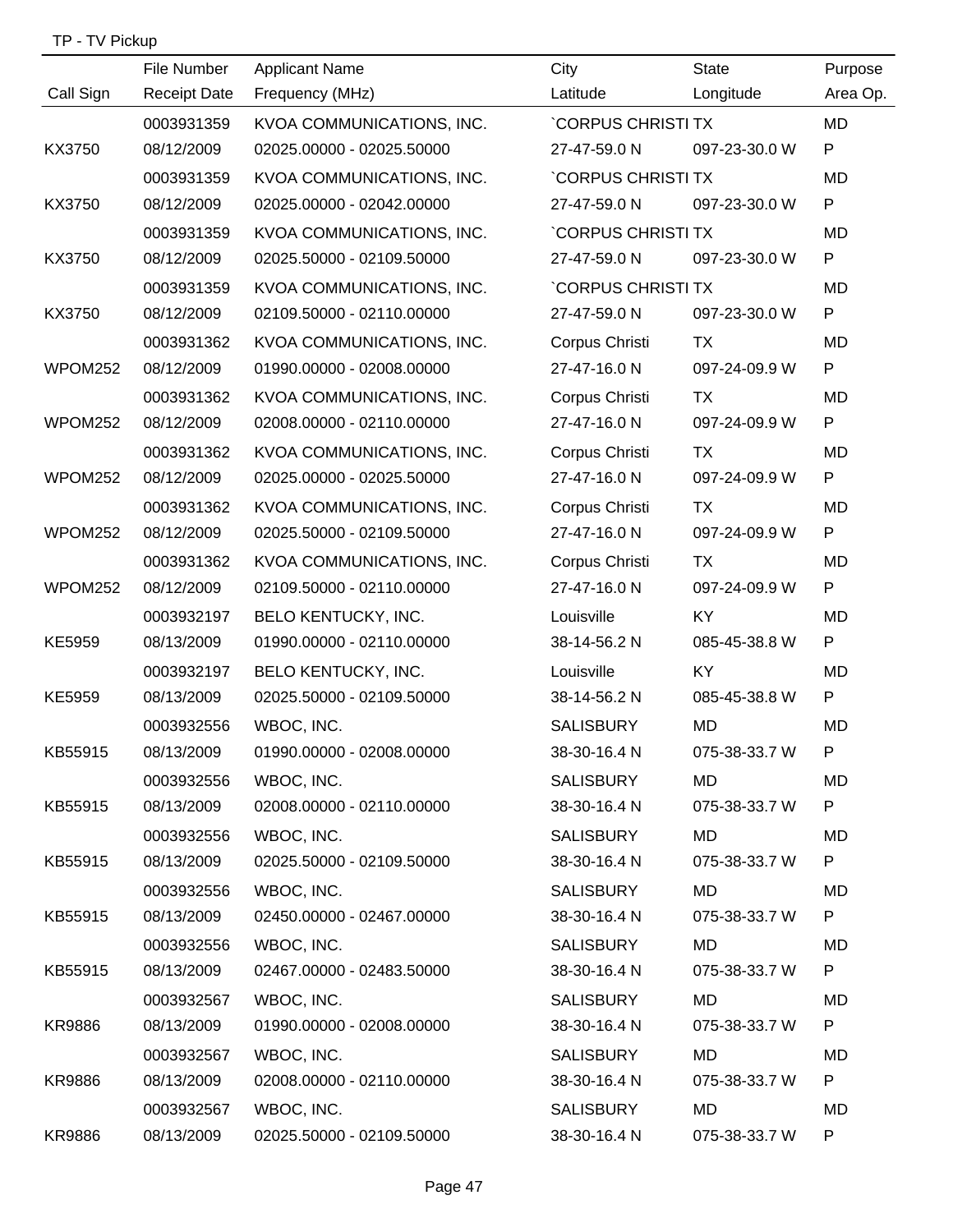TP - TV Pickup

| Call Sign | File Number<br>Receipt Date | Applicant Name<br>Frequency (MHz) | City<br>Latitude | State<br>Longitude | Purpose<br>Area Op. |
|---|---|---|---|---|---|
| KX3750 | 0003931359<br>08/12/2009 | KVOA COMMUNICATIONS, INC.<br>02025.00000 - 02025.50000 | `CORPUS CHRISTI<br>27-47-59.0 N | TX<br>097-23-30.0 W | MD<br>P |
| KX3750 | 0003931359<br>08/12/2009 | KVOA COMMUNICATIONS, INC.<br>02025.00000 - 02042.00000 | `CORPUS CHRISTI<br>27-47-59.0 N | TX<br>097-23-30.0 W | MD<br>P |
| KX3750 | 0003931359<br>08/12/2009 | KVOA COMMUNICATIONS, INC.<br>02025.50000 - 02109.50000 | `CORPUS CHRISTI<br>27-47-59.0 N | TX<br>097-23-30.0 W | MD<br>P |
| KX3750 | 0003931359<br>08/12/2009 | KVOA COMMUNICATIONS, INC.<br>02109.50000 - 02110.00000 | `CORPUS CHRISTI<br>27-47-59.0 N | TX<br>097-23-30.0 W | MD<br>P |
| WPOM252 | 0003931362<br>08/12/2009 | KVOA COMMUNICATIONS, INC.<br>01990.00000 - 02008.00000 | Corpus Christi<br>27-47-16.0 N | TX<br>097-24-09.9 W | MD<br>P |
| WPOM252 | 0003931362<br>08/12/2009 | KVOA COMMUNICATIONS, INC.<br>02008.00000 - 02110.00000 | Corpus Christi<br>27-47-16.0 N | TX<br>097-24-09.9 W | MD<br>P |
| WPOM252 | 0003931362<br>08/12/2009 | KVOA COMMUNICATIONS, INC.<br>02025.00000 - 02025.50000 | Corpus Christi<br>27-47-16.0 N | TX<br>097-24-09.9 W | MD<br>P |
| WPOM252 | 0003931362<br>08/12/2009 | KVOA COMMUNICATIONS, INC.<br>02025.50000 - 02109.50000 | Corpus Christi<br>27-47-16.0 N | TX<br>097-24-09.9 W | MD<br>P |
| WPOM252 | 0003931362<br>08/12/2009 | KVOA COMMUNICATIONS, INC.<br>02109.50000 - 02110.00000 | Corpus Christi<br>27-47-16.0 N | TX<br>097-24-09.9 W | MD<br>P |
| KE5959 | 0003932197<br>08/13/2009 | BELO KENTUCKY, INC.<br>01990.00000 - 02110.00000 | Louisville<br>38-14-56.2 N | KY<br>085-45-38.8 W | MD<br>P |
| KE5959 | 0003932197<br>08/13/2009 | BELO KENTUCKY, INC.<br>02025.50000 - 02109.50000 | Louisville<br>38-14-56.2 N | KY<br>085-45-38.8 W | MD<br>P |
| KB55915 | 0003932556<br>08/13/2009 | WBOC, INC.<br>01990.00000 - 02008.00000 | SALISBURY<br>38-30-16.4 N | MD<br>075-38-33.7 W | MD<br>P |
| KB55915 | 0003932556<br>08/13/2009 | WBOC, INC.<br>02008.00000 - 02110.00000 | SALISBURY<br>38-30-16.4 N | MD<br>075-38-33.7 W | MD<br>P |
| KB55915 | 0003932556<br>08/13/2009 | WBOC, INC.<br>02025.50000 - 02109.50000 | SALISBURY<br>38-30-16.4 N | MD<br>075-38-33.7 W | MD<br>P |
| KB55915 | 0003932556<br>08/13/2009 | WBOC, INC.<br>02450.00000 - 02467.00000 | SALISBURY<br>38-30-16.4 N | MD<br>075-38-33.7 W | MD<br>P |
| KB55915 | 0003932556<br>08/13/2009 | WBOC, INC.<br>02467.00000 - 02483.50000 | SALISBURY<br>38-30-16.4 N | MD<br>075-38-33.7 W | MD<br>P |
| KR9886 | 0003932567<br>08/13/2009 | WBOC, INC.<br>01990.00000 - 02008.00000 | SALISBURY<br>38-30-16.4 N | MD<br>075-38-33.7 W | MD<br>P |
| KR9886 | 0003932567<br>08/13/2009 | WBOC, INC.<br>02008.00000 - 02110.00000 | SALISBURY<br>38-30-16.4 N | MD<br>075-38-33.7 W | MD<br>P |
| KR9886 | 0003932567<br>08/13/2009 | WBOC, INC.<br>02025.50000 - 02109.50000 | SALISBURY<br>38-30-16.4 N | MD<br>075-38-33.7 W | MD<br>P |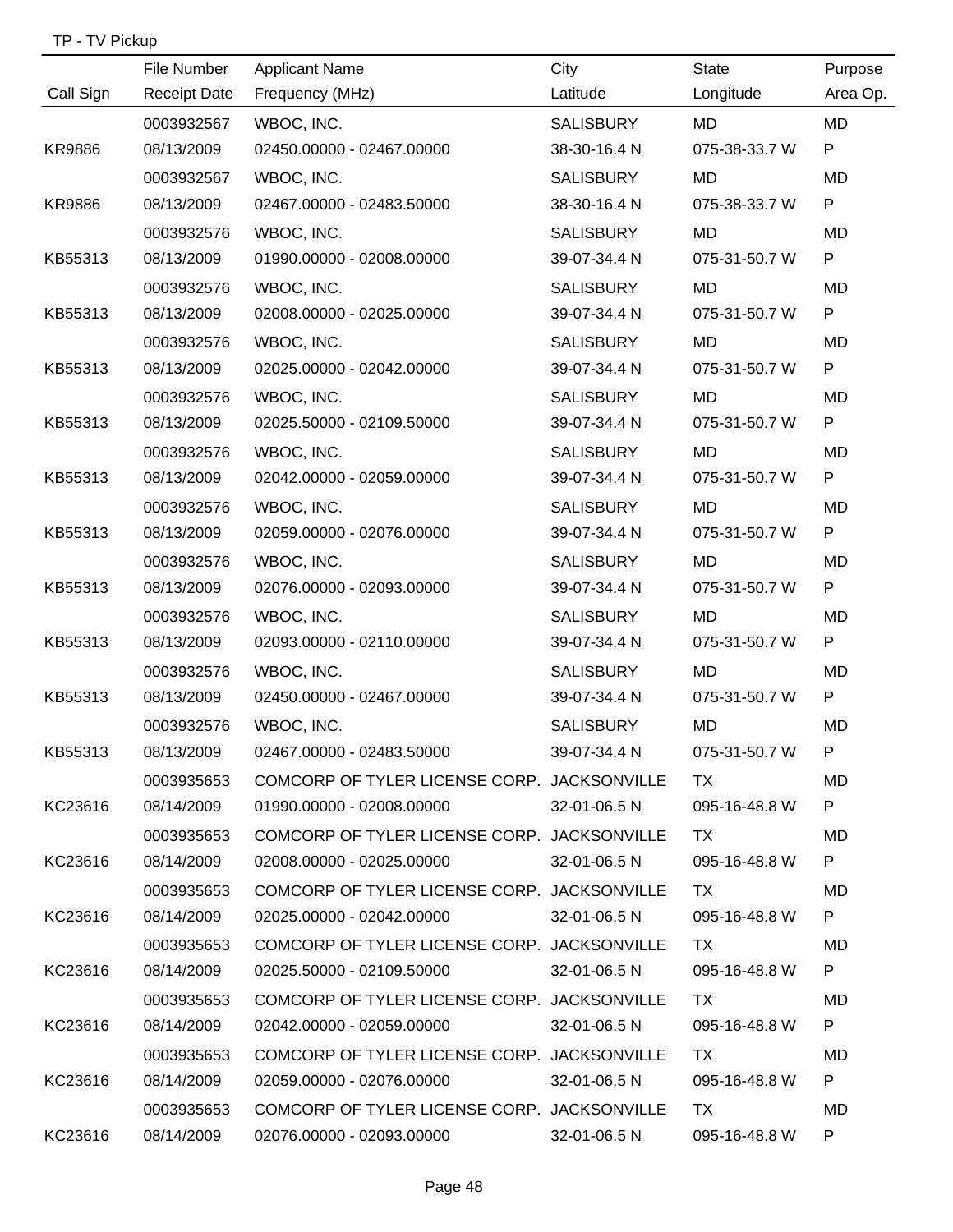TP - TV Pickup

| Call Sign | File Number / Receipt Date | Applicant Name / Frequency (MHz) | City / Latitude | State / Longitude | Purpose / Area Op. |
|---|---|---|---|---|---|
| | 0003932567 | WBOC, INC. | SALISBURY | MD | MD |
| KR9886 | 08/13/2009 | 02450.00000 - 02467.00000 | 38-30-16.4 N | 075-38-33.7 W | P |
| | 0003932567 | WBOC, INC. | SALISBURY | MD | MD |
| KR9886 | 08/13/2009 | 02467.00000 - 02483.50000 | 38-30-16.4 N | 075-38-33.7 W | P |
| | 0003932576 | WBOC, INC. | SALISBURY | MD | MD |
| KB55313 | 08/13/2009 | 01990.00000 - 02008.00000 | 39-07-34.4 N | 075-31-50.7 W | P |
| | 0003932576 | WBOC, INC. | SALISBURY | MD | MD |
| KB55313 | 08/13/2009 | 02008.00000 - 02025.00000 | 39-07-34.4 N | 075-31-50.7 W | P |
| | 0003932576 | WBOC, INC. | SALISBURY | MD | MD |
| KB55313 | 08/13/2009 | 02025.00000 - 02042.00000 | 39-07-34.4 N | 075-31-50.7 W | P |
| | 0003932576 | WBOC, INC. | SALISBURY | MD | MD |
| KB55313 | 08/13/2009 | 02025.50000 - 02109.50000 | 39-07-34.4 N | 075-31-50.7 W | P |
| | 0003932576 | WBOC, INC. | SALISBURY | MD | MD |
| KB55313 | 08/13/2009 | 02042.00000 - 02059.00000 | 39-07-34.4 N | 075-31-50.7 W | P |
| | 0003932576 | WBOC, INC. | SALISBURY | MD | MD |
| KB55313 | 08/13/2009 | 02059.00000 - 02076.00000 | 39-07-34.4 N | 075-31-50.7 W | P |
| | 0003932576 | WBOC, INC. | SALISBURY | MD | MD |
| KB55313 | 08/13/2009 | 02076.00000 - 02093.00000 | 39-07-34.4 N | 075-31-50.7 W | P |
| | 0003932576 | WBOC, INC. | SALISBURY | MD | MD |
| KB55313 | 08/13/2009 | 02093.00000 - 02110.00000 | 39-07-34.4 N | 075-31-50.7 W | P |
| | 0003932576 | WBOC, INC. | SALISBURY | MD | MD |
| KB55313 | 08/13/2009 | 02450.00000 - 02467.00000 | 39-07-34.4 N | 075-31-50.7 W | P |
| | 0003932576 | WBOC, INC. | SALISBURY | MD | MD |
| KB55313 | 08/13/2009 | 02467.00000 - 02483.50000 | 39-07-34.4 N | 075-31-50.7 W | P |
| | 0003935653 | COMCORP OF TYLER LICENSE CORP. | JACKSONVILLE | TX | MD |
| KC23616 | 08/14/2009 | 01990.00000 - 02008.00000 | 32-01-06.5 N | 095-16-48.8 W | P |
| | 0003935653 | COMCORP OF TYLER LICENSE CORP. | JACKSONVILLE | TX | MD |
| KC23616 | 08/14/2009 | 02008.00000 - 02025.00000 | 32-01-06.5 N | 095-16-48.8 W | P |
| | 0003935653 | COMCORP OF TYLER LICENSE CORP. | JACKSONVILLE | TX | MD |
| KC23616 | 08/14/2009 | 02025.00000 - 02042.00000 | 32-01-06.5 N | 095-16-48.8 W | P |
| | 0003935653 | COMCORP OF TYLER LICENSE CORP. | JACKSONVILLE | TX | MD |
| KC23616 | 08/14/2009 | 02025.50000 - 02109.50000 | 32-01-06.5 N | 095-16-48.8 W | P |
| | 0003935653 | COMCORP OF TYLER LICENSE CORP. | JACKSONVILLE | TX | MD |
| KC23616 | 08/14/2009 | 02042.00000 - 02059.00000 | 32-01-06.5 N | 095-16-48.8 W | P |
| | 0003935653 | COMCORP OF TYLER LICENSE CORP. | JACKSONVILLE | TX | MD |
| KC23616 | 08/14/2009 | 02059.00000 - 02076.00000 | 32-01-06.5 N | 095-16-48.8 W | P |
| | 0003935653 | COMCORP OF TYLER LICENSE CORP. | JACKSONVILLE | TX | MD |
| KC23616 | 08/14/2009 | 02076.00000 - 02093.00000 | 32-01-06.5 N | 095-16-48.8 W | P |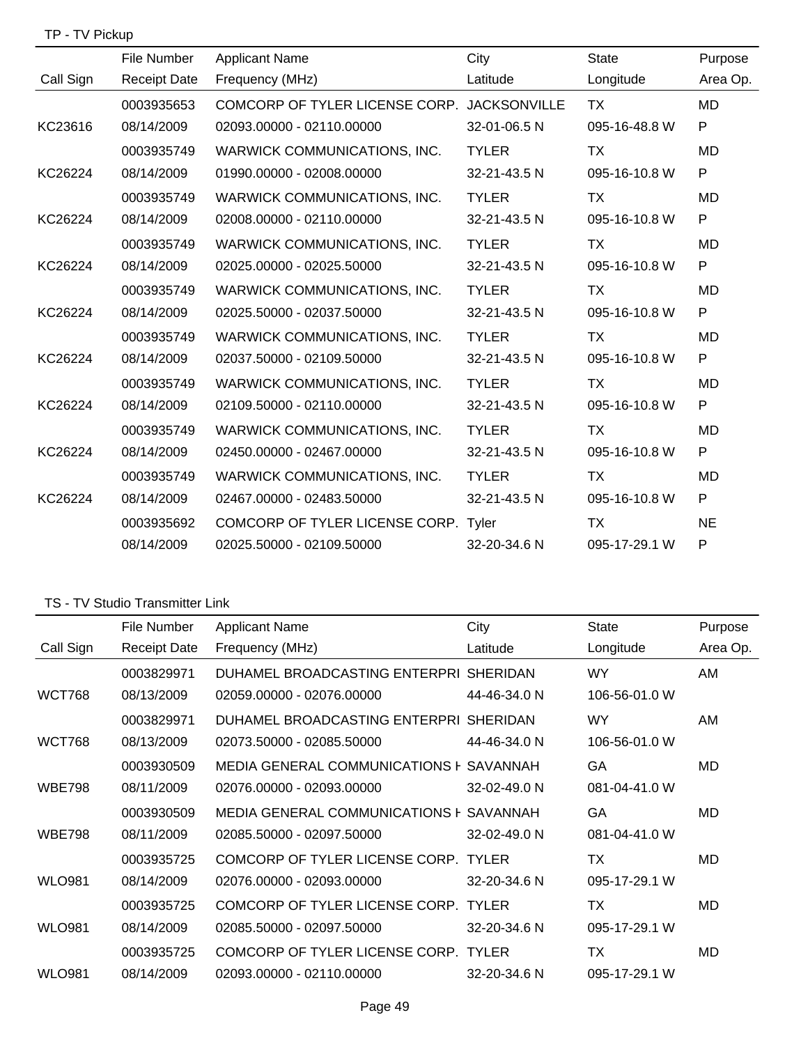TP - TV Pickup

| Call Sign | File Number<br>Receipt Date | Applicant Name<br>Frequency (MHz) | City<br>Latitude | State<br>Longitude | Purpose<br>Area Op. |
|---|---|---|---|---|---|
| KC23616 | 0003935653<br>08/14/2009 | COMCORP OF TYLER LICENSE CORP.<br>02093.00000 - 02110.00000 | JACKSONVILLE<br>32-01-06.5 N | TX<br>095-16-48.8 W | MD<br>P |
| KC26224 | 0003935749<br>08/14/2009 | WARWICK COMMUNICATIONS, INC.<br>01990.00000 - 02008.00000 | TYLER<br>32-21-43.5 N | TX<br>095-16-10.8 W | MD<br>P |
| KC26224 | 0003935749<br>08/14/2009 | WARWICK COMMUNICATIONS, INC.<br>02008.00000 - 02110.00000 | TYLER<br>32-21-43.5 N | TX<br>095-16-10.8 W | MD<br>P |
| KC26224 | 0003935749<br>08/14/2009 | WARWICK COMMUNICATIONS, INC.<br>02025.00000 - 02025.50000 | TYLER<br>32-21-43.5 N | TX<br>095-16-10.8 W | MD<br>P |
| KC26224 | 0003935749<br>08/14/2009 | WARWICK COMMUNICATIONS, INC.<br>02025.50000 - 02037.50000 | TYLER<br>32-21-43.5 N | TX<br>095-16-10.8 W | MD<br>P |
| KC26224 | 0003935749<br>08/14/2009 | WARWICK COMMUNICATIONS, INC.<br>02037.50000 - 02109.50000 | TYLER<br>32-21-43.5 N | TX<br>095-16-10.8 W | MD<br>P |
| KC26224 | 0003935749<br>08/14/2009 | WARWICK COMMUNICATIONS, INC.<br>02109.50000 - 02110.00000 | TYLER<br>32-21-43.5 N | TX<br>095-16-10.8 W | MD<br>P |
| KC26224 | 0003935749<br>08/14/2009 | WARWICK COMMUNICATIONS, INC.<br>02450.00000 - 02467.00000 | TYLER<br>32-21-43.5 N | TX<br>095-16-10.8 W | MD<br>P |
| KC26224 | 0003935749<br>08/14/2009 | WARWICK COMMUNICATIONS, INC.<br>02467.00000 - 02483.50000 | TYLER<br>32-21-43.5 N | TX<br>095-16-10.8 W | MD<br>P |
| | 0003935692<br>08/14/2009 | COMCORP OF TYLER LICENSE CORP.<br>02025.50000 - 02109.50000 | Tyler<br>32-20-34.6 N | TX<br>095-17-29.1 W | NE<br>P |

TS - TV Studio Transmitter Link

| Call Sign | File Number<br>Receipt Date | Applicant Name<br>Frequency (MHz) | City<br>Latitude | State<br>Longitude | Purpose<br>Area Op. |
|---|---|---|---|---|---|
| WCT768 | 0003829971<br>08/13/2009 | DUHAMEL BROADCASTING ENTERPRI<br>02059.00000 - 02076.00000 | SHERIDAN<br>44-46-34.0 N | WY<br>106-56-01.0 W | AM |
| WCT768 | 0003829971<br>08/13/2009 | DUHAMEL BROADCASTING ENTERPRI<br>02073.50000 - 02085.50000 | SHERIDAN<br>44-46-34.0 N | WY<br>106-56-01.0 W | AM |
| WBE798 | 0003930509<br>08/11/2009 | MEDIA GENERAL COMMUNICATIONS H<br>02076.00000 - 02093.00000 | SAVANNAH<br>32-02-49.0 N | GA<br>081-04-41.0 W | MD |
| WBE798 | 0003930509<br>08/11/2009 | MEDIA GENERAL COMMUNICATIONS H<br>02085.50000 - 02097.50000 | SAVANNAH<br>32-02-49.0 N | GA<br>081-04-41.0 W | MD |
| WLO981 | 0003935725<br>08/14/2009 | COMCORP OF TYLER LICENSE CORP.<br>02076.00000 - 02093.00000 | TYLER<br>32-20-34.6 N | TX<br>095-17-29.1 W | MD |
| WLO981 | 0003935725<br>08/14/2009 | COMCORP OF TYLER LICENSE CORP.<br>02085.50000 - 02097.50000 | TYLER<br>32-20-34.6 N | TX<br>095-17-29.1 W | MD |
| WLO981 | 0003935725<br>08/14/2009 | COMCORP OF TYLER LICENSE CORP.<br>02093.00000 - 02110.00000 | TYLER<br>32-20-34.6 N | TX<br>095-17-29.1 W | MD |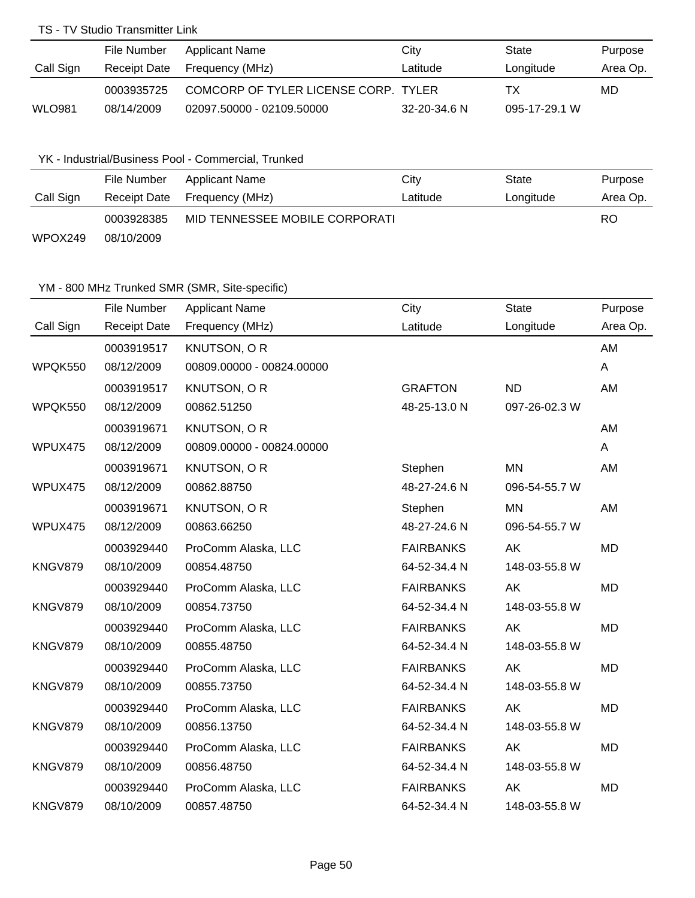TS - TV Studio Transmitter Link

| Call Sign | File Number<br>Receipt Date | Applicant Name<br>Frequency (MHz) | City<br>Latitude | State<br>Longitude | Purpose<br>Area Op. |
|---|---|---|---|---|---|
| WLO981 | 0003935725<br>08/14/2009 | COMCORP OF TYLER LICENSE CORP.<br>02097.50000 - 02109.50000 | TYLER<br>32-20-34.6 N | TX<br>095-17-29.1 W | MD |

YK - Industrial/Business Pool - Commercial, Trunked

| Call Sign | File Number<br>Receipt Date | Applicant Name<br>Frequency (MHz) | City<br>Latitude | State<br>Longitude | Purpose<br>Area Op. |
|---|---|---|---|---|---|
| WPOX249 | 0003928385<br>08/10/2009 | MID TENNESSEE MOBILE CORPORATI | | | RO |

YM - 800 MHz Trunked SMR (SMR, Site-specific)

| Call Sign | File Number<br>Receipt Date | Applicant Name<br>Frequency (MHz) | City<br>Latitude | State<br>Longitude | Purpose<br>Area Op. |
|---|---|---|---|---|---|
| WPQK550 | 0003919517<br>08/12/2009 | KNUTSON, O R<br>00809.00000 - 00824.00000 | | | AM<br>A |
| WPQK550 | 0003919517<br>08/12/2009 | KNUTSON, O R<br>00862.51250 | GRAFTON<br>48-25-13.0 N | ND<br>097-26-02.3 W | AM |
| WPUX475 | 0003919671<br>08/12/2009 | KNUTSON, O R<br>00809.00000 - 00824.00000 | | | AM<br>A |
| WPUX475 | 0003919671<br>08/12/2009 | KNUTSON, O R<br>00862.88750 | Stephen<br>48-27-24.6 N | MN<br>096-54-55.7 W | AM |
| WPUX475 | 0003919671<br>08/12/2009 | KNUTSON, O R<br>00863.66250 | Stephen<br>48-27-24.6 N | MN<br>096-54-55.7 W | AM |
| KNGV879 | 0003929440<br>08/10/2009 | ProComm Alaska, LLC<br>00854.48750 | FAIRBANKS<br>64-52-34.4 N | AK<br>148-03-55.8 W | MD |
| KNGV879 | 0003929440<br>08/10/2009 | ProComm Alaska, LLC<br>00854.73750 | FAIRBANKS<br>64-52-34.4 N | AK<br>148-03-55.8 W | MD |
| KNGV879 | 0003929440<br>08/10/2009 | ProComm Alaska, LLC<br>00855.48750 | FAIRBANKS<br>64-52-34.4 N | AK<br>148-03-55.8 W | MD |
| KNGV879 | 0003929440<br>08/10/2009 | ProComm Alaska, LLC<br>00855.73750 | FAIRBANKS<br>64-52-34.4 N | AK<br>148-03-55.8 W | MD |
| KNGV879 | 0003929440<br>08/10/2009 | ProComm Alaska, LLC<br>00856.13750 | FAIRBANKS<br>64-52-34.4 N | AK<br>148-03-55.8 W | MD |
| KNGV879 | 0003929440<br>08/10/2009 | ProComm Alaska, LLC<br>00856.48750 | FAIRBANKS<br>64-52-34.4 N | AK<br>148-03-55.8 W | MD |
| KNGV879 | 0003929440<br>08/10/2009 | ProComm Alaska, LLC<br>00857.48750 | FAIRBANKS<br>64-52-34.4 N | AK<br>148-03-55.8 W | MD |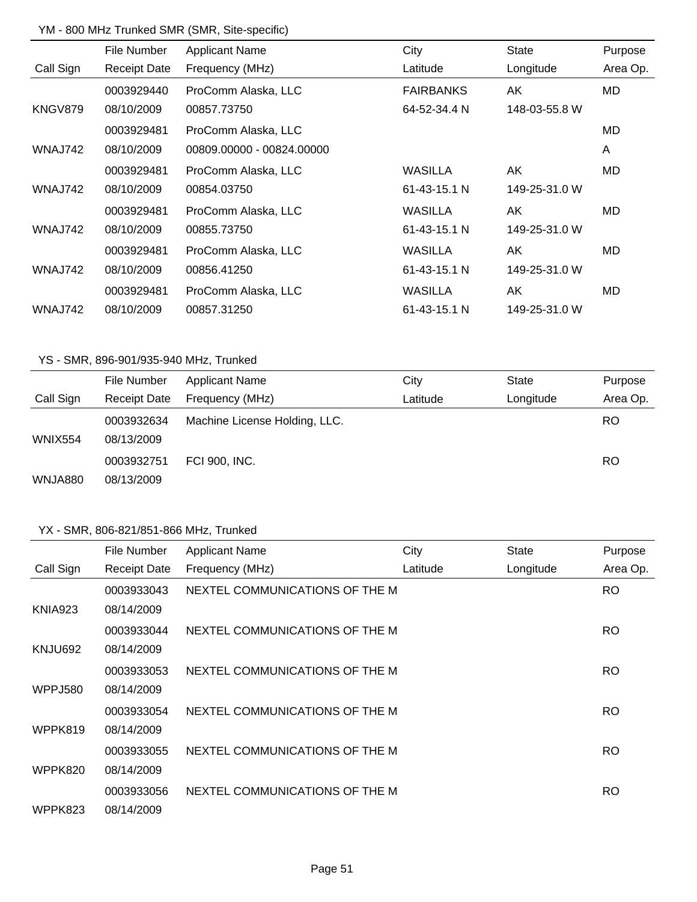YM - 800 MHz Trunked SMR (SMR, Site-specific)

| Call Sign | File Number / Receipt Date | Applicant Name / Frequency (MHz) | City / Latitude | State / Longitude | Purpose / Area Op. |
|---|---|---|---|---|---|
| KNGV879 | 0003929440 / 08/10/2009 | ProComm Alaska, LLC / 00857.73750 | FAIRBANKS / 64-52-34.4 N | AK / 148-03-55.8 W | MD |
| WNAJ742 | 0003929481 / 08/10/2009 | ProComm Alaska, LLC / 00809.00000 - 00824.00000 | | | MD / A |
| WNAJ742 | 0003929481 / 08/10/2009 | ProComm Alaska, LLC / 00854.03750 | WASILLA / 61-43-15.1 N | AK / 149-25-31.0 W | MD |
| WNAJ742 | 0003929481 / 08/10/2009 | ProComm Alaska, LLC / 00855.73750 | WASILLA / 61-43-15.1 N | AK / 149-25-31.0 W | MD |
| WNAJ742 | 0003929481 / 08/10/2009 | ProComm Alaska, LLC / 00856.41250 | WASILLA / 61-43-15.1 N | AK / 149-25-31.0 W | MD |
| WNAJ742 | 0003929481 / 08/10/2009 | ProComm Alaska, LLC / 00857.31250 | WASILLA / 61-43-15.1 N | AK / 149-25-31.0 W | MD |

YS - SMR, 896-901/935-940 MHz, Trunked

| Call Sign | File Number / Receipt Date | Applicant Name / Frequency (MHz) | City / Latitude | State / Longitude | Purpose / Area Op. |
|---|---|---|---|---|---|
| WNIX554 | 0003932634 / 08/13/2009 | Machine License Holding, LLC. | | | RO |
| WNJA880 | 0003932751 / 08/13/2009 | FCI 900, INC. | | | RO |

YX - SMR, 806-821/851-866 MHz, Trunked

| Call Sign | File Number / Receipt Date | Applicant Name / Frequency (MHz) | City / Latitude | State / Longitude | Purpose / Area Op. |
|---|---|---|---|---|---|
| KNIA923 | 0003933043 / 08/14/2009 | NEXTEL COMMUNICATIONS OF THE M | | | RO |
| KNJU692 | 0003933044 / 08/14/2009 | NEXTEL COMMUNICATIONS OF THE M | | | RO |
| WPPJ580 | 0003933053 / 08/14/2009 | NEXTEL COMMUNICATIONS OF THE M | | | RO |
| WPPK819 | 0003933054 / 08/14/2009 | NEXTEL COMMUNICATIONS OF THE M | | | RO |
| WPPK820 | 0003933055 / 08/14/2009 | NEXTEL COMMUNICATIONS OF THE M | | | RO |
| WPPK823 | 0003933056 / 08/14/2009 | NEXTEL COMMUNICATIONS OF THE M | | | RO |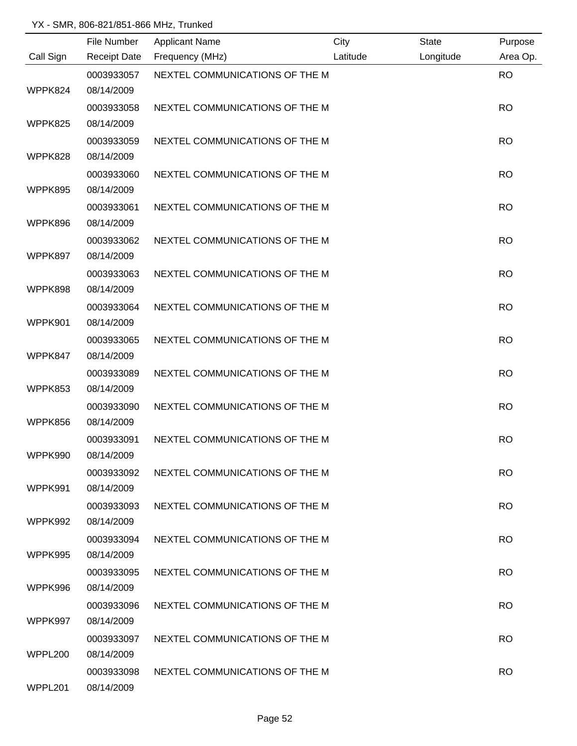YX - SMR, 806-821/851-866 MHz, Trunked

| Call Sign | File Number / Receipt Date | Applicant Name / Frequency (MHz) | City / Latitude | State / Longitude | Purpose / Area Op. |
|---|---|---|---|---|---|
| WPPK824 | 0003933057 08/14/2009 | NEXTEL COMMUNICATIONS OF THE M | | | RO |
| WPPK825 | 0003933058 08/14/2009 | NEXTEL COMMUNICATIONS OF THE M | | | RO |
| WPPK828 | 0003933059 08/14/2009 | NEXTEL COMMUNICATIONS OF THE M | | | RO |
| WPPK895 | 0003933060 08/14/2009 | NEXTEL COMMUNICATIONS OF THE M | | | RO |
| WPPK896 | 0003933061 08/14/2009 | NEXTEL COMMUNICATIONS OF THE M | | | RO |
| WPPK897 | 0003933062 08/14/2009 | NEXTEL COMMUNICATIONS OF THE M | | | RO |
| WPPK898 | 0003933063 08/14/2009 | NEXTEL COMMUNICATIONS OF THE M | | | RO |
| WPPK901 | 0003933064 08/14/2009 | NEXTEL COMMUNICATIONS OF THE M | | | RO |
| WPPK847 | 0003933065 08/14/2009 | NEXTEL COMMUNICATIONS OF THE M | | | RO |
| WPPK853 | 0003933089 08/14/2009 | NEXTEL COMMUNICATIONS OF THE M | | | RO |
| WPPK856 | 0003933090 08/14/2009 | NEXTEL COMMUNICATIONS OF THE M | | | RO |
| WPPK990 | 0003933091 08/14/2009 | NEXTEL COMMUNICATIONS OF THE M | | | RO |
| WPPK991 | 0003933092 08/14/2009 | NEXTEL COMMUNICATIONS OF THE M | | | RO |
| WPPK992 | 0003933093 08/14/2009 | NEXTEL COMMUNICATIONS OF THE M | | | RO |
| WPPK995 | 0003933094 08/14/2009 | NEXTEL COMMUNICATIONS OF THE M | | | RO |
| WPPK996 | 0003933095 08/14/2009 | NEXTEL COMMUNICATIONS OF THE M | | | RO |
| WPPK997 | 0003933096 08/14/2009 | NEXTEL COMMUNICATIONS OF THE M | | | RO |
| WPPL200 | 0003933097 08/14/2009 | NEXTEL COMMUNICATIONS OF THE M | | | RO |
| WPPL201 | 0003933098 08/14/2009 | NEXTEL COMMUNICATIONS OF THE M | | | RO |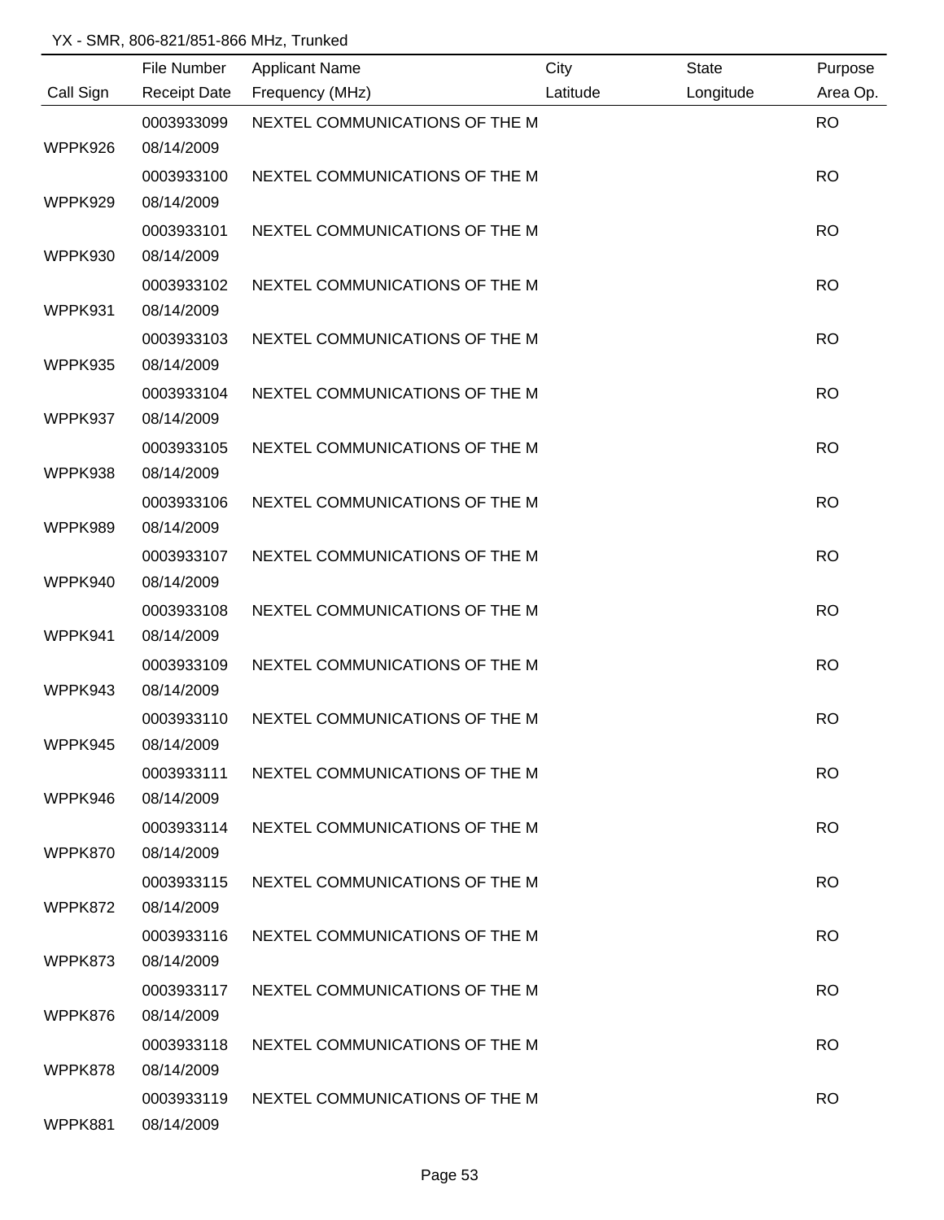YX - SMR, 806-821/851-866 MHz, Trunked

| Call Sign | File Number / Receipt Date | Applicant Name / Frequency (MHz) | City / Latitude | State / Longitude | Purpose / Area Op. |
|---|---|---|---|---|---|
| WPPK926 | 0003933099 08/14/2009 | NEXTEL COMMUNICATIONS OF THE M | | | RO |
| WPPK929 | 0003933100 08/14/2009 | NEXTEL COMMUNICATIONS OF THE M | | | RO |
| WPPK930 | 0003933101 08/14/2009 | NEXTEL COMMUNICATIONS OF THE M | | | RO |
| WPPK931 | 0003933102 08/14/2009 | NEXTEL COMMUNICATIONS OF THE M | | | RO |
| WPPK935 | 0003933103 08/14/2009 | NEXTEL COMMUNICATIONS OF THE M | | | RO |
| WPPK937 | 0003933104 08/14/2009 | NEXTEL COMMUNICATIONS OF THE M | | | RO |
| WPPK938 | 0003933105 08/14/2009 | NEXTEL COMMUNICATIONS OF THE M | | | RO |
| WPPK989 | 0003933106 08/14/2009 | NEXTEL COMMUNICATIONS OF THE M | | | RO |
| WPPK940 | 0003933107 08/14/2009 | NEXTEL COMMUNICATIONS OF THE M | | | RO |
| WPPK941 | 0003933108 08/14/2009 | NEXTEL COMMUNICATIONS OF THE M | | | RO |
| WPPK943 | 0003933109 08/14/2009 | NEXTEL COMMUNICATIONS OF THE M | | | RO |
| WPPK945 | 0003933110 08/14/2009 | NEXTEL COMMUNICATIONS OF THE M | | | RO |
| WPPK946 | 0003933111 08/14/2009 | NEXTEL COMMUNICATIONS OF THE M | | | RO |
| WPPK870 | 0003933114 08/14/2009 | NEXTEL COMMUNICATIONS OF THE M | | | RO |
| WPPK872 | 0003933115 08/14/2009 | NEXTEL COMMUNICATIONS OF THE M | | | RO |
| WPPK873 | 0003933116 08/14/2009 | NEXTEL COMMUNICATIONS OF THE M | | | RO |
| WPPK876 | 0003933117 08/14/2009 | NEXTEL COMMUNICATIONS OF THE M | | | RO |
| WPPK878 | 0003933118 08/14/2009 | NEXTEL COMMUNICATIONS OF THE M | | | RO |
| WPPK881 | 0003933119 08/14/2009 | NEXTEL COMMUNICATIONS OF THE M | | | RO |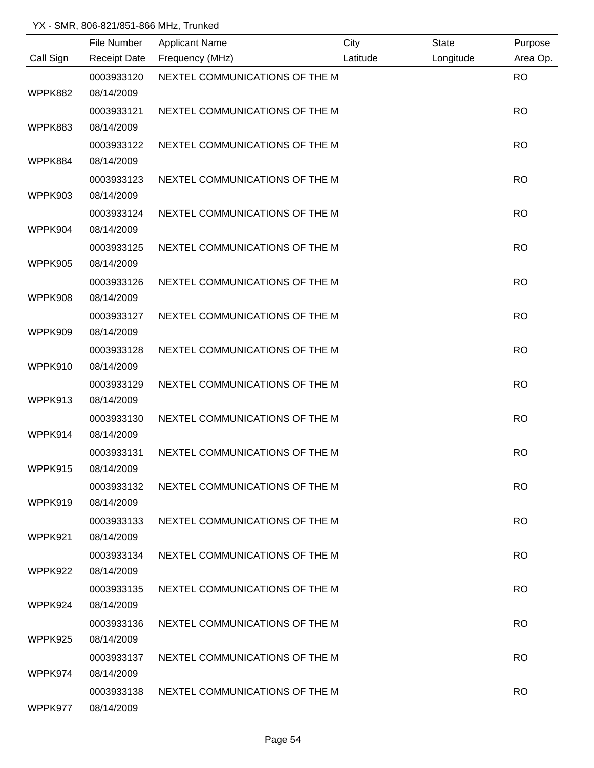YX - SMR, 806-821/851-866 MHz, Trunked

| Call Sign | File Number<br>Receipt Date | Applicant Name<br>Frequency (MHz) | City<br>Latitude | State<br>Longitude | Purpose<br>Area Op. |
|---|---|---|---|---|---|
| WPPK882 | 0003933120<br>08/14/2009 | NEXTEL COMMUNICATIONS OF THE M | | | RO |
| WPPK883 | 0003933121<br>08/14/2009 | NEXTEL COMMUNICATIONS OF THE M | | | RO |
| WPPK884 | 0003933122<br>08/14/2009 | NEXTEL COMMUNICATIONS OF THE M | | | RO |
| WPPK903 | 0003933123<br>08/14/2009 | NEXTEL COMMUNICATIONS OF THE M | | | RO |
| WPPK904 | 0003933124<br>08/14/2009 | NEXTEL COMMUNICATIONS OF THE M | | | RO |
| WPPK905 | 0003933125<br>08/14/2009 | NEXTEL COMMUNICATIONS OF THE M | | | RO |
| WPPK908 | 0003933126<br>08/14/2009 | NEXTEL COMMUNICATIONS OF THE M | | | RO |
| WPPK909 | 0003933127<br>08/14/2009 | NEXTEL COMMUNICATIONS OF THE M | | | RO |
| WPPK910 | 0003933128<br>08/14/2009 | NEXTEL COMMUNICATIONS OF THE M | | | RO |
| WPPK913 | 0003933129<br>08/14/2009 | NEXTEL COMMUNICATIONS OF THE M | | | RO |
| WPPK914 | 0003933130<br>08/14/2009 | NEXTEL COMMUNICATIONS OF THE M | | | RO |
| WPPK915 | 0003933131<br>08/14/2009 | NEXTEL COMMUNICATIONS OF THE M | | | RO |
| WPPK919 | 0003933132<br>08/14/2009 | NEXTEL COMMUNICATIONS OF THE M | | | RO |
| WPPK921 | 0003933133<br>08/14/2009 | NEXTEL COMMUNICATIONS OF THE M | | | RO |
| WPPK922 | 0003933134<br>08/14/2009 | NEXTEL COMMUNICATIONS OF THE M | | | RO |
| WPPK924 | 0003933135<br>08/14/2009 | NEXTEL COMMUNICATIONS OF THE M | | | RO |
| WPPK925 | 0003933136<br>08/14/2009 | NEXTEL COMMUNICATIONS OF THE M | | | RO |
| WPPK974 | 0003933137<br>08/14/2009 | NEXTEL COMMUNICATIONS OF THE M | | | RO |
| WPPK977 | 0003933138<br>08/14/2009 | NEXTEL COMMUNICATIONS OF THE M | | | RO |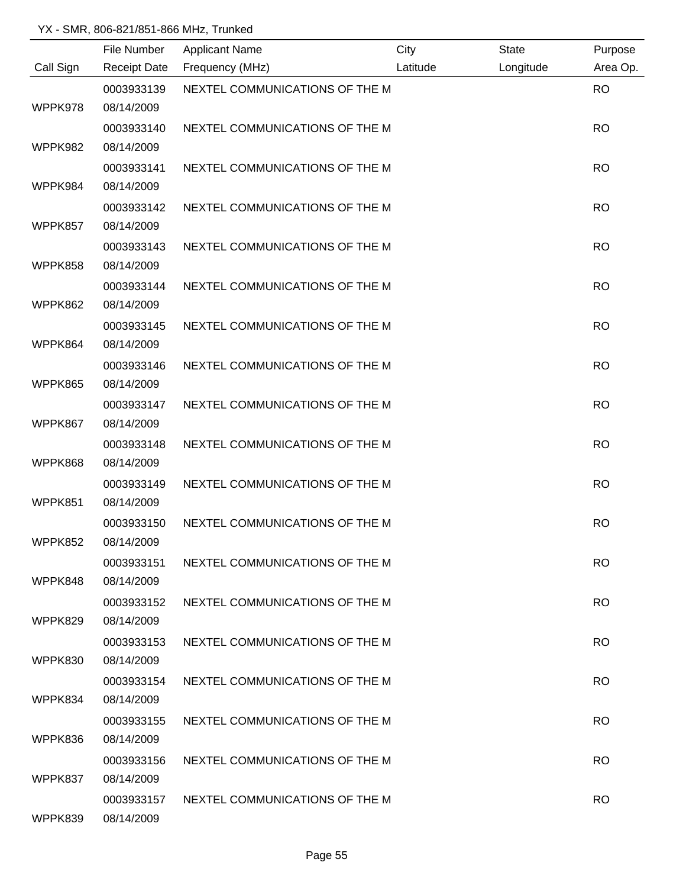YX - SMR, 806-821/851-866 MHz, Trunked

| Call Sign | File Number / Receipt Date | Applicant Name / Frequency (MHz) | City / Latitude | State / Longitude | Purpose / Area Op. |
|---|---|---|---|---|---|
| WPPK978 | 0003933139 08/14/2009 | NEXTEL COMMUNICATIONS OF THE M | | | RO |
| WPPK982 | 0003933140 08/14/2009 | NEXTEL COMMUNICATIONS OF THE M | | | RO |
| WPPK984 | 0003933141 08/14/2009 | NEXTEL COMMUNICATIONS OF THE M | | | RO |
| WPPK857 | 0003933142 08/14/2009 | NEXTEL COMMUNICATIONS OF THE M | | | RO |
| WPPK858 | 0003933143 08/14/2009 | NEXTEL COMMUNICATIONS OF THE M | | | RO |
| WPPK862 | 0003933144 08/14/2009 | NEXTEL COMMUNICATIONS OF THE M | | | RO |
| WPPK864 | 0003933145 08/14/2009 | NEXTEL COMMUNICATIONS OF THE M | | | RO |
| WPPK865 | 0003933146 08/14/2009 | NEXTEL COMMUNICATIONS OF THE M | | | RO |
| WPPK867 | 0003933147 08/14/2009 | NEXTEL COMMUNICATIONS OF THE M | | | RO |
| WPPK868 | 0003933148 08/14/2009 | NEXTEL COMMUNICATIONS OF THE M | | | RO |
| WPPK851 | 0003933149 08/14/2009 | NEXTEL COMMUNICATIONS OF THE M | | | RO |
| WPPK852 | 0003933150 08/14/2009 | NEXTEL COMMUNICATIONS OF THE M | | | RO |
| WPPK848 | 0003933151 08/14/2009 | NEXTEL COMMUNICATIONS OF THE M | | | RO |
| WPPK829 | 0003933152 08/14/2009 | NEXTEL COMMUNICATIONS OF THE M | | | RO |
| WPPK830 | 0003933153 08/14/2009 | NEXTEL COMMUNICATIONS OF THE M | | | RO |
| WPPK834 | 0003933154 08/14/2009 | NEXTEL COMMUNICATIONS OF THE M | | | RO |
| WPPK836 | 0003933155 08/14/2009 | NEXTEL COMMUNICATIONS OF THE M | | | RO |
| WPPK837 | 0003933156 08/14/2009 | NEXTEL COMMUNICATIONS OF THE M | | | RO |
| WPPK839 | 0003933157 08/14/2009 | NEXTEL COMMUNICATIONS OF THE M | | | RO |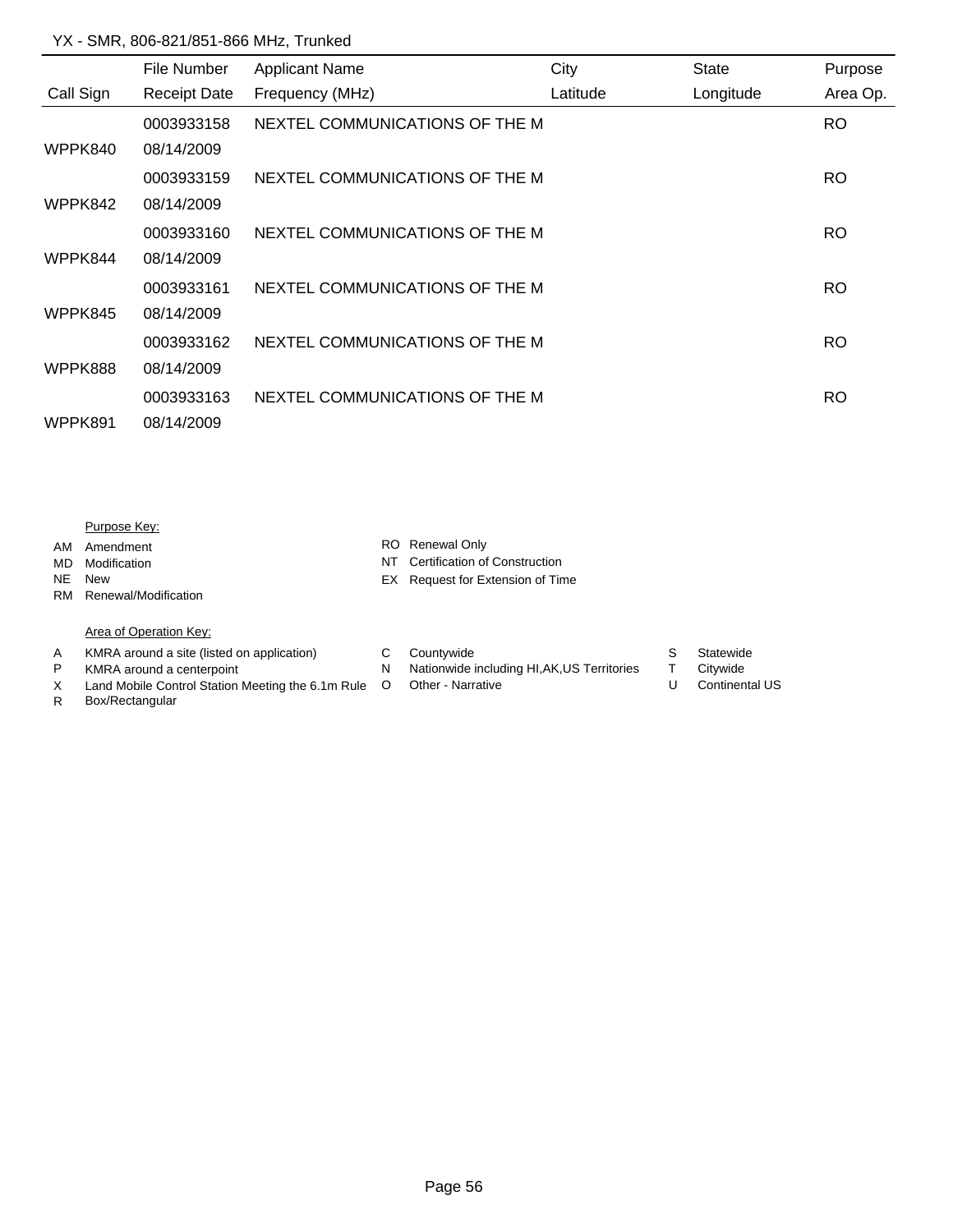YX - SMR, 806-821/851-866 MHz, Trunked

| Call Sign | File Number / Receipt Date | Applicant Name / Frequency (MHz) | City / Latitude | State / Longitude | Purpose / Area Op. |
|---|---|---|---|---|---|
| | 0003933158 | NEXTEL COMMUNICATIONS OF THE M | | | RO |
| WPPK840 | 08/14/2009 | | | | |
| | 0003933159 | NEXTEL COMMUNICATIONS OF THE M | | | RO |
| WPPK842 | 08/14/2009 | | | | |
| | 0003933160 | NEXTEL COMMUNICATIONS OF THE M | | | RO |
| WPPK844 | 08/14/2009 | | | | |
| | 0003933161 | NEXTEL COMMUNICATIONS OF THE M | | | RO |
| WPPK845 | 08/14/2009 | | | | |
| | 0003933162 | NEXTEL COMMUNICATIONS OF THE M | | | RO |
| WPPK888 | 08/14/2009 | | | | |
| | 0003933163 | NEXTEL COMMUNICATIONS OF THE M | | | RO |
| WPPK891 | 08/14/2009 | | | | |

Purpose Key:

- AM Amendment
- MD Modification
- NE New
- RM Renewal/Modification
- RO Renewal Only
- NT Certification of Construction
- EX Request for Extension of Time

Area of Operation Key:

- A KMRA around a site (listed on application)
- P KMRA around a centerpoint
- X Land Mobile Control Station Meeting the 6.1m Rule
- R Box/Rectangular
- C Countywide
- N Nationwide including HI,AK,US Territories
- O Other - Narrative
- S Statewide
- T Citywide
- U Continental US